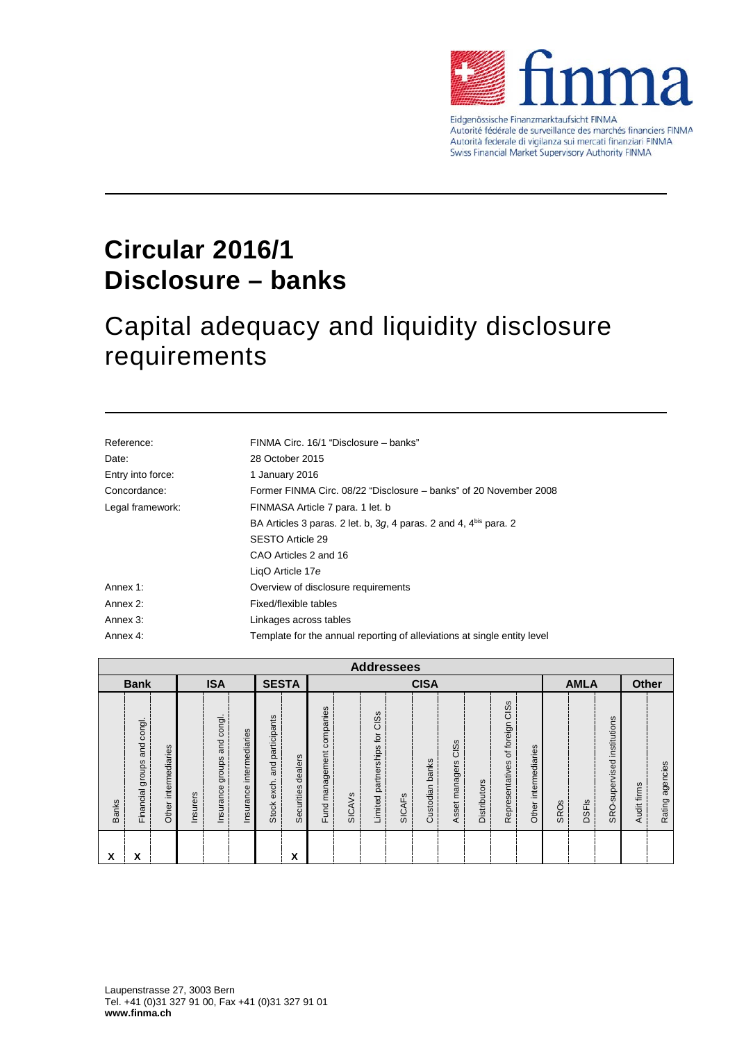Eidgenössische Finanzmarktaufsicht FINMA
Autorité fédérale de surveillance des marchés financiers FINMA
Autorità federale di vigilanza sui mercati finanziari FINMA
Swiss Financial Market Supervisory Authority FINMA

# Circular 2016/1 Disclosure – banks

## Capital adequacy and liquidity disclosure requirements

| | |
|---|---|
| Reference: | FINMA Circ. 16/1 "Disclosure – banks" |
| Date: | 28 October 2015 |
| Entry into force: | 1 January 2016 |
| Concordance: | Former FINMA Circ. 08/22 "Disclosure – banks" of 20 November 2008 |
| Legal framework: | FINMASA Article 7 para. 1 let. b |
| | BA Articles 3 paras. 2 let. b, 3*g*, 4 paras. 2 and 4, 4bis para. 2 |
| | SESTO Article 29 |
| | CAO Articles 2 and 16 |
| | LiqO Article 17*e* |
| Annex 1: | Overview of disclosure requirements |
| Annex 2: | Fixed/flexible tables |
| Annex 3: | Linkages across tables |
| Annex 4: | Template for the annual reporting of alleviations at single entity level |

| Addressees | | | | | | | | | | | | | | | | | | | | | | |
|---|---|---|---|---|---|---|---|---|---|---|---|---|---|---|---|---|---|---|---|---|---|---|
| Bank | | | ISA | | | SESTA | | CISA | | | | | | | | | AMLA | | | Other | |
| Banks | Financial groups and congl. | Other intermediaries | Insurers | Insurance groups and congl. | Insurance intermediaries | Stock exch. and participants | Securities dealers | Fund management companies | SICAVs | Limited partnerships for CISs | SICAFs | Custodian banks | Asset managers CISs | Distributors | Representatives of foreign CISs | Other intermediaries | SROs | DSFIs | SRO-supervised institutions | Audit firms | Rating agencies |
| X | X | | | | | | X | | | | | | | | | | | | | | |

Laupenstrasse 27, 3003 Bern
Tel. +41 (0)31 327 91 00, Fax +41 (0)31 327 91 01
**www.finma.ch**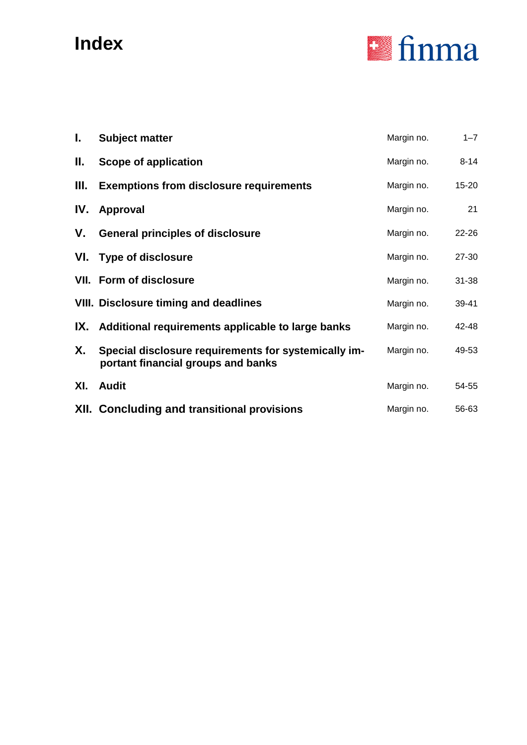# Index

| | | | |
|---|---|---|---|
| I. | **Subject matter** | Margin no. | 1–7 |
| II. | **Scope of application** | Margin no. | 8-14 |
| III. | **Exemptions from disclosure requirements** | Margin no. | 15-20 |
| IV. | **Approval** | Margin no. | 21 |
| V. | **General principles of disclosure** | Margin no. | 22-26 |
| VI. | **Type of disclosure** | Margin no. | 27-30 |
| VII. | **Form of disclosure** | Margin no. | 31-38 |
| VIII. | **Disclosure timing and deadlines** | Margin no. | 39-41 |
| IX. | **Additional requirements applicable to large banks** | Margin no. | 42-48 |
| X. | **Special disclosure requirements for systemically important financial groups and banks** | Margin no. | 49-53 |
| XI. | **Audit** | Margin no. | 54-55 |
| XII. | **Concluding and transitional provisions** | Margin no. | 56-63 |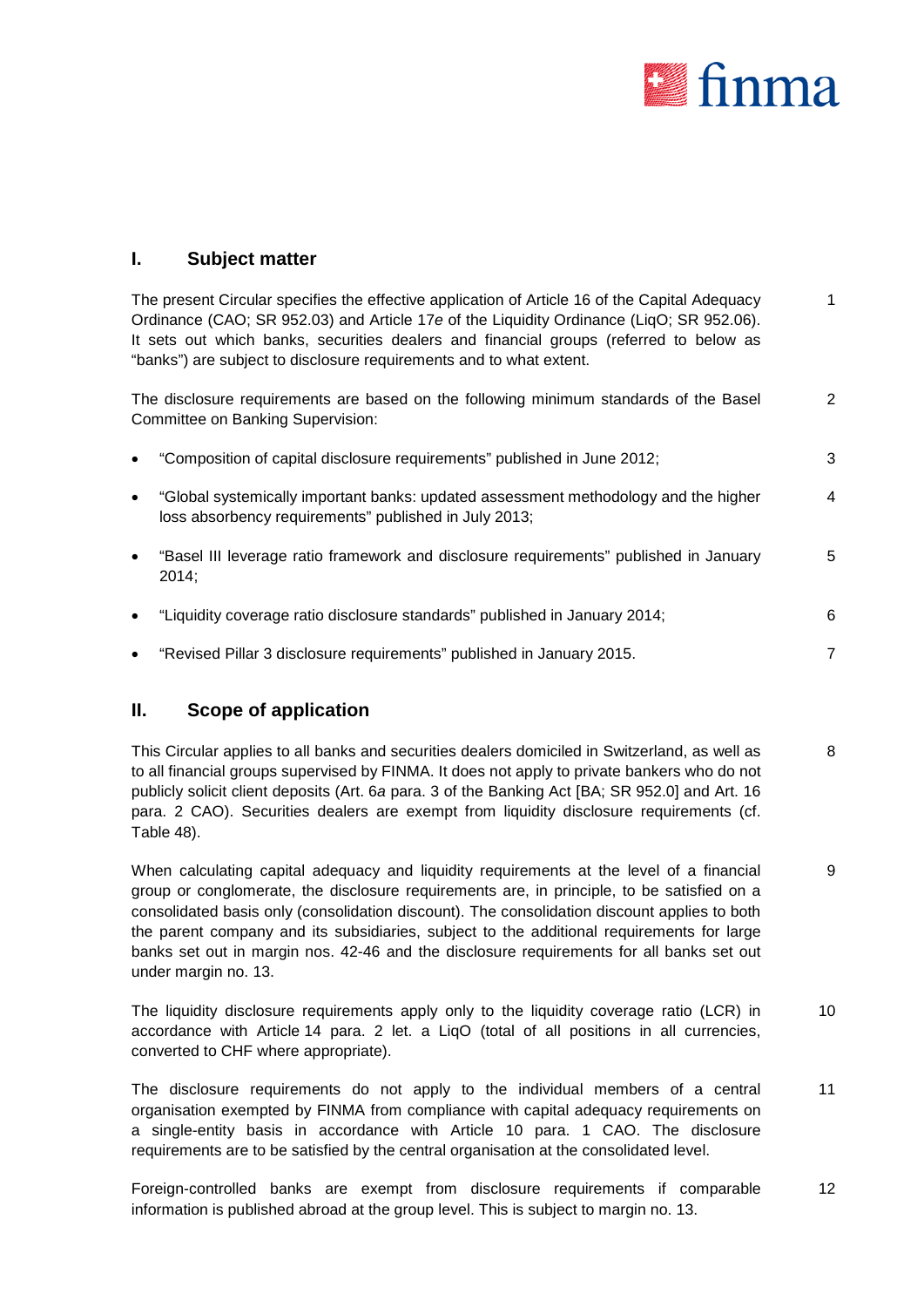## I. Subject matter

The present Circular specifies the effective application of Article 16 of the Capital Adequacy Ordinance (CAO; SR 952.03) and Article 17*e* of the Liquidity Ordinance (LiqO; SR 952.06). It sets out which banks, securities dealers and financial groups (referred to below as "banks") are subject to disclosure requirements and to what extent. 1

The disclosure requirements are based on the following minimum standards of the Basel Committee on Banking Supervision: 2

- "Composition of capital disclosure requirements" published in June 2012; 3
- "Global systemically important banks: updated assessment methodology and the higher loss absorbency requirements" published in July 2013; 4
- "Basel III leverage ratio framework and disclosure requirements" published in January 2014; 5
- "Liquidity coverage ratio disclosure standards" published in January 2014; 6
- "Revised Pillar 3 disclosure requirements" published in January 2015. 7

## II. Scope of application

This Circular applies to all banks and securities dealers domiciled in Switzerland, as well as to all financial groups supervised by FINMA. It does not apply to private bankers who do not publicly solicit client deposits (Art. 6*a* para. 3 of the Banking Act [BA; SR 952.0] and Art. 16 para. 2 CAO). Securities dealers are exempt from liquidity disclosure requirements (cf. Table 48). 8

When calculating capital adequacy and liquidity requirements at the level of a financial group or conglomerate, the disclosure requirements are, in principle, to be satisfied on a consolidated basis only (consolidation discount). The consolidation discount applies to both the parent company and its subsidiaries, subject to the additional requirements for large banks set out in margin nos. 42-46 and the disclosure requirements for all banks set out under margin no. 13. 9

The liquidity disclosure requirements apply only to the liquidity coverage ratio (LCR) in accordance with Article 14 para. 2 let. a LiqO (total of all positions in all currencies, converted to CHF where appropriate). 10

The disclosure requirements do not apply to the individual members of a central organisation exempted by FINMA from compliance with capital adequacy requirements on a single-entity basis in accordance with Article 10 para. 1 CAO. The disclosure requirements are to be satisfied by the central organisation at the consolidated level. 11

Foreign-controlled banks are exempt from disclosure requirements if comparable information is published abroad at the group level. This is subject to margin no. 13. 12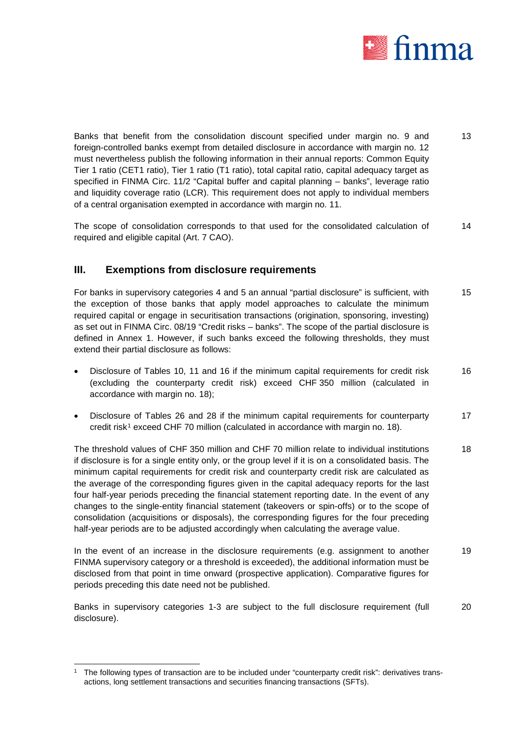Banks that benefit from the consolidation discount specified under margin no. 9 and foreign-controlled banks exempt from detailed disclosure in accordance with margin no. 12 must nevertheless publish the following information in their annual reports: Common Equity Tier 1 ratio (CET1 ratio), Tier 1 ratio (T1 ratio), total capital ratio, capital adequacy target as specified in FINMA Circ. 11/2 "Capital buffer and capital planning – banks", leverage ratio and liquidity coverage ratio (LCR). This requirement does not apply to individual members of a central organisation exempted in accordance with margin no. 11. 13

The scope of consolidation corresponds to that used for the consolidated calculation of required and eligible capital (Art. 7 CAO). 14

## III. Exemptions from disclosure requirements

For banks in supervisory categories 4 and 5 an annual "partial disclosure" is sufficient, with the exception of those banks that apply model approaches to calculate the minimum required capital or engage in securitisation transactions (origination, sponsoring, investing) as set out in FINMA Circ. 08/19 "Credit risks – banks". The scope of the partial disclosure is defined in Annex 1. However, if such banks exceed the following thresholds, they must extend their partial disclosure as follows: 15

- Disclosure of Tables 10, 11 and 16 if the minimum capital requirements for credit risk (excluding the counterparty credit risk) exceed CHF 350 million (calculated in accordance with margin no. 18); 16
- Disclosure of Tables 26 and 28 if the minimum capital requirements for counterparty credit risk[1] exceed CHF 70 million (calculated in accordance with margin no. 18). 17

The threshold values of CHF 350 million and CHF 70 million relate to individual institutions if disclosure is for a single entity only, or the group level if it is on a consolidated basis. The minimum capital requirements for credit risk and counterparty credit risk are calculated as the average of the corresponding figures given in the capital adequacy reports for the last four half-year periods preceding the financial statement reporting date. In the event of any changes to the single-entity financial statement (takeovers or spin-offs) or to the scope of consolidation (acquisitions or disposals), the corresponding figures for the four preceding half-year periods are to be adjusted accordingly when calculating the average value. 18

In the event of an increase in the disclosure requirements (e.g. assignment to another FINMA supervisory category or a threshold is exceeded), the additional information must be disclosed from that point in time onward (prospective application). Comparative figures for periods preceding this date need not be published. 19

Banks in supervisory categories 1-3 are subject to the full disclosure requirement (full disclosure). 20

---

[1] The following types of transaction are to be included under "counterparty credit risk": derivatives transactions, long settlement transactions and securities financing transactions (SFTs).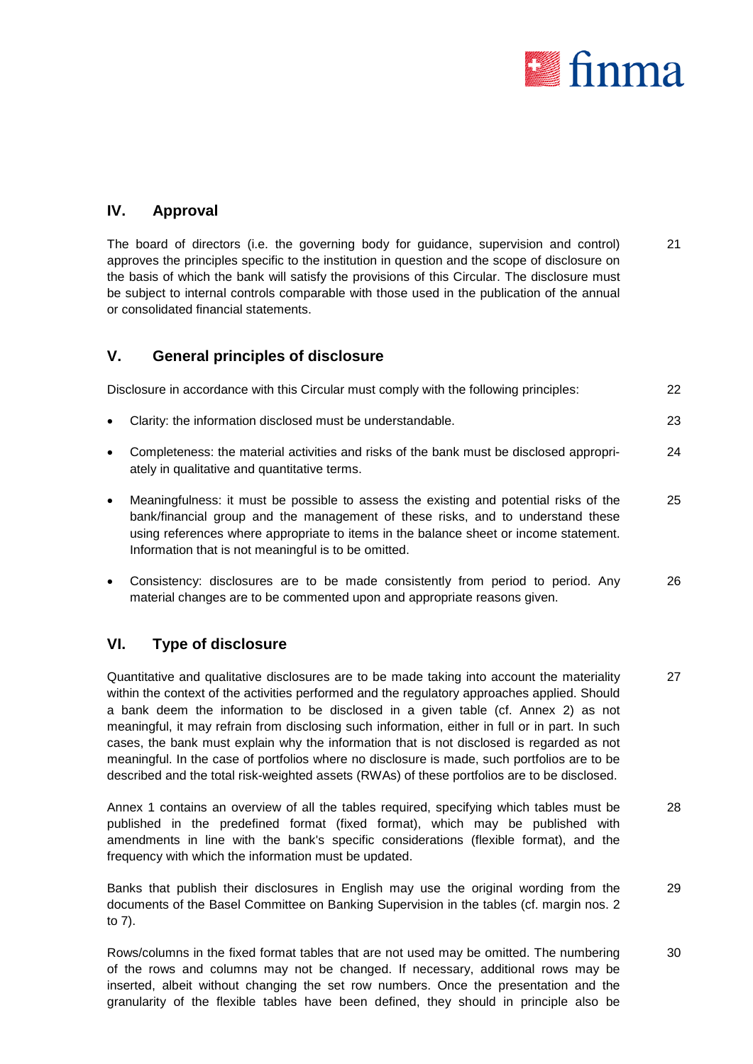## IV. Approval

The board of directors (i.e. the governing body for guidance, supervision and control) approves the principles specific to the institution in question and the scope of disclosure on the basis of which the bank will satisfy the provisions of this Circular. The disclosure must be subject to internal controls comparable with those used in the publication of the annual or consolidated financial statements. 21

## V. General principles of disclosure

Disclosure in accordance with this Circular must comply with the following principles: 22

- Clarity: the information disclosed must be understandable. 23
- Completeness: the material activities and risks of the bank must be disclosed appropriately in qualitative and quantitative terms. 24
- Meaningfulness: it must be possible to assess the existing and potential risks of the bank/financial group and the management of these risks, and to understand these using references where appropriate to items in the balance sheet or income statement. Information that is not meaningful is to be omitted. 25
- Consistency: disclosures are to be made consistently from period to period. Any material changes are to be commented upon and appropriate reasons given. 26

## VI. Type of disclosure

Quantitative and qualitative disclosures are to be made taking into account the materiality within the context of the activities performed and the regulatory approaches applied. Should a bank deem the information to be disclosed in a given table (cf. Annex 2) as not meaningful, it may refrain from disclosing such information, either in full or in part. In such cases, the bank must explain why the information that is not disclosed is regarded as not meaningful. In the case of portfolios where no disclosure is made, such portfolios are to be described and the total risk-weighted assets (RWAs) of these portfolios are to be disclosed. 27

Annex 1 contains an overview of all the tables required, specifying which tables must be published in the predefined format (fixed format), which may be published with amendments in line with the bank's specific considerations (flexible format), and the frequency with which the information must be updated. 28

Banks that publish their disclosures in English may use the original wording from the documents of the Basel Committee on Banking Supervision in the tables (cf. margin nos. 2 to 7). 29

Rows/columns in the fixed format tables that are not used may be omitted. The numbering of the rows and columns may not be changed. If necessary, additional rows may be inserted, albeit without changing the set row numbers. Once the presentation and the granularity of the flexible tables have been defined, they should in principle also be 30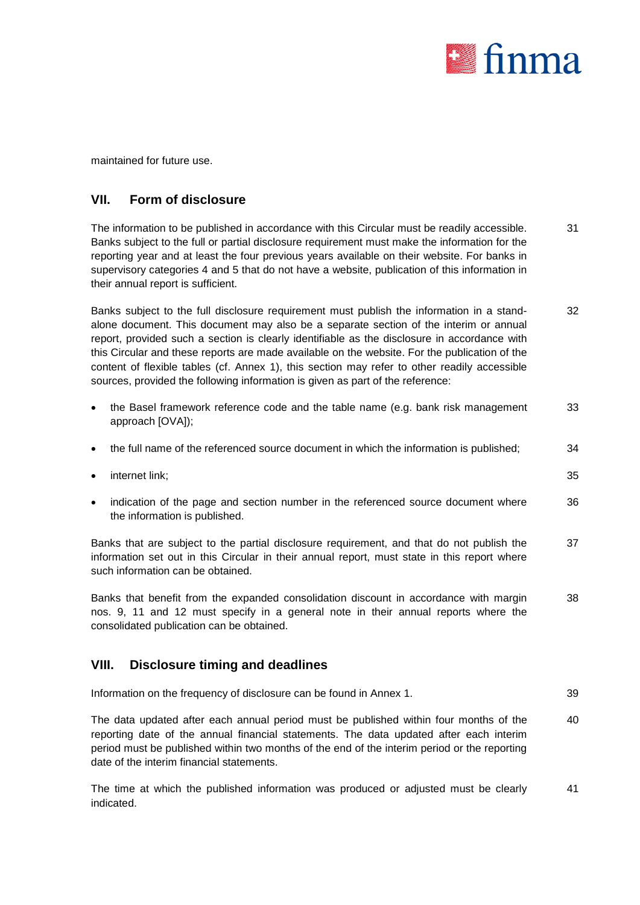maintained for future use.

## VII. Form of disclosure

The information to be published in accordance with this Circular must be readily accessible. Banks subject to the full or partial disclosure requirement must make the information for the reporting year and at least the four previous years available on their website. For banks in supervisory categories 4 and 5 that do not have a website, publication of this information in their annual report is sufficient. 31

Banks subject to the full disclosure requirement must publish the information in a stand-alone document. This document may also be a separate section of the interim or annual report, provided such a section is clearly identifiable as the disclosure in accordance with this Circular and these reports are made available on the website. For the publication of the content of flexible tables (cf. Annex 1), this section may refer to other readily accessible sources, provided the following information is given as part of the reference: 32

- the Basel framework reference code and the table name (e.g. bank risk management approach [OVA]); 33
- the full name of the referenced source document in which the information is published; 34
- internet link; 35
- indication of the page and section number in the referenced source document where the information is published. 36

Banks that are subject to the partial disclosure requirement, and that do not publish the information set out in this Circular in their annual report, must state in this report where such information can be obtained. 37

Banks that benefit from the expanded consolidation discount in accordance with margin nos. 9, 11 and 12 must specify in a general note in their annual reports where the consolidated publication can be obtained. 38

## VIII. Disclosure timing and deadlines

Information on the frequency of disclosure can be found in Annex 1. 39

The data updated after each annual period must be published within four months of the reporting date of the annual financial statements. The data updated after each interim period must be published within two months of the end of the interim period or the reporting date of the interim financial statements. 40

The time at which the published information was produced or adjusted must be clearly indicated. 41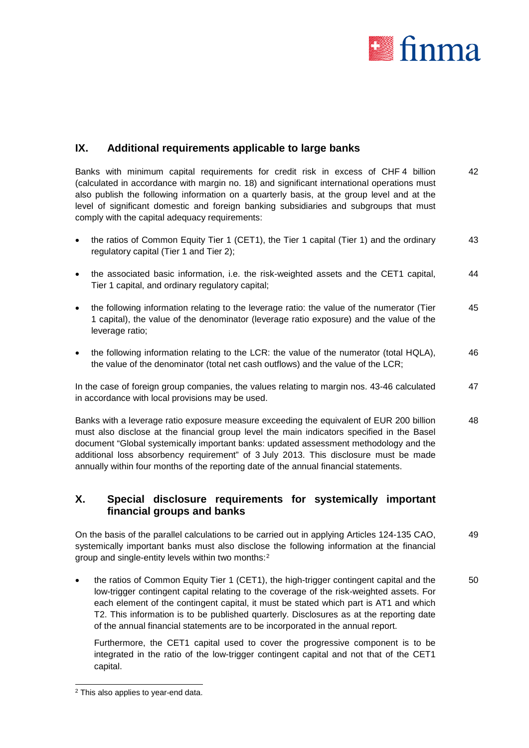## IX. Additional requirements applicable to large banks

Banks with minimum capital requirements for credit risk in excess of CHF 4 billion (calculated in accordance with margin no. 18) and significant international operations must also publish the following information on a quarterly basis, at the group level and at the level of significant domestic and foreign banking subsidiaries and subgroups that must comply with the capital adequacy requirements: 42

- the ratios of Common Equity Tier 1 (CET1), the Tier 1 capital (Tier 1) and the ordinary regulatory capital (Tier 1 and Tier 2); 43
- the associated basic information, i.e. the risk-weighted assets and the CET1 capital, Tier 1 capital, and ordinary regulatory capital; 44
- the following information relating to the leverage ratio: the value of the numerator (Tier 1 capital), the value of the denominator (leverage ratio exposure) and the value of the leverage ratio; 45
- the following information relating to the LCR: the value of the numerator (total HQLA), the value of the denominator (total net cash outflows) and the value of the LCR; 46

In the case of foreign group companies, the values relating to margin nos. 43-46 calculated in accordance with local provisions may be used. 47

Banks with a leverage ratio exposure measure exceeding the equivalent of EUR 200 billion must also disclose at the financial group level the main indicators specified in the Basel document "Global systemically important banks: updated assessment methodology and the additional loss absorbency requirement" of 3 July 2013. This disclosure must be made annually within four months of the reporting date of the annual financial statements. 48

## X. Special disclosure requirements for systemically important financial groups and banks

On the basis of the parallel calculations to be carried out in applying Articles 124-135 CAO, systemically important banks must also disclose the following information at the financial group and single-entity levels within two months:[2] 49

- the ratios of Common Equity Tier 1 (CET1), the high-trigger contingent capital and the low-trigger contingent capital relating to the coverage of the risk-weighted assets. For each element of the contingent capital, it must be stated which part is AT1 and which T2. This information is to be published quarterly. Disclosures as at the reporting date of the annual financial statements are to be incorporated in the annual report. 50

  Furthermore, the CET1 capital used to cover the progressive component is to be integrated in the ratio of the low-trigger contingent capital and not that of the CET1 capital.

[2] This also applies to year-end data.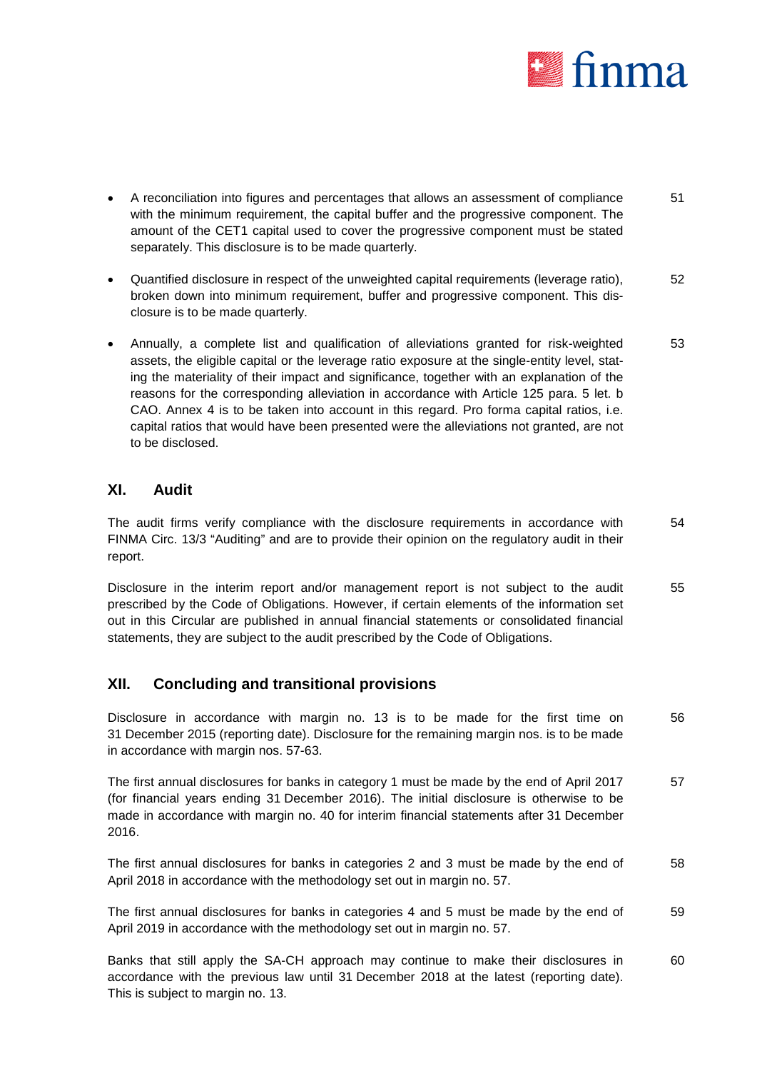- A reconciliation into figures and percentages that allows an assessment of compliance with the minimum requirement, the capital buffer and the progressive component. The amount of the CET1 capital used to cover the progressive component must be stated separately. This disclosure is to be made quarterly. 51

- Quantified disclosure in respect of the unweighted capital requirements (leverage ratio), broken down into minimum requirement, buffer and progressive component. This disclosure is to be made quarterly. 52

- Annually, a complete list and qualification of alleviations granted for risk-weighted assets, the eligible capital or the leverage ratio exposure at the single-entity level, stating the materiality of their impact and significance, together with an explanation of the reasons for the corresponding alleviation in accordance with Article 125 para. 5 let. b CAO. Annex 4 is to be taken into account in this regard. Pro forma capital ratios, i.e. capital ratios that would have been presented were the alleviations not granted, are not to be disclosed. 53

## XI. Audit

The audit firms verify compliance with the disclosure requirements in accordance with FINMA Circ. 13/3 "Auditing" and are to provide their opinion on the regulatory audit in their report. 54

Disclosure in the interim report and/or management report is not subject to the audit prescribed by the Code of Obligations. However, if certain elements of the information set out in this Circular are published in annual financial statements or consolidated financial statements, they are subject to the audit prescribed by the Code of Obligations. 55

## XII. Concluding and transitional provisions

Disclosure in accordance with margin no. 13 is to be made for the first time on 31 December 2015 (reporting date). Disclosure for the remaining margin nos. is to be made in accordance with margin nos. 57-63. 56

The first annual disclosures for banks in category 1 must be made by the end of April 2017 (for financial years ending 31 December 2016). The initial disclosure is otherwise to be made in accordance with margin no. 40 for interim financial statements after 31 December 2016. 57

The first annual disclosures for banks in categories 2 and 3 must be made by the end of April 2018 in accordance with the methodology set out in margin no. 57. 58

The first annual disclosures for banks in categories 4 and 5 must be made by the end of April 2019 in accordance with the methodology set out in margin no. 57. 59

Banks that still apply the SA-CH approach may continue to make their disclosures in accordance with the previous law until 31 December 2018 at the latest (reporting date). This is subject to margin no. 13. 60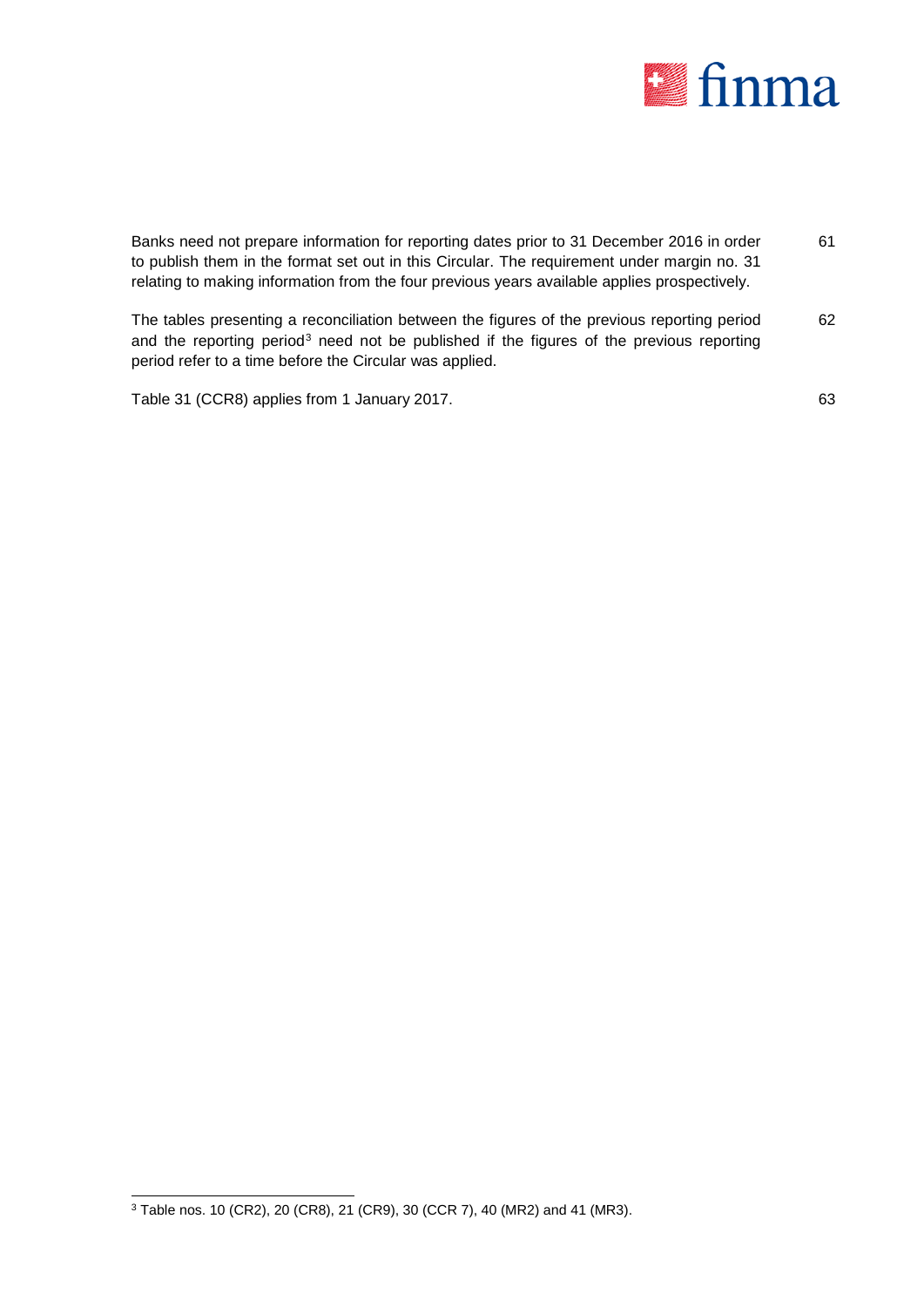Banks need not prepare information for reporting dates prior to 31 December 2016 in order to publish them in the format set out in this Circular. The requirement under margin no. 31 relating to making information from the four previous years available applies prospectively. 61

The tables presenting a reconciliation between the figures of the previous reporting period and the reporting period[3] need not be published if the figures of the previous reporting period refer to a time before the Circular was applied. 62

Table 31 (CCR8) applies from 1 January 2017. 63

---

[3] Table nos. 10 (CR2), 20 (CR8), 21 (CR9), 30 (CCR 7), 40 (MR2) and 41 (MR3).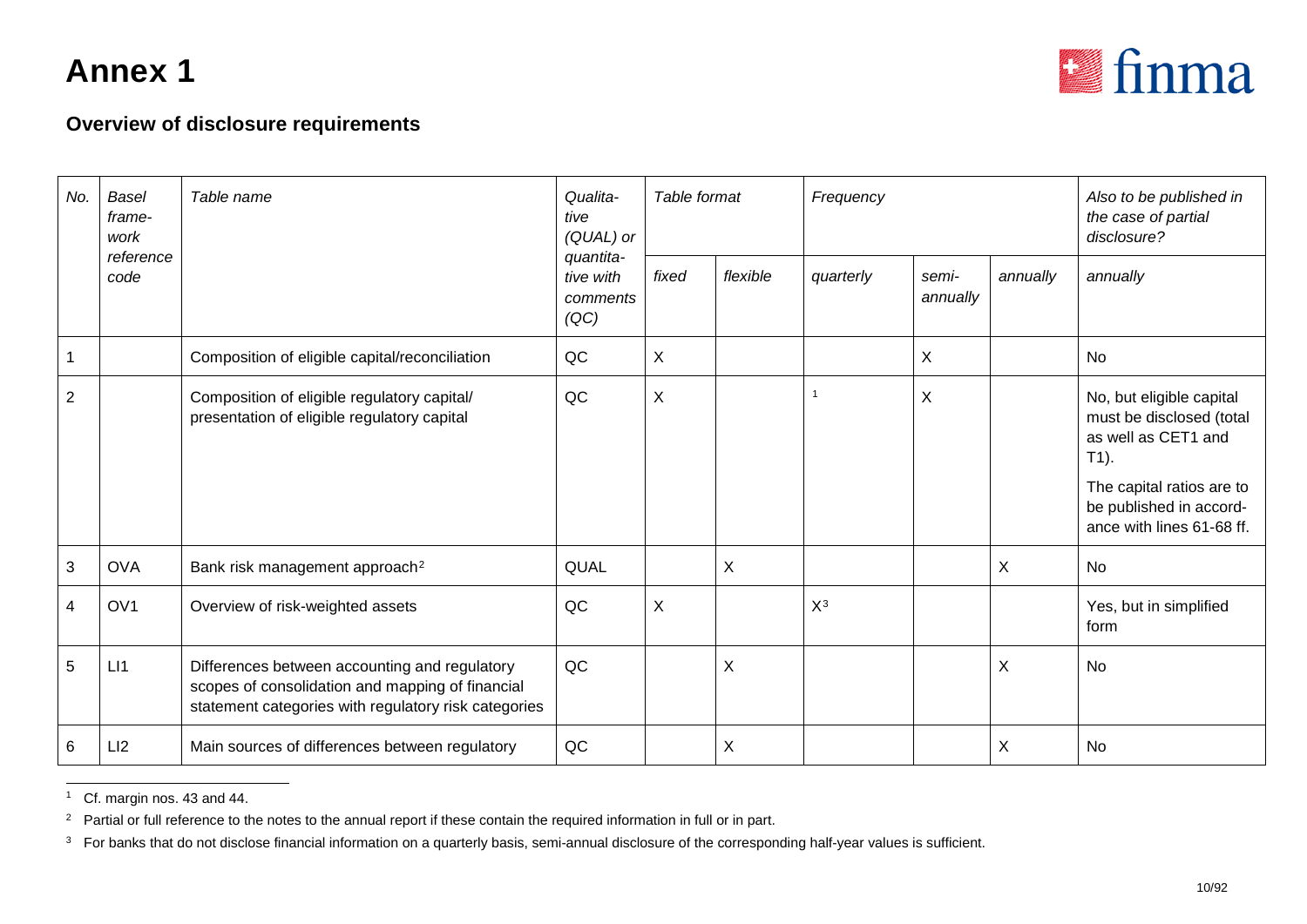# Annex 1

## Overview of disclosure requirements

| *No.* | *Basel framework reference code* | *Table name* | *Qualitative (QUAL) or quantitative with comments (QC)* | *Table format* | | *Frequency* | | | *Also to be published in the case of partial disclosure?* |
|---|---|---|---|---|---|---|---|---|---|
| | | | | *fixed* | *flexible* | *quarterly* | *semi-annually* | *annually* | *annually* |
| 1 | | Composition of eligible capital/reconciliation | QC | X | | | X | | No |
| 2 | | Composition of eligible regulatory capital/ presentation of eligible regulatory capital | QC | X | | [1] | X | | No, but eligible capital must be disclosed (total as well as CET1 and T1). The capital ratios are to be published in accordance with lines 61-68 ff. |
| 3 | OVA | Bank risk management approach[2] | QUAL | | X | | | X | No |
| 4 | OV1 | Overview of risk-weighted assets | QC | X | | X[3] | | | Yes, but in simplified form |
| 5 | LI1 | Differences between accounting and regulatory scopes of consolidation and mapping of financial statement categories with regulatory risk categories | QC | | X | | | X | No |
| 6 | LI2 | Main sources of differences between regulatory | QC | | X | | | X | No |

[1] Cf. margin nos. 43 and 44.

[2] Partial or full reference to the notes to the annual report if these contain the required information in full or in part.

[3] For banks that do not disclose financial information on a quarterly basis, semi-annual disclosure of the corresponding half-year values is sufficient.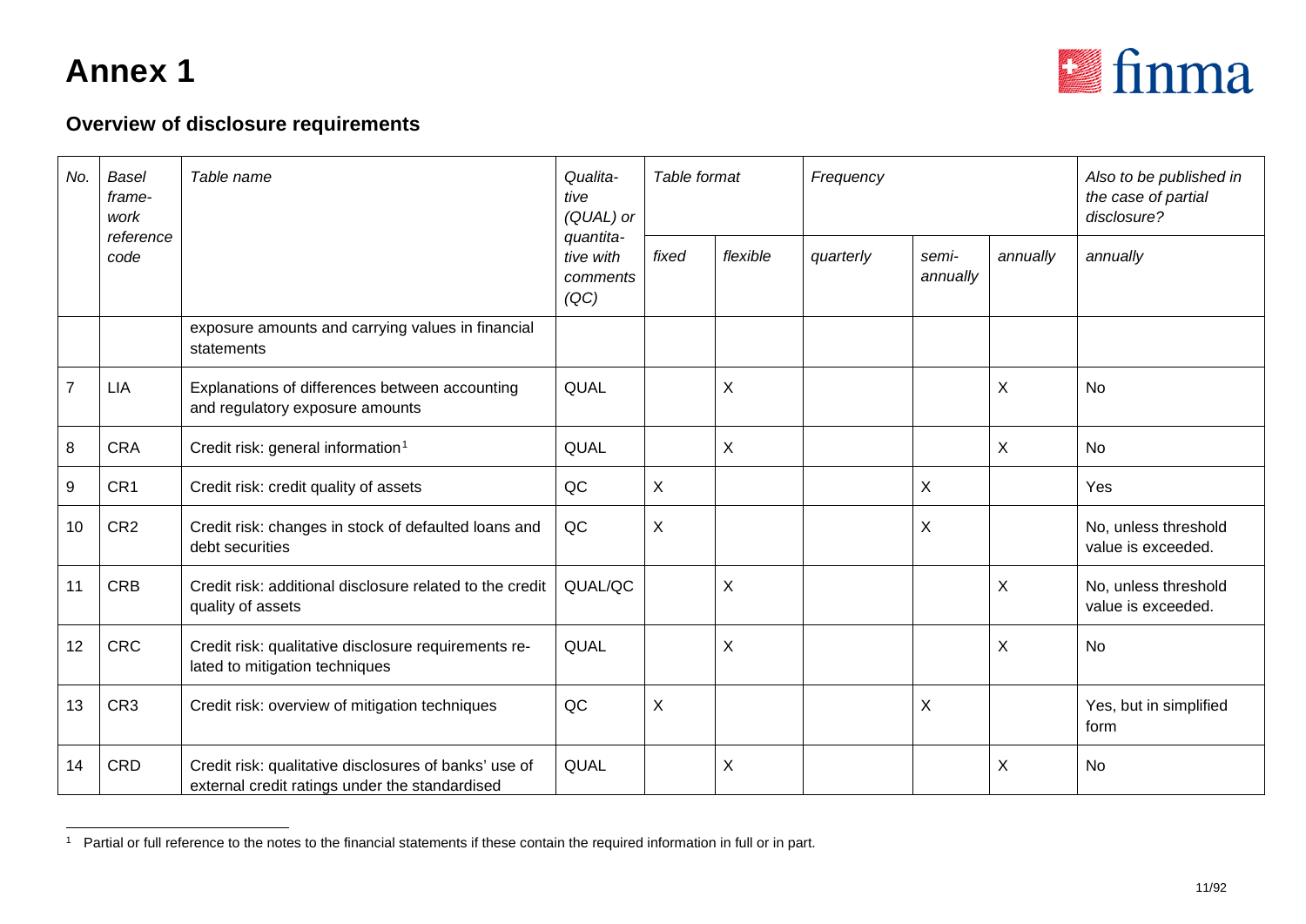# Annex 1

## Overview of disclosure requirements

| No. | Basel framework reference code | Table name | Qualitative (QUAL) or quantitative with comments (QC) | Table format | | Frequency | | | Also to be published in the case of partial disclosure? |
|---|---|---|---|---|---|---|---|---|---|
| | | | | fixed | flexible | quarterly | semi-annually | annually | annually |
| | | exposure amounts and carrying values in financial statements | | | | | | | |
| 7 | LIA | Explanations of differences between accounting and regulatory exposure amounts | QUAL | | X | | | X | No |
| 8 | CRA | Credit risk: general information[1] | QUAL | | X | | | X | No |
| 9 | CR1 | Credit risk: credit quality of assets | QC | X | | | X | | Yes |
| 10 | CR2 | Credit risk: changes in stock of defaulted loans and debt securities | QC | X | | | X | | No, unless threshold value is exceeded. |
| 11 | CRB | Credit risk: additional disclosure related to the credit quality of assets | QUAL/QC | | X | | | X | No, unless threshold value is exceeded. |
| 12 | CRC | Credit risk: qualitative disclosure requirements related to mitigation techniques | QUAL | | X | | | X | No |
| 13 | CR3 | Credit risk: overview of mitigation techniques | QC | X | | | X | | Yes, but in simplified form |
| 14 | CRD | Credit risk: qualitative disclosures of banks' use of external credit ratings under the standardised | QUAL | | X | | | X | No |

[1] Partial or full reference to the notes to the financial statements if these contain the required information in full or in part.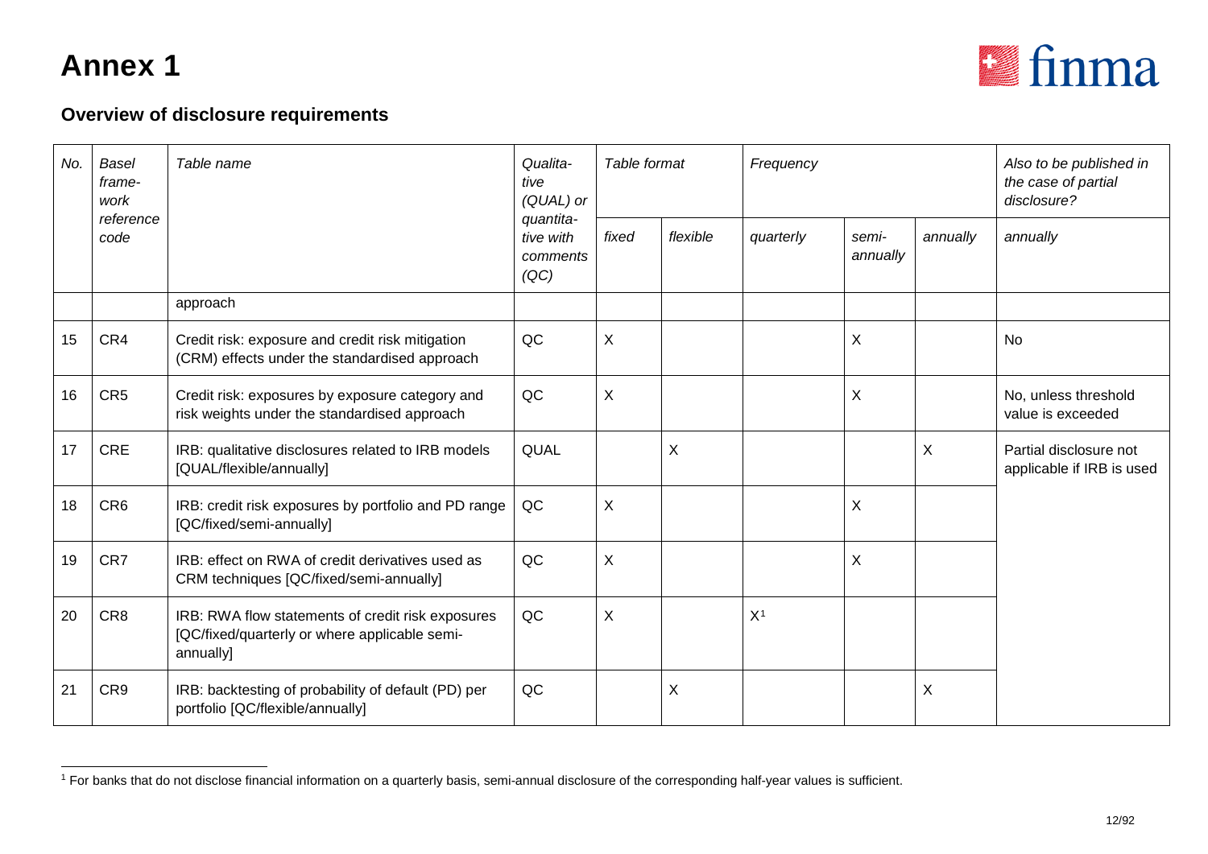# Annex 1

## Overview of disclosure requirements

| *No.* | *Basel framework reference code* | *Table name* | *Qualitative (QUAL) or quantitative with comments (QC)* | *Table format* | | *Frequency* | | | *Also to be published in the case of partial disclosure?* |
|---|---|---|---|---|---|---|---|---|---|
| | | | | *fixed* | *flexible* | *quarterly* | *semi-annually* | *annually* | *annually* |
| | | approach | | | | | | | |
| 15 | CR4 | Credit risk: exposure and credit risk mitigation (CRM) effects under the standardised approach | QC | X | | | X | | No |
| 16 | CR5 | Credit risk: exposures by exposure category and risk weights under the standardised approach | QC | X | | | X | | No, unless threshold value is exceeded |
| 17 | CRE | IRB: qualitative disclosures related to IRB models [QUAL/flexible/annually] | QUAL | | X | | | X | Partial disclosure not applicable if IRB is used |
| 18 | CR6 | IRB: credit risk exposures by portfolio and PD range [QC/fixed/semi-annually] | QC | X | | | X | | |
| 19 | CR7 | IRB: effect on RWA of credit derivatives used as CRM techniques [QC/fixed/semi-annually] | QC | X | | | X | | |
| 20 | CR8 | IRB: RWA flow statements of credit risk exposures [QC/fixed/quarterly or where applicable semi-annually] | QC | X | | X[1] | | | |
| 21 | CR9 | IRB: backtesting of probability of default (PD) per portfolio [QC/flexible/annually] | QC | | X | | | X | |

[1] For banks that do not disclose financial information on a quarterly basis, semi-annual disclosure of the corresponding half-year values is sufficient.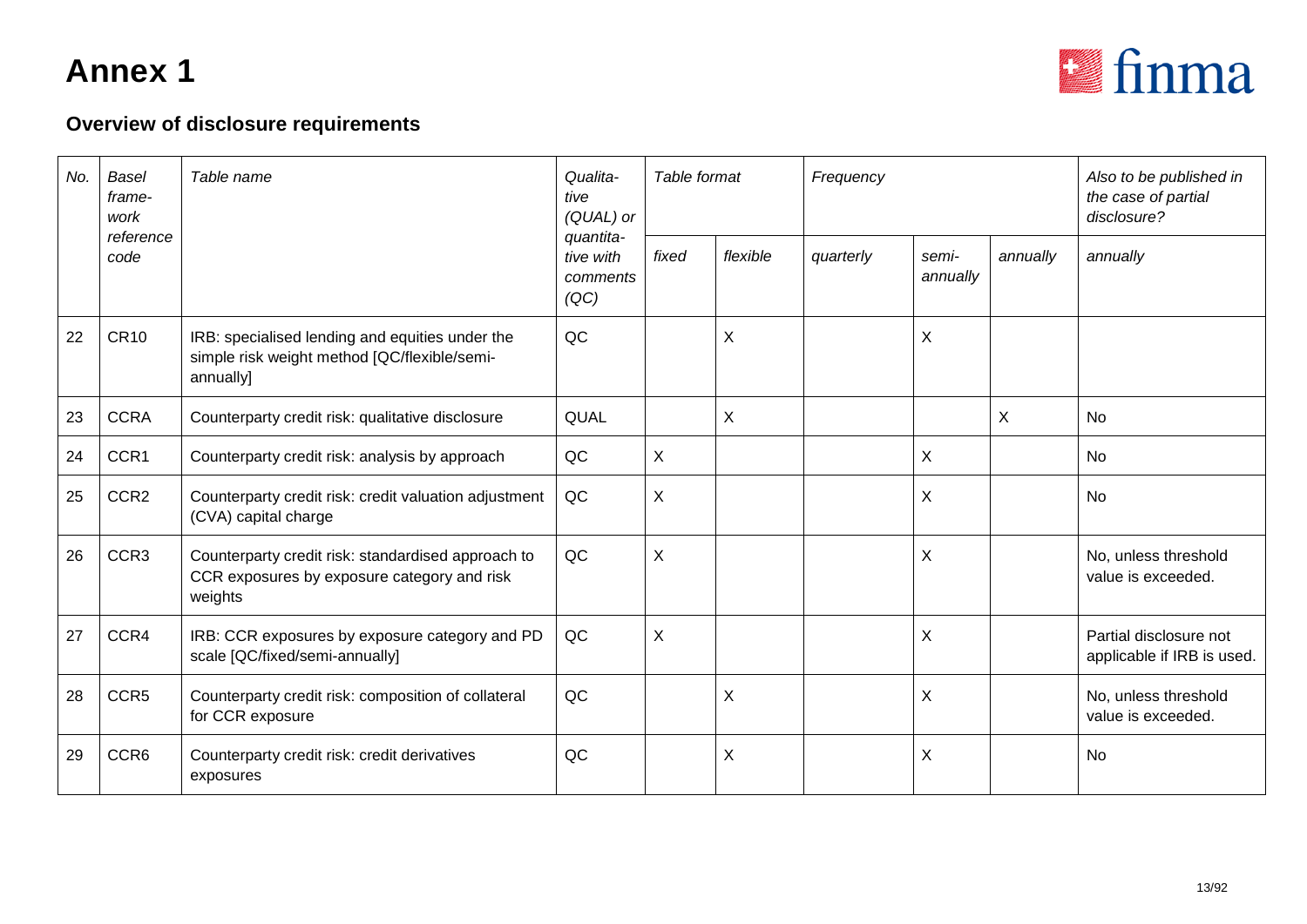# Annex 1

## Overview of disclosure requirements

| *No.* | *Basel framework reference code* | *Table name* | *Qualitative (QUAL) or quantitative with comments (QC)* | *Table format* | | *Frequency* | | | *Also to be published in the case of partial disclosure?* |
|---|---|---|---|---|---|---|---|---|---|
| | | | | *fixed* | *flexible* | *quarterly* | *semi-annually* | *annually* | *annually* |
| 22 | CR10 | IRB: specialised lending and equities under the simple risk weight method [QC/flexible/semi-annually] | QC | | X | | X | | |
| 23 | CCRA | Counterparty credit risk: qualitative disclosure | QUAL | | X | | | X | No |
| 24 | CCR1 | Counterparty credit risk: analysis by approach | QC | X | | | X | | No |
| 25 | CCR2 | Counterparty credit risk: credit valuation adjustment (CVA) capital charge | QC | X | | | X | | No |
| 26 | CCR3 | Counterparty credit risk: standardised approach to CCR exposures by exposure category and risk weights | QC | X | | | X | | No, unless threshold value is exceeded. |
| 27 | CCR4 | IRB: CCR exposures by exposure category and PD scale [QC/fixed/semi-annually] | QC | X | | | X | | Partial disclosure not applicable if IRB is used. |
| 28 | CCR5 | Counterparty credit risk: composition of collateral for CCR exposure | QC | | X | | X | | No, unless threshold value is exceeded. |
| 29 | CCR6 | Counterparty credit risk: credit derivatives exposures | QC | | X | | X | | No |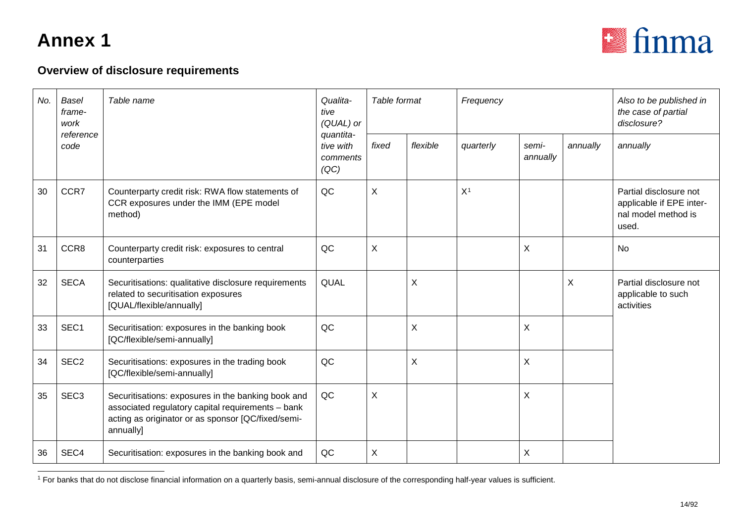# Annex 1

## Overview of disclosure requirements

| *No.* | *Basel framework reference code* | *Table name* | *Qualitative (QUAL) or quantitative with comments (QC)* | *Table format* | | *Frequency* | | | *Also to be published in the case of partial disclosure?* |
|---|---|---|---|---|---|---|---|---|---|
| | | | | *fixed* | *flexible* | *quarterly* | *semi-annually* | *annually* | *annually* |
| 30 | CCR7 | Counterparty credit risk: RWA flow statements of CCR exposures under the IMM (EPE model method) | QC | X | | X[1] | | | Partial disclosure not applicable if EPE internal model method is used. |
| 31 | CCR8 | Counterparty credit risk: exposures to central counterparties | QC | X | | | X | | No |
| 32 | SECA | Securitisations: qualitative disclosure requirements related to securitisation exposures [QUAL/flexible/annually] | QUAL | | X | | | X | Partial disclosure not applicable to such activities |
| 33 | SEC1 | Securitisation: exposures in the banking book [QC/flexible/semi-annually] | QC | | X | | X | | |
| 34 | SEC2 | Securitisations: exposures in the trading book [QC/flexible/semi-annually] | QC | | X | | X | | |
| 35 | SEC3 | Securitisations: exposures in the banking book and associated regulatory capital requirements – bank acting as originator or as sponsor [QC/fixed/semi-annually] | QC | X | | | X | | |
| 36 | SEC4 | Securitisation: exposures in the banking book and | QC | X | | | X | | |

[1] For banks that do not disclose financial information on a quarterly basis, semi-annual disclosure of the corresponding half-year values is sufficient.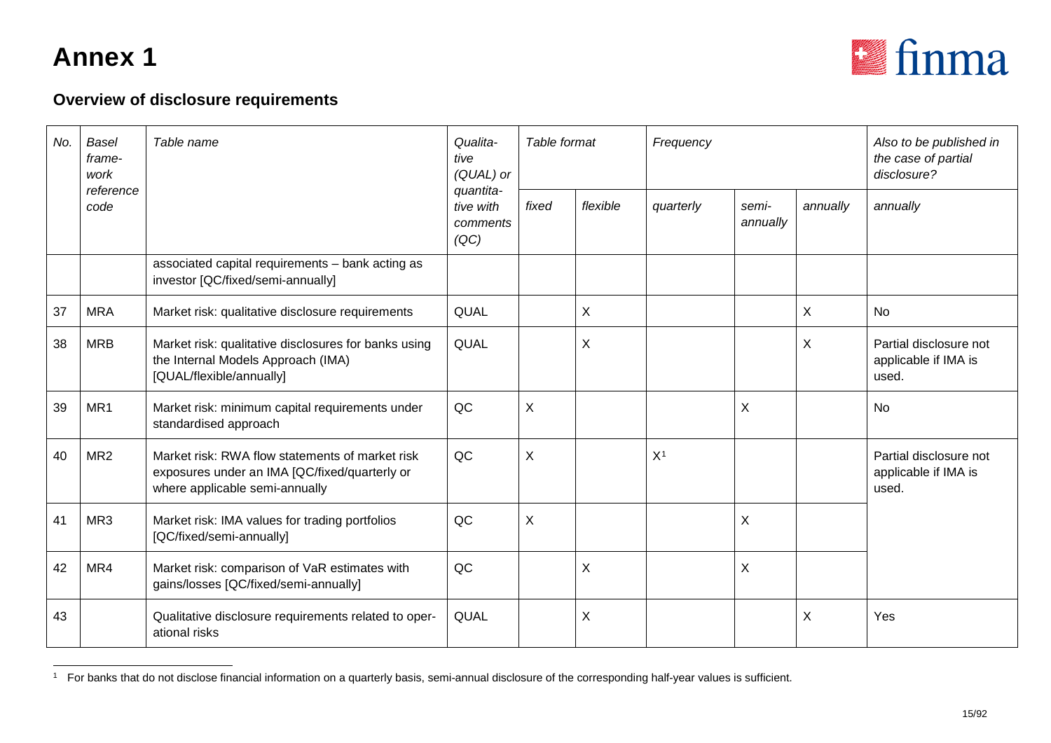# Annex 1

## Overview of disclosure requirements

| No. | Basel frame-work reference code | Table name | Qualita-tive (QUAL) or quantita-tive with comments (QC) | Table format | | Frequency | | | Also to be published in the case of partial disclosure? |
|---|---|---|---|---|---|---|---|---|---|
| | | | | fixed | flexible | quarterly | semi-annually | annually | annually |
| | | associated capital requirements – bank acting as investor [QC/fixed/semi-annually] | | | | | | | |
| 37 | MRA | Market risk: qualitative disclosure requirements | QUAL | | X | | | X | No |
| 38 | MRB | Market risk: qualitative disclosures for banks using the Internal Models Approach (IMA) [QUAL/flexible/annually] | QUAL | | X | | | X | Partial disclosure not applicable if IMA is used. |
| 39 | MR1 | Market risk: minimum capital requirements under standardised approach | QC | X | | | X | | No |
| 40 | MR2 | Market risk: RWA flow statements of market risk exposures under an IMA [QC/fixed/quarterly or where applicable semi-annually | QC | X | | X[1] | | | Partial disclosure not applicable if IMA is used. |
| 41 | MR3 | Market risk: IMA values for trading portfolios [QC/fixed/semi-annually] | QC | X | | | X | | |
| 42 | MR4 | Market risk: comparison of VaR estimates with gains/losses [QC/fixed/semi-annually] | QC | | X | | X | | |
| 43 | | Qualitative disclosure requirements related to oper-ational risks | QUAL | | X | | | X | Yes |

[1] For banks that do not disclose financial information on a quarterly basis, semi-annual disclosure of the corresponding half-year values is sufficient.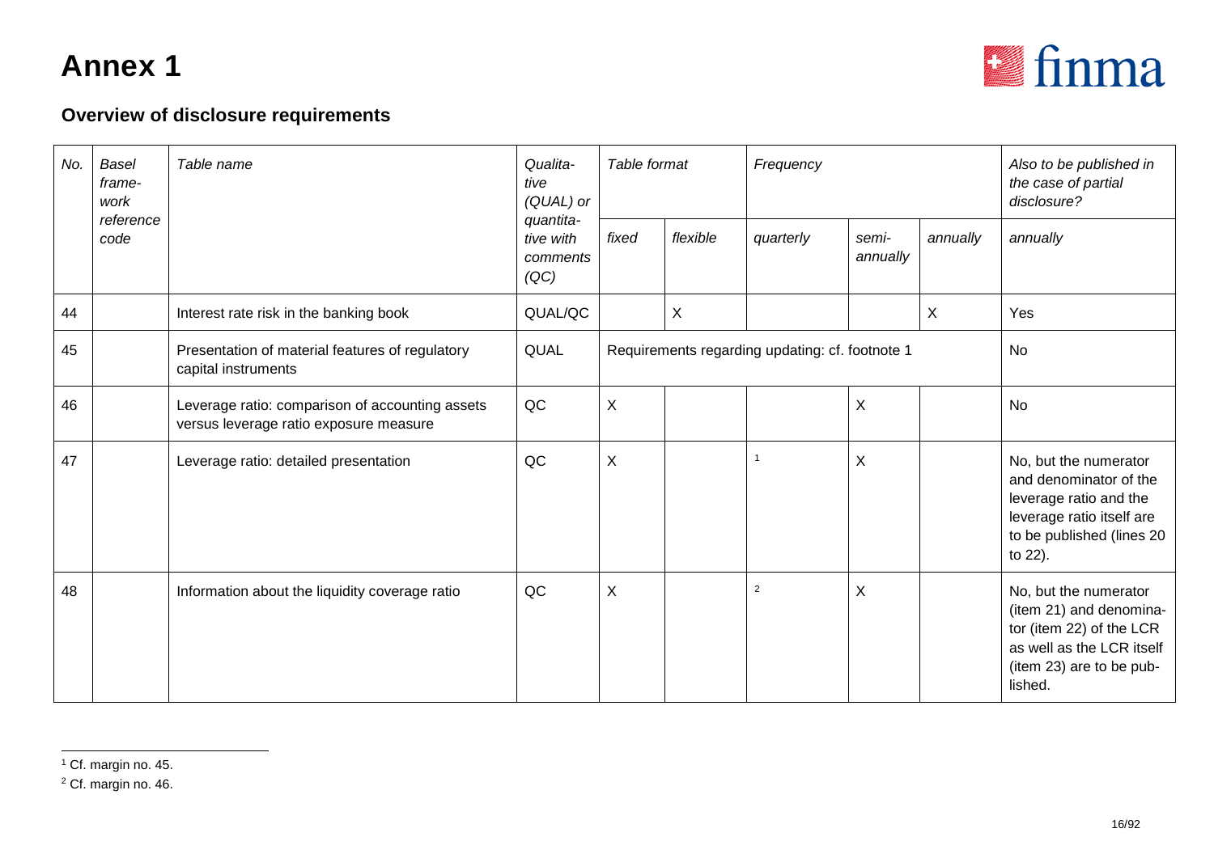# Annex 1

## Overview of disclosure requirements

| *No.* | *Basel framework reference code* | *Table name* | *Qualitative (QUAL) or quantitative with comments (QC)* | *Table format* | | *Frequency* | | | *Also to be published in the case of partial disclosure?* |
|---|---|---|---|---|---|---|---|---|---|
| | | | | *fixed* | *flexible* | *quarterly* | *semi-annually* | *annually* | *annually* |
| 44 | | Interest rate risk in the banking book | QUAL/QC | | X | | | X | Yes |
| 45 | | Presentation of material features of regulatory capital instruments | QUAL | Requirements regarding updating: cf. footnote 1 | | | | | No |
| 46 | | Leverage ratio: comparison of accounting assets versus leverage ratio exposure measure | QC | X | | | X | | No |
| 47 | | Leverage ratio: detailed presentation | QC | X | | [1] | X | | No, but the numerator and denominator of the leverage ratio and the leverage ratio itself are to be published (lines 20 to 22). |
| 48 | | Information about the liquidity coverage ratio | QC | X | | [2] | X | | No, but the numerator (item 21) and denominator (item 22) of the LCR as well as the LCR itself (item 23) are to be published. |

[1] Cf. margin no. 45.

[2] Cf. margin no. 46.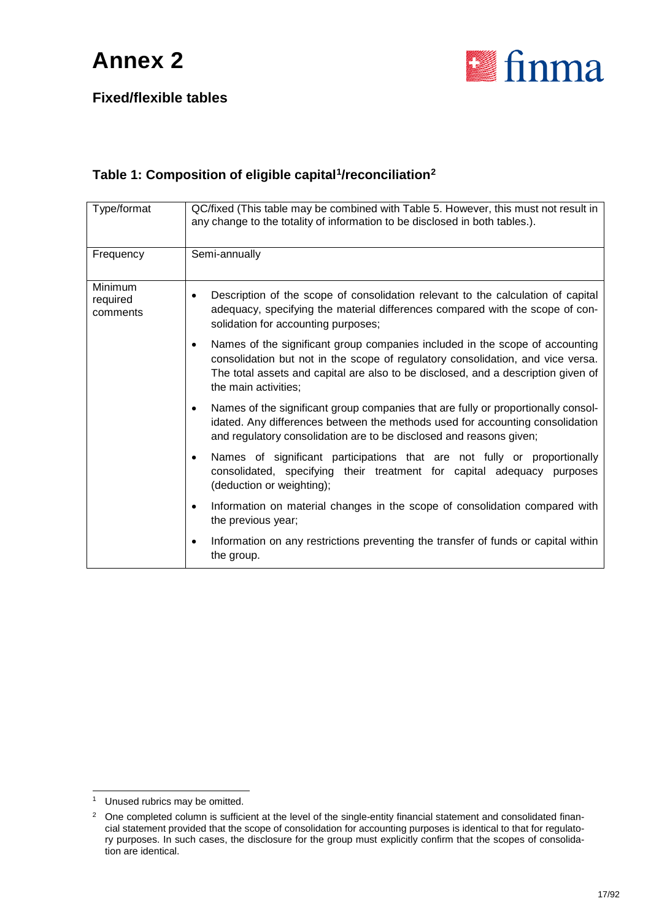# Annex 2

## Fixed/flexible tables

### Table 1: Composition of eligible capital[1]/reconciliation[2]

| Type/format | QC/fixed (This table may be combined with Table 5. However, this must not result in any change to the totality of information to be disclosed in both tables.). |
|---|---|
| Frequency | Semi-annually |
| Minimum required comments | • Description of the scope of consolidation relevant to the calculation of capital adequacy, specifying the material differences compared with the scope of consolidation for accounting purposes;<br>• Names of the significant group companies included in the scope of accounting consolidation but not in the scope of regulatory consolidation, and vice versa. The total assets and capital are also to be disclosed, and a description given of the main activities;<br>• Names of the significant group companies that are fully or proportionally consolidated. Any differences between the methods used for accounting consolidation and regulatory consolidation are to be disclosed and reasons given;<br>• Names of significant participations that are not fully or proportionally consolidated, specifying their treatment for capital adequacy purposes (deduction or weighting);<br>• Information on material changes in the scope of consolidation compared with the previous year;<br>• Information on any restrictions preventing the transfer of funds or capital within the group. |

[1] Unused rubrics may be omitted.

[2] One completed column is sufficient at the level of the single-entity financial statement and consolidated financial statement provided that the scope of consolidation for accounting purposes is identical to that for regulatory purposes. In such cases, the disclosure for the group must explicitly confirm that the scopes of consolidation are identical.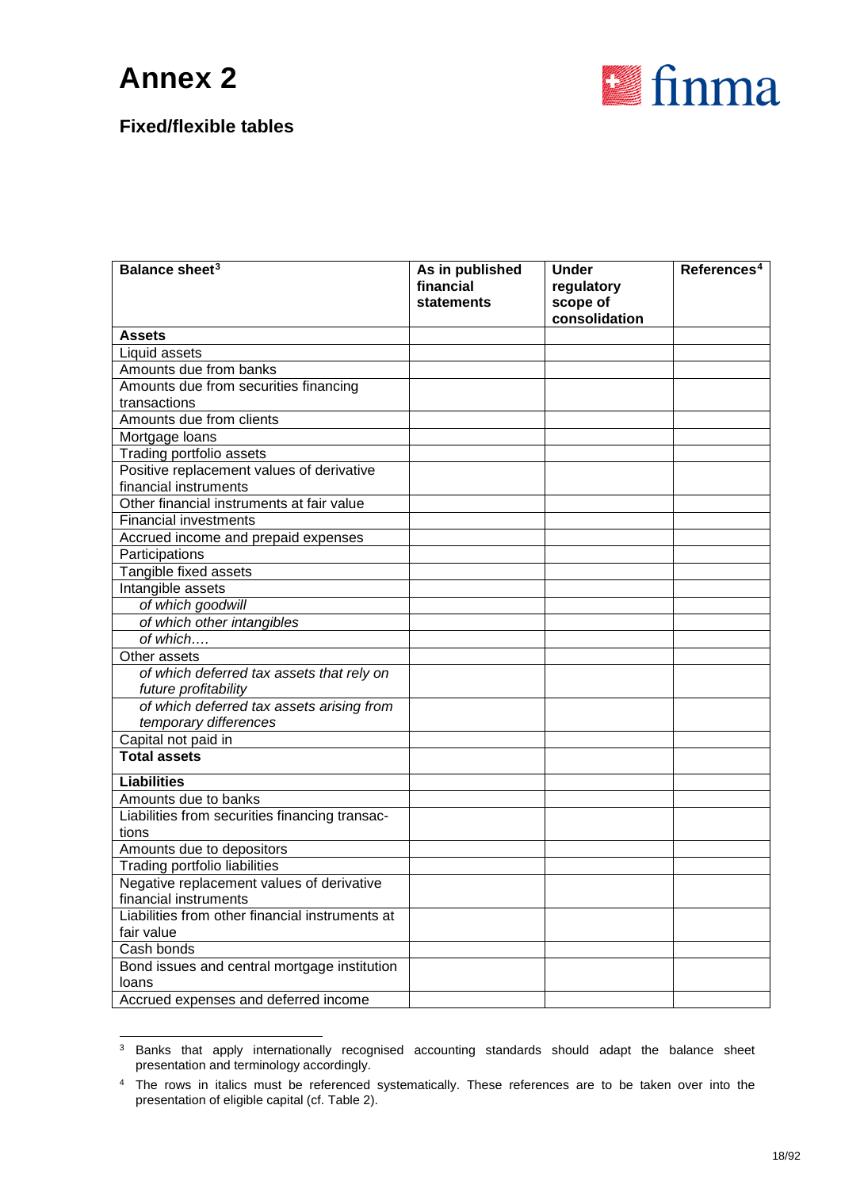# Annex 2

## Fixed/flexible tables

| Balance sheet[3] | As in published financial statements | Under regulatory scope of consolidation | References[4] |
|---|---|---|---|
| **Assets** | | | |
| Liquid assets | | | |
| Amounts due from banks | | | |
| Amounts due from securities financing transactions | | | |
| Amounts due from clients | | | |
| Mortgage loans | | | |
| Trading portfolio assets | | | |
| Positive replacement values of derivative financial instruments | | | |
| Other financial instruments at fair value | | | |
| Financial investments | | | |
| Accrued income and prepaid expenses | | | |
| Participations | | | |
| Tangible fixed assets | | | |
| Intangible assets | | | |
| *of which goodwill* | | | |
| *of which other intangibles* | | | |
| *of which….* | | | |
| Other assets | | | |
| *of which deferred tax assets that rely on future profitability* | | | |
| *of which deferred tax assets arising from temporary differences* | | | |
| Capital not paid in | | | |
| **Total assets** | | | |
| **Liabilities** | | | |
| Amounts due to banks | | | |
| Liabilities from securities financing transactions | | | |
| Amounts due to depositors | | | |
| Trading portfolio liabilities | | | |
| Negative replacement values of derivative financial instruments | | | |
| Liabilities from other financial instruments at fair value | | | |
| Cash bonds | | | |
| Bond issues and central mortgage institution loans | | | |
| Accrued expenses and deferred income | | | |

[3] Banks that apply internationally recognised accounting standards should adapt the balance sheet presentation and terminology accordingly.

[4] The rows in italics must be referenced systematically. These references are to be taken over into the presentation of eligible capital (cf. Table 2).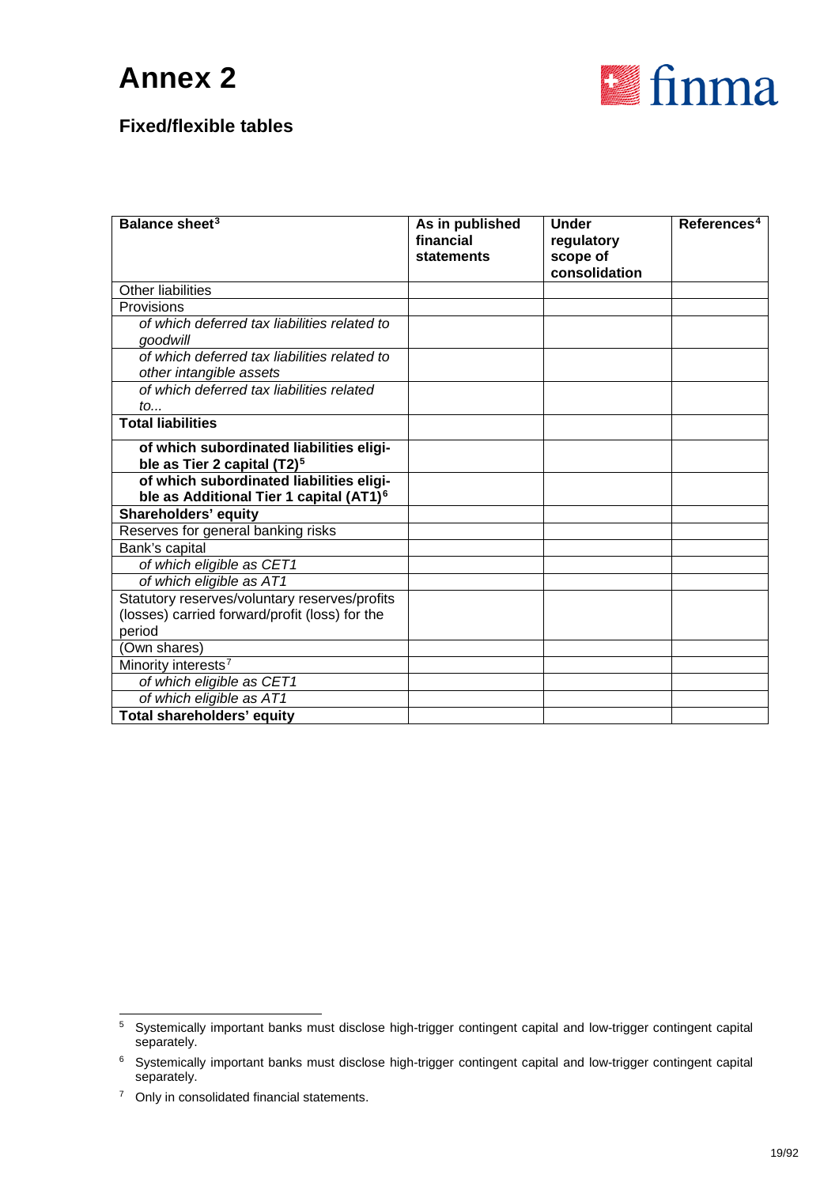# Annex 2

## Fixed/flexible tables

| Balance sheet[3] | As in published financial statements | Under regulatory scope of consolidation | References[4] |
|---|---|---|---|
| Other liabilities | | | |
| Provisions | | | |
| *of which deferred tax liabilities related to goodwill* | | | |
| *of which deferred tax liabilities related to other intangible assets* | | | |
| *of which deferred tax liabilities related to...* | | | |
| **Total liabilities** | | | |
| **of which subordinated liabilities eligible as Tier 2 capital (T2)[5]** | | | |
| **of which subordinated liabilities eligible as Additional Tier 1 capital (AT1)[6]** | | | |
| **Shareholders' equity** | | | |
| Reserves for general banking risks | | | |
| Bank's capital | | | |
| *of which eligible as CET1* | | | |
| *of which eligible as AT1* | | | |
| Statutory reserves/voluntary reserves/profits (losses) carried forward/profit (loss) for the period | | | |
| (Own shares) | | | |
| Minority interests[7] | | | |
| *of which eligible as CET1* | | | |
| *of which eligible as AT1* | | | |
| **Total shareholders' equity** | | | |

[5] Systemically important banks must disclose high-trigger contingent capital and low-trigger contingent capital separately.

[6] Systemically important banks must disclose high-trigger contingent capital and low-trigger contingent capital separately.

[7] Only in consolidated financial statements.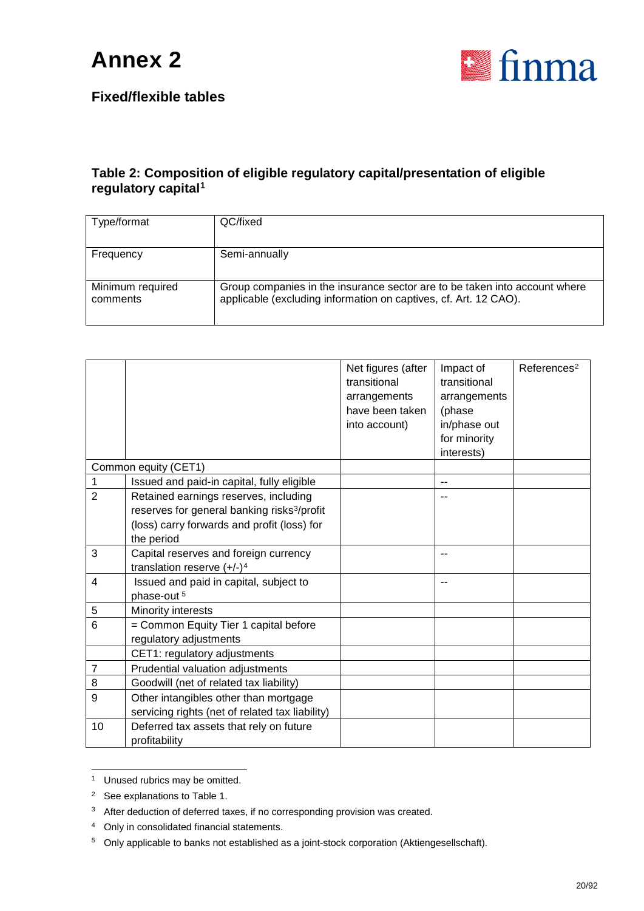# Annex 2

## Fixed/flexible tables

### Table 2: Composition of eligible regulatory capital/presentation of eligible regulatory capital[1]

| Type/format | QC/fixed |
|---|---|
| Frequency | Semi-annually |
| Minimum required comments | Group companies in the insurance sector are to be taken into account where applicable (excluding information on captives, cf. Art. 12 CAO). |

| | | Net figures (after transitional arrangements have been taken into account) | Impact of transitional arrangements (phase in/phase out for minority interests) | References[2] |
|---|---|---|---|---|
| Common equity (CET1) | | | | |
| 1 | Issued and paid-in capital, fully eligible | | -- | |
| 2 | Retained earnings reserves, including reserves for general banking risks[3]/profit (loss) carry forwards and profit (loss) for the period | | -- | |
| 3 | Capital reserves and foreign currency translation reserve (+/-)[4] | | -- | |
| 4 | Issued and paid in capital, subject to phase-out[5] | | -- | |
| 5 | Minority interests | | | |
| 6 | = Common Equity Tier 1 capital before regulatory adjustments | | | |
| | CET1: regulatory adjustments | | | |
| 7 | Prudential valuation adjustments | | | |
| 8 | Goodwill (net of related tax liability) | | | |
| 9 | Other intangibles other than mortgage servicing rights (net of related tax liability) | | | |
| 10 | Deferred tax assets that rely on future profitability | | | |

[1] Unused rubrics may be omitted.

[2] See explanations to Table 1.

[3] After deduction of deferred taxes, if no corresponding provision was created.

[4] Only in consolidated financial statements.

[5] Only applicable to banks not established as a joint-stock corporation (Aktiengesellschaft).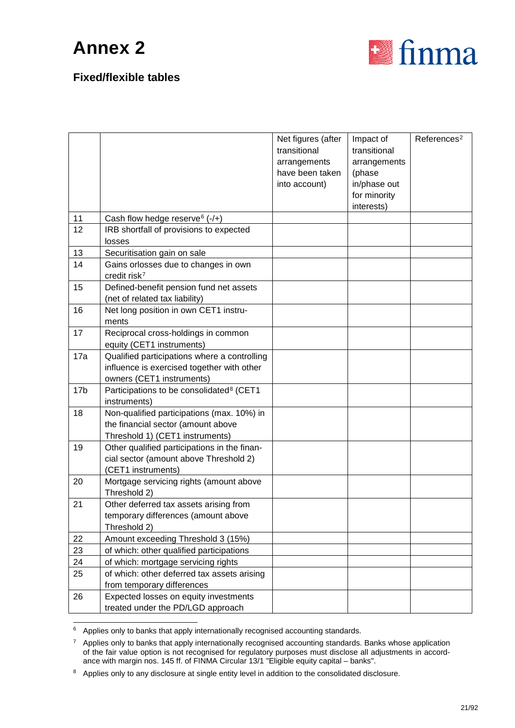# Annex 2

## Fixed/flexible tables

| | | Net figures (after transitional arrangements have been taken into account) | Impact of transitional arrangements (phase in/phase out for minority interests) | References[2] |
|---|---|---|---|---|
| 11 | Cash flow hedge reserve[6] (-/+) | | | |
| 12 | IRB shortfall of provisions to expected losses | | | |
| 13 | Securitisation gain on sale | | | |
| 14 | Gains orlosses due to changes in own credit risk[7] | | | |
| 15 | Defined-benefit pension fund net assets (net of related tax liability) | | | |
| 16 | Net long position in own CET1 instruments | | | |
| 17 | Reciprocal cross-holdings in common equity (CET1 instruments) | | | |
| 17a | Qualified participations where a controlling influence is exercised together with other owners (CET1 instruments) | | | |
| 17b | Participations to be consolidated[8] (CET1 instruments) | | | |
| 18 | Non-qualified participations (max. 10%) in the financial sector (amount above Threshold 1) (CET1 instruments) | | | |
| 19 | Other qualified participations in the financial sector (amount above Threshold 2) (CET1 instruments) | | | |
| 20 | Mortgage servicing rights (amount above Threshold 2) | | | |
| 21 | Other deferred tax assets arising from temporary differences (amount above Threshold 2) | | | |
| 22 | Amount exceeding Threshold 3 (15%) | | | |
| 23 | of which: other qualified participations | | | |
| 24 | of which: mortgage servicing rights | | | |
| 25 | of which: other deferred tax assets arising from temporary differences | | | |
| 26 | Expected losses on equity investments treated under the PD/LGD approach | | | |

[6] Applies only to banks that apply internationally recognised accounting standards.

[7] Applies only to banks that apply internationally recognised accounting standards. Banks whose application of the fair value option is not recognised for regulatory purposes must disclose all adjustments in accordance with margin nos. 145 ff. of FINMA Circular 13/1 "Eligible equity capital – banks".

[8] Applies only to any disclosure at single entity level in addition to the consolidated disclosure.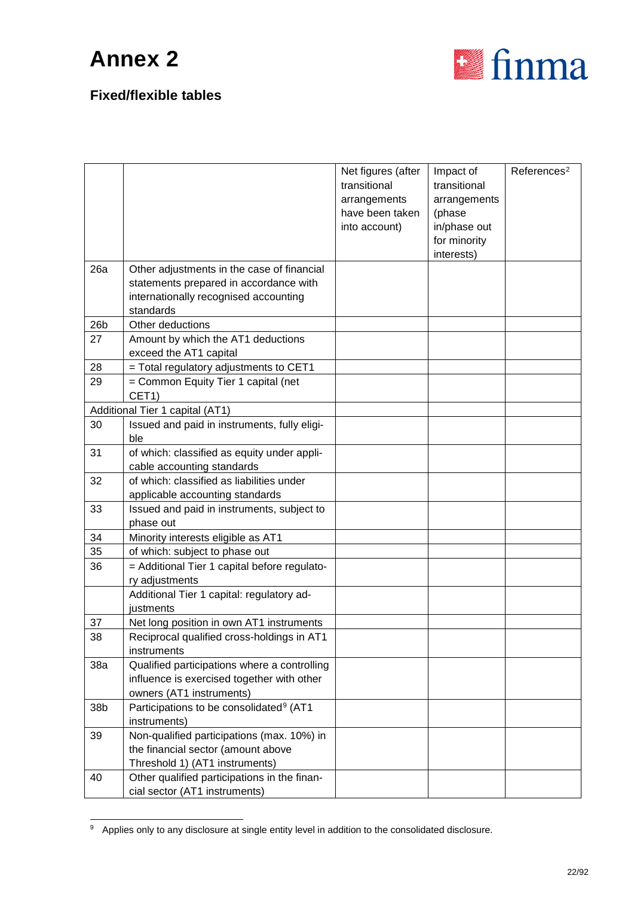# Annex 2

## Fixed/flexible tables

| | | Net figures (after transitional arrangements have been taken into account) | Impact of transitional arrangements (phase in/phase out for minority interests) | References[2] |
|---|---|---|---|---|
| 26a | Other adjustments in the case of financial statements prepared in accordance with internationally recognised accounting standards | | | |
| 26b | Other deductions | | | |
| 27 | Amount by which the AT1 deductions exceed the AT1 capital | | | |
| 28 | = Total regulatory adjustments to CET1 | | | |
| 29 | = Common Equity Tier 1 capital (net CET1) | | | |
| Additional Tier 1 capital (AT1) | | | | |
| 30 | Issued and paid in instruments, fully eligible | | | |
| 31 | of which: classified as equity under applicable accounting standards | | | |
| 32 | of which: classified as liabilities under applicable accounting standards | | | |
| 33 | Issued and paid in instruments, subject to phase out | | | |
| 34 | Minority interests eligible as AT1 | | | |
| 35 | of which: subject to phase out | | | |
| 36 | = Additional Tier 1 capital before regulatory adjustments | | | |
| | Additional Tier 1 capital: regulatory adjustments | | | |
| 37 | Net long position in own AT1 instruments | | | |
| 38 | Reciprocal qualified cross-holdings in AT1 instruments | | | |
| 38a | Qualified participations where a controlling influence is exercised together with other owners (AT1 instruments) | | | |
| 38b | Participations to be consolidated[9] (AT1 instruments) | | | |
| 39 | Non-qualified participations (max. 10%) in the financial sector (amount above Threshold 1) (AT1 instruments) | | | |
| 40 | Other qualified participations in the financial sector (AT1 instruments) | | | |

[9] Applies only to any disclosure at single entity level in addition to the consolidated disclosure.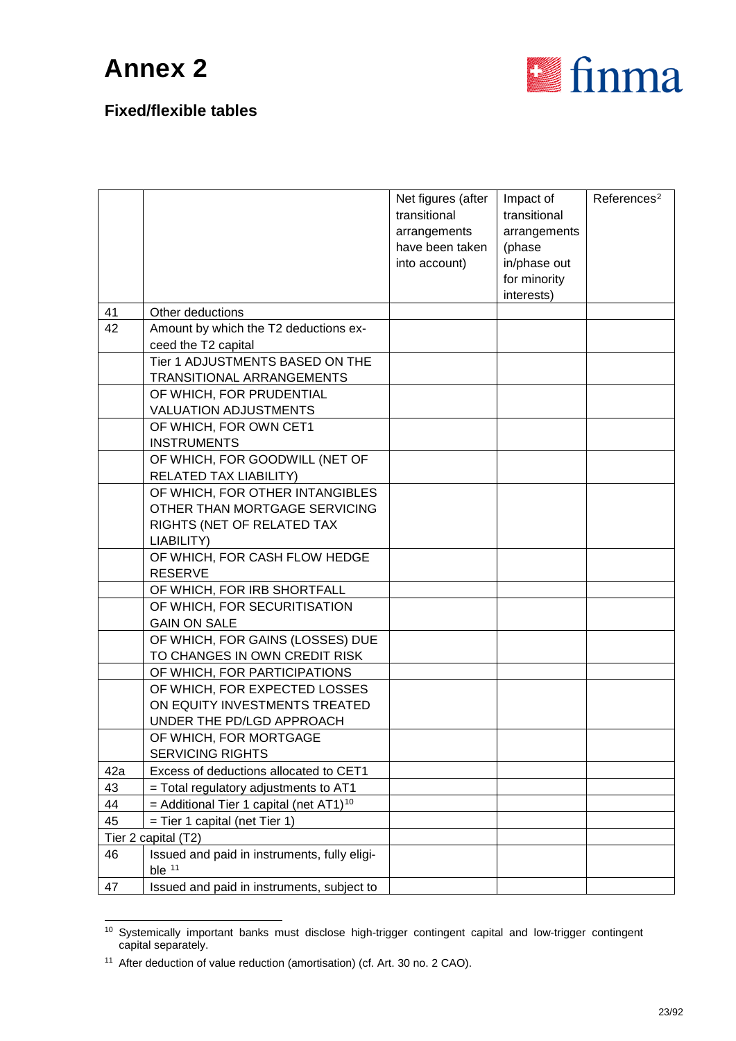# Annex 2

## Fixed/flexible tables

| | | Net figures (after transitional arrangements have been taken into account) | Impact of transitional arrangements (phase in/phase out for minority interests) | References[2] |
|---|---|---|---|---|
| 41 | Other deductions | | | |
| 42 | Amount by which the T2 deductions exceed the T2 capital | | | |
| | Tier 1 ADJUSTMENTS BASED ON THE TRANSITIONAL ARRANGEMENTS | | | |
| | OF WHICH, FOR PRUDENTIAL VALUATION ADJUSTMENTS | | | |
| | OF WHICH, FOR OWN CET1 INSTRUMENTS | | | |
| | OF WHICH, FOR GOODWILL (NET OF RELATED TAX LIABILITY) | | | |
| | OF WHICH, FOR OTHER INTANGIBLES OTHER THAN MORTGAGE SERVICING RIGHTS (NET OF RELATED TAX LIABILITY) | | | |
| | OF WHICH, FOR CASH FLOW HEDGE RESERVE | | | |
| | OF WHICH, FOR IRB SHORTFALL | | | |
| | OF WHICH, FOR SECURITISATION GAIN ON SALE | | | |
| | OF WHICH, FOR GAINS (LOSSES) DUE TO CHANGES IN OWN CREDIT RISK | | | |
| | OF WHICH, FOR PARTICIPATIONS | | | |
| | OF WHICH, FOR EXPECTED LOSSES ON EQUITY INVESTMENTS TREATED UNDER THE PD/LGD APPROACH | | | |
| | OF WHICH, FOR MORTGAGE SERVICING RIGHTS | | | |
| 42a | Excess of deductions allocated to CET1 | | | |
| 43 | = Total regulatory adjustments to AT1 | | | |
| 44 | = Additional Tier 1 capital (net AT1)[10] | | | |
| 45 | = Tier 1 capital (net Tier 1) | | | |
| Tier 2 capital (T2) | | | | |
| 46 | Issued and paid in instruments, fully eligible [11] | | | |
| 47 | Issued and paid in instruments, subject to | | | |

[10] Systemically important banks must disclose high-trigger contingent capital and low-trigger contingent capital separately.

[11] After deduction of value reduction (amortisation) (cf. Art. 30 no. 2 CAO).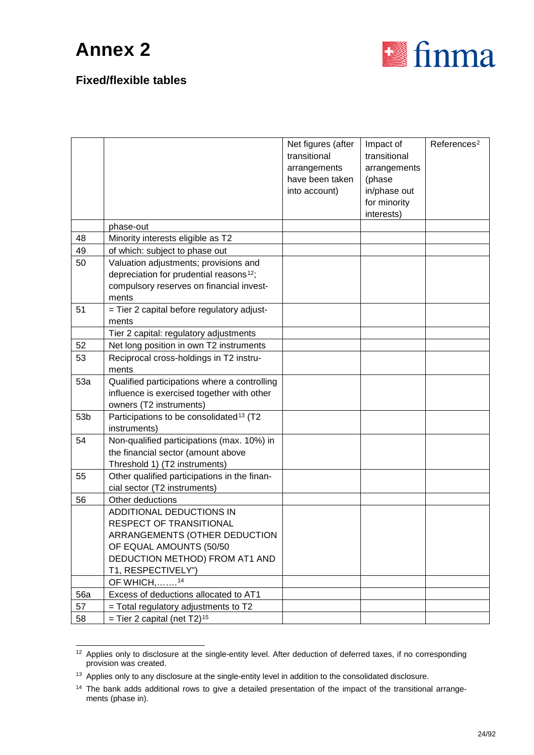# Annex 2

## Fixed/flexible tables

| | | Net figures (after transitional arrangements have been taken into account) | Impact of transitional arrangements (phase in/phase out for minority interests) | References[2] |
|---|---|---|---|---|
| | phase-out | | | |
| 48 | Minority interests eligible as T2 | | | |
| 49 | of which: subject to phase out | | | |
| 50 | Valuation adjustments; provisions and depreciation for prudential reasons[12]; compulsory reserves on financial investments | | | |
| 51 | = Tier 2 capital before regulatory adjustments | | | |
| | Tier 2 capital: regulatory adjustments | | | |
| 52 | Net long position in own T2 instruments | | | |
| 53 | Reciprocal cross-holdings in T2 instruments | | | |
| 53a | Qualified participations where a controlling influence is exercised together with other owners (T2 instruments) | | | |
| 53b | Participations to be consolidated[13] (T2 instruments) | | | |
| 54 | Non-qualified participations (max. 10%) in the financial sector (amount above Threshold 1) (T2 instruments) | | | |
| 55 | Other qualified participations in the financial sector (T2 instruments) | | | |
| 56 | Other deductions | | | |
| | ADDITIONAL DEDUCTIONS IN RESPECT OF TRANSITIONAL ARRANGEMENTS (OTHER DEDUCTION OF EQUAL AMOUNTS (50/50 DEDUCTION METHOD) FROM AT1 AND T1, RESPECTIVELY") | | | |
| | OF WHICH,…….[14] | | | |
| 56a | Excess of deductions allocated to AT1 | | | |
| 57 | = Total regulatory adjustments to T2 | | | |
| 58 | = Tier 2 capital (net T2)[15] | | | |

[12] Applies only to disclosure at the single-entity level. After deduction of deferred taxes, if no corresponding provision was created.

[13] Applies only to any disclosure at the single-entity level in addition to the consolidated disclosure.

[14] The bank adds additional rows to give a detailed presentation of the impact of the transitional arrangements (phase in).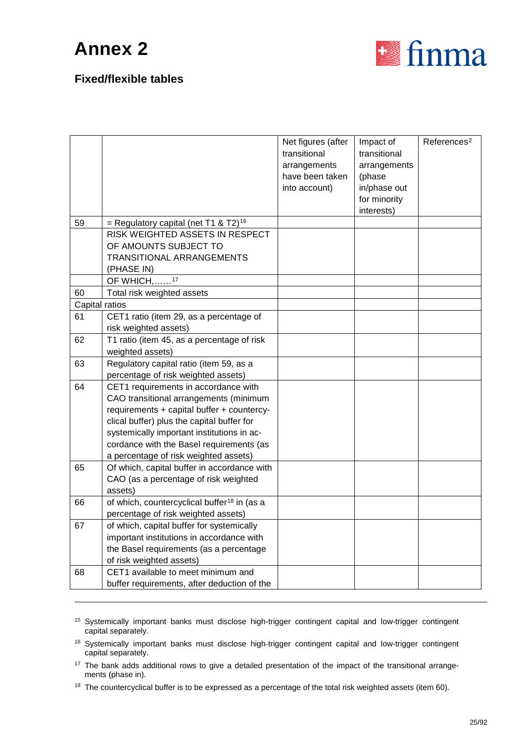# Annex 2

## Fixed/flexible tables

| | | Net figures (after transitional arrangements have been taken into account) | Impact of transitional arrangements (phase in/phase out for minority interests) | References[2] |
|---|---|---|---|---|
| 59 | = Regulatory capital (net T1 & T2)[16] | | | |
| | RISK WEIGHTED ASSETS IN RESPECT OF AMOUNTS SUBJECT TO TRANSITIONAL ARRANGEMENTS (PHASE IN) | | | |
| | OF WHICH,……[17] | | | |
| 60 | Total risk weighted assets | | | |
| Capital ratios | | | | |
| 61 | CET1 ratio (item 29, as a percentage of risk weighted assets) | | | |
| 62 | T1 ratio (item 45, as a percentage of risk weighted assets) | | | |
| 63 | Regulatory capital ratio (item 59, as a percentage of risk weighted assets) | | | |
| 64 | CET1 requirements in accordance with CAO transitional arrangements (minimum requirements + capital buffer + countercyclical buffer) plus the capital buffer for systemically important institutions in accordance with the Basel requirements (as a percentage of risk weighted assets) | | | |
| 65 | Of which, capital buffer in accordance with CAO (as a percentage of risk weighted assets) | | | |
| 66 | of which, countercyclical buffer[18] in (as a percentage of risk weighted assets) | | | |
| 67 | of which, capital buffer for systemically important institutions in accordance with the Basel requirements (as a percentage of risk weighted assets) | | | |
| 68 | CET1 available to meet minimum and buffer requirements, after deduction of the | | | |

---

[15] Systemically important banks must disclose high-trigger contingent capital and low-trigger contingent capital separately.

[16] Systemically important banks must disclose high-trigger contingent capital and low-trigger contingent capital separately.

[17] The bank adds additional rows to give a detailed presentation of the impact of the transitional arrangements (phase in).

[18] The countercyclical buffer is to be expressed as a percentage of the total risk weighted assets (item 60).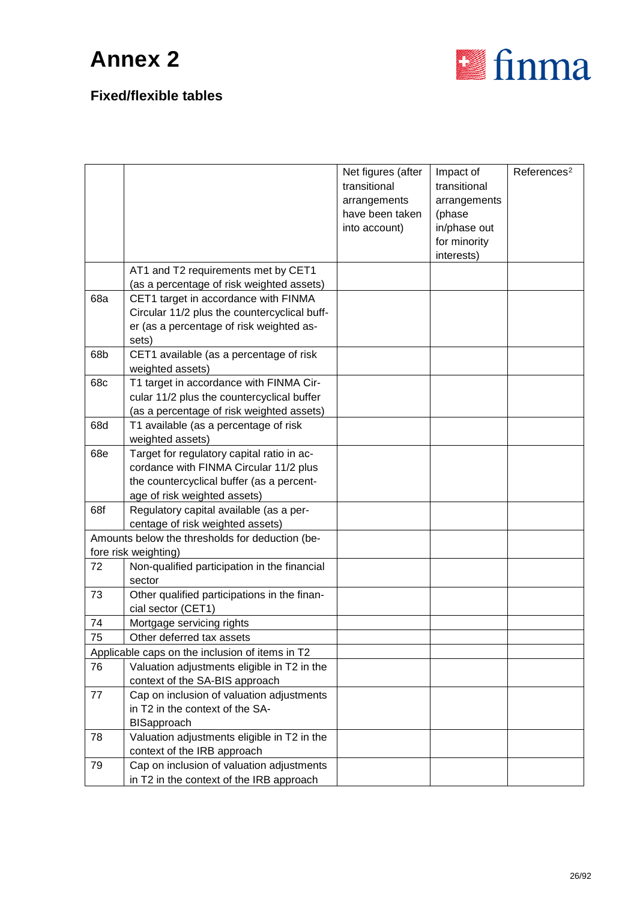# Annex 2

## Fixed/flexible tables

| | | Net figures (after transitional arrangements have been taken into account) | Impact of transitional arrangements (phase in/phase out for minority interests) | References[2] |
|---|---|---|---|---|
| | AT1 and T2 requirements met by CET1 (as a percentage of risk weighted assets) | | | |
| 68a | CET1 target in accordance with FINMA Circular 11/2 plus the countercyclical buffer (as a percentage of risk weighted assets) | | | |
| 68b | CET1 available (as a percentage of risk weighted assets) | | | |
| 68c | T1 target in accordance with FINMA Circular 11/2 plus the countercyclical buffer (as a percentage of risk weighted assets) | | | |
| 68d | T1 available (as a percentage of risk weighted assets) | | | |
| 68e | Target for regulatory capital ratio in accordance with FINMA Circular 11/2 plus the countercyclical buffer (as a percentage of risk weighted assets) | | | |
| 68f | Regulatory capital available (as a percentage of risk weighted assets) | | | |
| Amounts below the thresholds for deduction (before risk weighting) | | | | |
| 72 | Non-qualified participation in the financial sector | | | |
| 73 | Other qualified participations in the financial sector (CET1) | | | |
| 74 | Mortgage servicing rights | | | |
| 75 | Other deferred tax assets | | | |
| Applicable caps on the inclusion of items in T2 | | | | |
| 76 | Valuation adjustments eligible in T2 in the context of the SA-BIS approach | | | |
| 77 | Cap on inclusion of valuation adjustments in T2 in the context of the SA-BISapproach | | | |
| 78 | Valuation adjustments eligible in T2 in the context of the IRB approach | | | |
| 79 | Cap on inclusion of valuation adjustments in T2 in the context of the IRB approach | | | |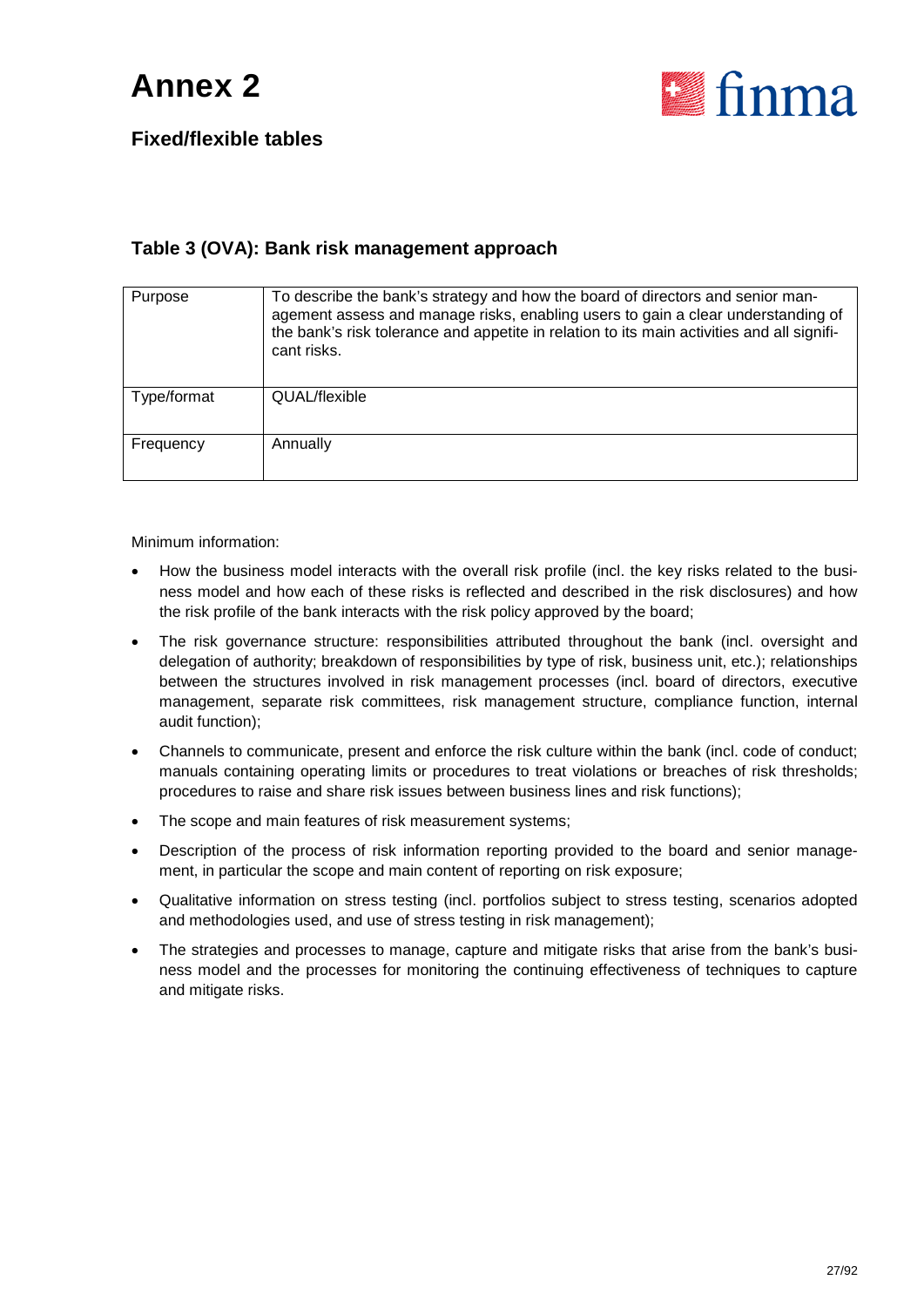# Annex 2

## Fixed/flexible tables

### Table 3 (OVA): Bank risk management approach

| | |
|---|---|
| Purpose | To describe the bank's strategy and how the board of directors and senior management assess and manage risks, enabling users to gain a clear understanding of the bank's risk tolerance and appetite in relation to its main activities and all significant risks. |
| Type/format | QUAL/flexible |
| Frequency | Annually |

Minimum information:

- How the business model interacts with the overall risk profile (incl. the key risks related to the business model and how each of these risks is reflected and described in the risk disclosures) and how the risk profile of the bank interacts with the risk policy approved by the board;
- The risk governance structure: responsibilities attributed throughout the bank (incl. oversight and delegation of authority; breakdown of responsibilities by type of risk, business unit, etc.); relationships between the structures involved in risk management processes (incl. board of directors, executive management, separate risk committees, risk management structure, compliance function, internal audit function);
- Channels to communicate, present and enforce the risk culture within the bank (incl. code of conduct; manuals containing operating limits or procedures to treat violations or breaches of risk thresholds; procedures to raise and share risk issues between business lines and risk functions);
- The scope and main features of risk measurement systems;
- Description of the process of risk information reporting provided to the board and senior management, in particular the scope and main content of reporting on risk exposure;
- Qualitative information on stress testing (incl. portfolios subject to stress testing, scenarios adopted and methodologies used, and use of stress testing in risk management);
- The strategies and processes to manage, capture and mitigate risks that arise from the bank's business model and the processes for monitoring the continuing effectiveness of techniques to capture and mitigate risks.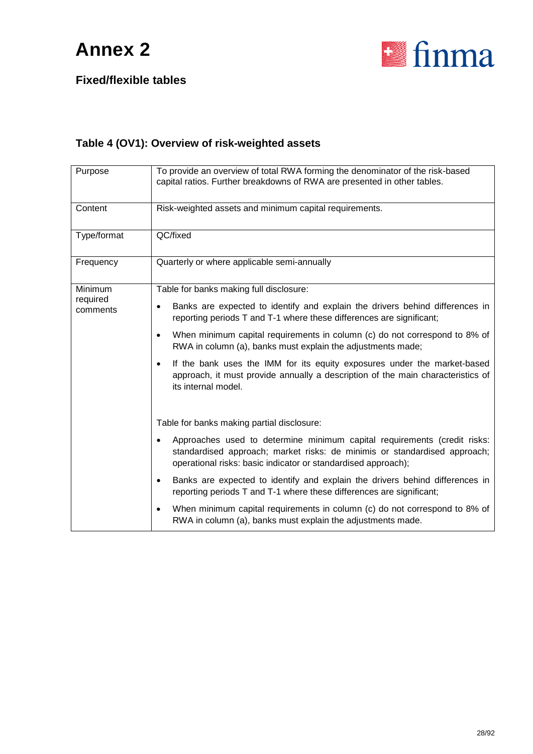# Annex 2

## Fixed/flexible tables

### Table 4 (OV1): Overview of risk-weighted assets

| | |
|---|---|
| Purpose | To provide an overview of total RWA forming the denominator of the risk-based capital ratios. Further breakdowns of RWA are presented in other tables. |
| Content | Risk-weighted assets and minimum capital requirements. |
| Type/format | QC/fixed |
| Frequency | Quarterly or where applicable semi-annually |
| Minimum required comments | Table for banks making full disclosure:<br>• Banks are expected to identify and explain the drivers behind differences in reporting periods T and T-1 where these differences are significant;<br>• When minimum capital requirements in column (c) do not correspond to 8% of RWA in column (a), banks must explain the adjustments made;<br>• If the bank uses the IMM for its equity exposures under the market-based approach, it must provide annually a description of the main characteristics of its internal model.<br><br>Table for banks making partial disclosure:<br>• Approaches used to determine minimum capital requirements (credit risks: standardised approach; market risks: de minimis or standardised approach; operational risks: basic indicator or standardised approach);<br>• Banks are expected to identify and explain the drivers behind differences in reporting periods T and T-1 where these differences are significant;<br>• When minimum capital requirements in column (c) do not correspond to 8% of RWA in column (a), banks must explain the adjustments made. |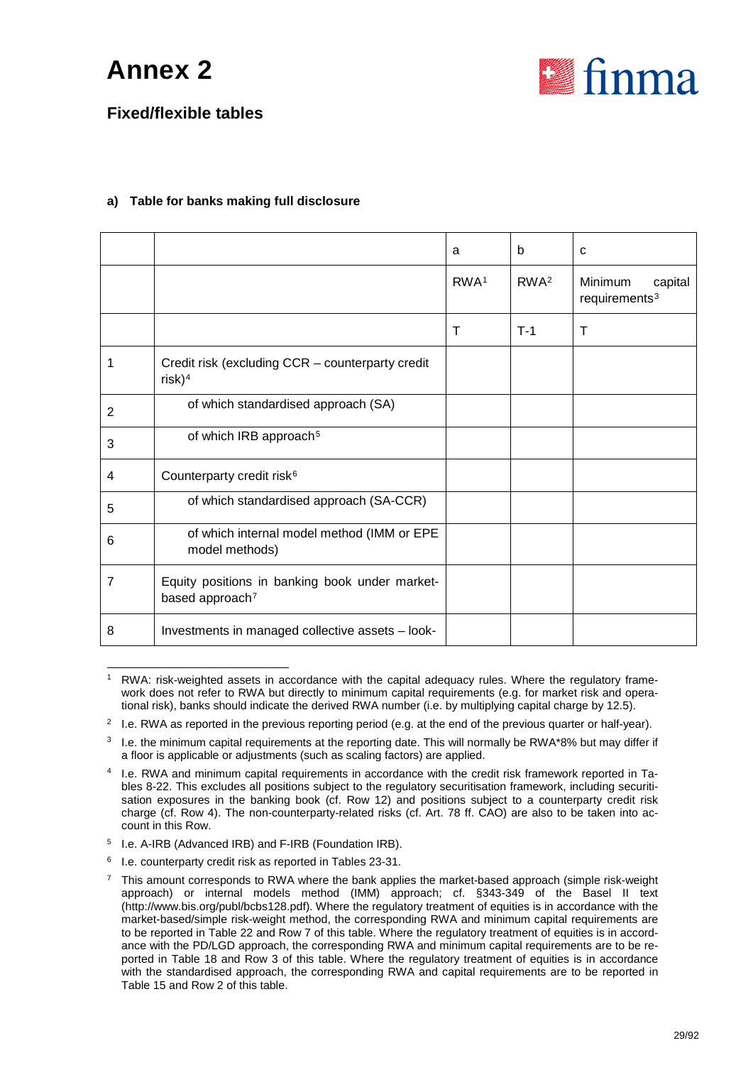# Annex 2

## Fixed/flexible tables

### a) Table for banks making full disclosure

| | | a | b | c |
|---|---|---|---|---|
| | | RWA[1] | RWA[2] | Minimum capital requirements[3] |
| | | T | T-1 | T |
| 1 | Credit risk (excluding CCR – counterparty credit risk)[4] | | | |
| 2 | of which standardised approach (SA) | | | |
| 3 | of which IRB approach[5] | | | |
| 4 | Counterparty credit risk[6] | | | |
| 5 | of which standardised approach (SA-CCR) | | | |
| 6 | of which internal model method (IMM or EPE model methods) | | | |
| 7 | Equity positions in banking book under market-based approach[7] | | | |
| 8 | Investments in managed collective assets – look- | | | |

[1] RWA: risk-weighted assets in accordance with the capital adequacy rules. Where the regulatory framework does not refer to RWA but directly to minimum capital requirements (e.g. for market risk and operational risk), banks should indicate the derived RWA number (i.e. by multiplying capital charge by 12.5).

[2] I.e. RWA as reported in the previous reporting period (e.g. at the end of the previous quarter or half-year).

[3] I.e. the minimum capital requirements at the reporting date. This will normally be RWA*8% but may differ if a floor is applicable or adjustments (such as scaling factors) are applied.

[4] I.e. RWA and minimum capital requirements in accordance with the credit risk framework reported in Tables 8-22. This excludes all positions subject to the regulatory securitisation framework, including securitisation exposures in the banking book (cf. Row 12) and positions subject to a counterparty credit risk charge (cf. Row 4). The non-counterparty-related risks (cf. Art. 78 ff. CAO) are also to be taken into account in this Row.

[5] I.e. A-IRB (Advanced IRB) and F-IRB (Foundation IRB).

[6] I.e. counterparty credit risk as reported in Tables 23-31.

[7] This amount corresponds to RWA where the bank applies the market-based approach (simple risk-weight approach) or internal models method (IMM) approach; cf. §343-349 of the Basel II text (http://www.bis.org/publ/bcbs128.pdf). Where the regulatory treatment of equities is in accordance with the market-based/simple risk-weight method, the corresponding RWA and minimum capital requirements are to be reported in Table 22 and Row 7 of this table. Where the regulatory treatment of equities is in accordance with the PD/LGD approach, the corresponding RWA and minimum capital requirements are to be reported in Table 18 and Row 3 of this table. Where the regulatory treatment of equities is in accordance with the standardised approach, the corresponding RWA and capital requirements are to be reported in Table 15 and Row 2 of this table.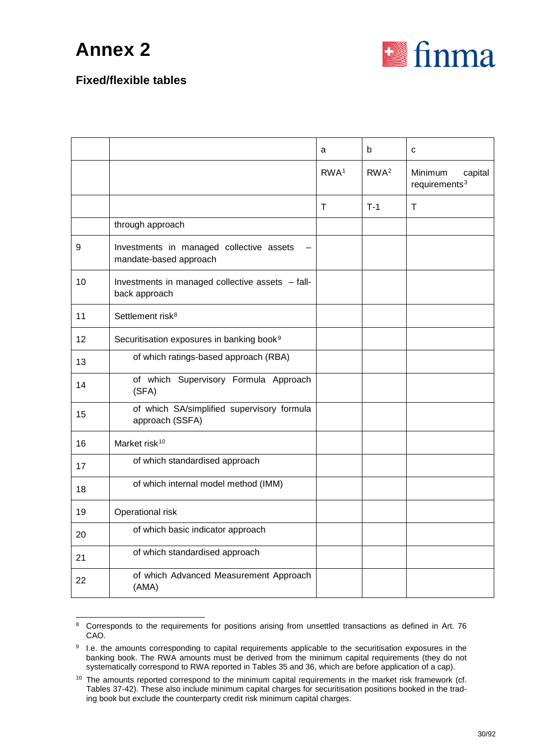# Annex 2

## Fixed/flexible tables

| | | a | b | c |
|---|---|---|---|---|
| | | RWA[1] | RWA[2] | Minimum capital requirements[3] |
| | | T | T-1 | T |
| | through approach | | | |
| 9 | Investments in managed collective assets – mandate-based approach | | | |
| 10 | Investments in managed collective assets – fall-back approach | | | |
| 11 | Settlement risk[8] | | | |
| 12 | Securitisation exposures in banking book[9] | | | |
| 13 | of which ratings-based approach (RBA) | | | |
| 14 | of which Supervisory Formula Approach (SFA) | | | |
| 15 | of which SA/simplified supervisory formula approach (SSFA) | | | |
| 16 | Market risk[10] | | | |
| 17 | of which standardised approach | | | |
| 18 | of which internal model method (IMM) | | | |
| 19 | Operational risk | | | |
| 20 | of which basic indicator approach | | | |
| 21 | of which standardised approach | | | |
| 22 | of which Advanced Measurement Approach (AMA) | | | |

[8] Corresponds to the requirements for positions arising from unsettled transactions as defined in Art. 76 CAO.

[9] I.e. the amounts corresponding to capital requirements applicable to the securitisation exposures in the banking book. The RWA amounts must be derived from the minimum capital requirements (they do not systematically correspond to RWA reported in Tables 35 and 36, which are before application of a cap).

[10] The amounts reported correspond to the minimum capital requirements in the market risk framework (cf. Tables 37-42). These also include minimum capital charges for securitisation positions booked in the trading book but exclude the counterparty credit risk minimum capital charges.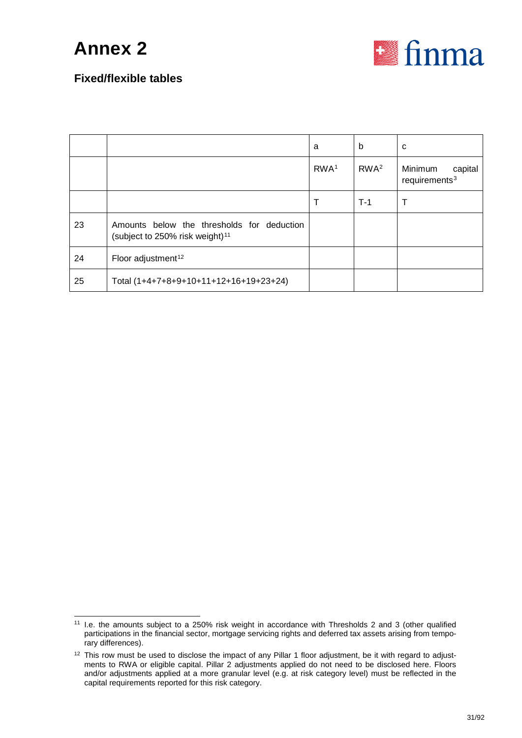# Annex 2

## Fixed/flexible tables

| | | a | b | c |
|---|---|---|---|---|
| | | RWA[1] | RWA[2] | Minimum capital requirements[3] |
| | | T | T-1 | T |
| 23 | Amounts below the thresholds for deduction (subject to 250% risk weight)[11] | | | |
| 24 | Floor adjustment[12] | | | |
| 25 | Total (1+4+7+8+9+10+11+12+16+19+23+24) | | | |

[11] I.e. the amounts subject to a 250% risk weight in accordance with Thresholds 2 and 3 (other qualified participations in the financial sector, mortgage servicing rights and deferred tax assets arising from temporary differences).

[12] This row must be used to disclose the impact of any Pillar 1 floor adjustment, be it with regard to adjustments to RWA or eligible capital. Pillar 2 adjustments applied do not need to be disclosed here. Floors and/or adjustments applied at a more granular level (e.g. at risk category level) must be reflected in the capital requirements reported for this risk category.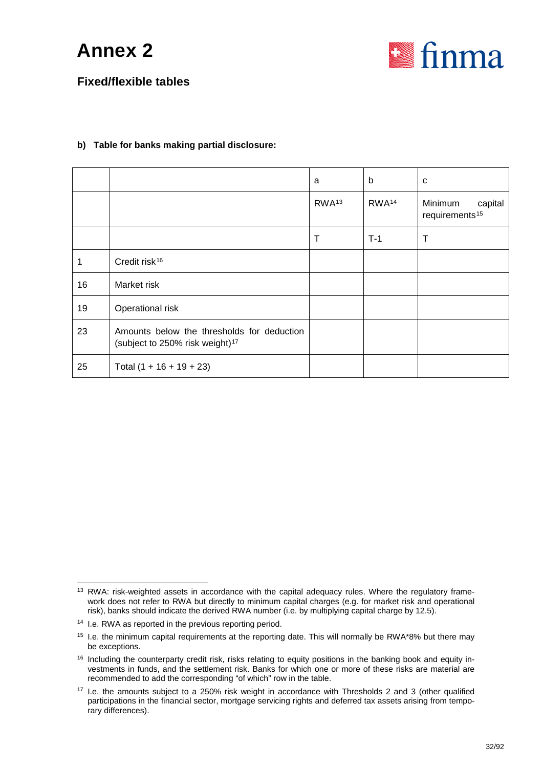# Annex 2

## Fixed/flexible tables

**b) Table for banks making partial disclosure:**

| | | a | b | c |
|---|---|---|---|---|
| | | RWA[13] | RWA[14] | Minimum capital requirements[15] |
| | | T | T-1 | T |
| 1 | Credit risk[16] | | | |
| 16 | Market risk | | | |
| 19 | Operational risk | | | |
| 23 | Amounts below the thresholds for deduction (subject to 250% risk weight)[17] | | | |
| 25 | Total (1 + 16 + 19 + 23) | | | |

---

[13] RWA: risk-weighted assets in accordance with the capital adequacy rules. Where the regulatory framework does not refer to RWA but directly to minimum capital charges (e.g. for market risk and operational risk), banks should indicate the derived RWA number (i.e. by multiplying capital charge by 12.5).

[14] I.e. RWA as reported in the previous reporting period.

[15] I.e. the minimum capital requirements at the reporting date. This will normally be RWA*8% but there may be exceptions.

[16] Including the counterparty credit risk, risks relating to equity positions in the banking book and equity investments in funds, and the settlement risk. Banks for which one or more of these risks are material are recommended to add the corresponding "of which" row in the table.

[17] I.e. the amounts subject to a 250% risk weight in accordance with Thresholds 2 and 3 (other qualified participations in the financial sector, mortgage servicing rights and deferred tax assets arising from temporary differences).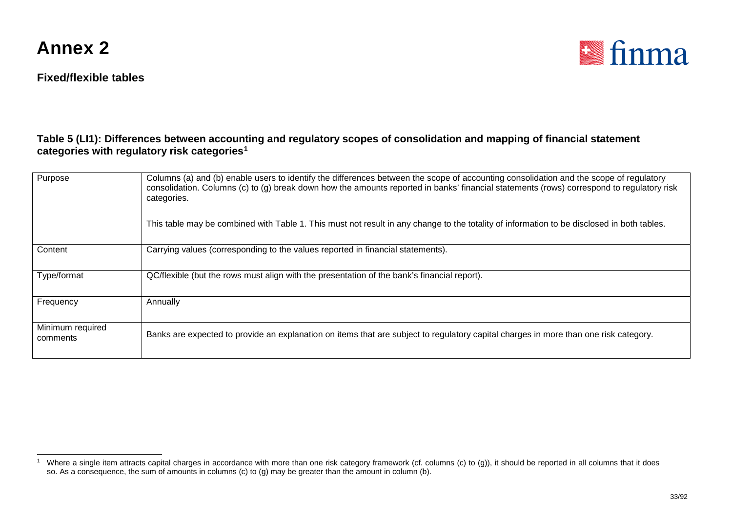# Annex 2

**Fixed/flexible tables**

### Table 5 (LI1): Differences between accounting and regulatory scopes of consolidation and mapping of financial statement categories with regulatory risk categories[1]

| | |
|---|---|
| Purpose | Columns (a) and (b) enable users to identify the differences between the scope of accounting consolidation and the scope of regulatory consolidation. Columns (c) to (g) break down how the amounts reported in banks' financial statements (rows) correspond to regulatory risk categories.<br><br>This table may be combined with Table 1. This must not result in any change to the totality of information to be disclosed in both tables. |
| Content | Carrying values (corresponding to the values reported in financial statements). |
| Type/format | QC/flexible (but the rows must align with the presentation of the bank's financial report). |
| Frequency | Annually |
| Minimum required comments | Banks are expected to provide an explanation on items that are subject to regulatory capital charges in more than one risk category. |

[1] Where a single item attracts capital charges in accordance with more than one risk category framework (cf. columns (c) to (g)), it should be reported in all columns that it does so. As a consequence, the sum of amounts in columns (c) to (g) may be greater than the amount in column (b).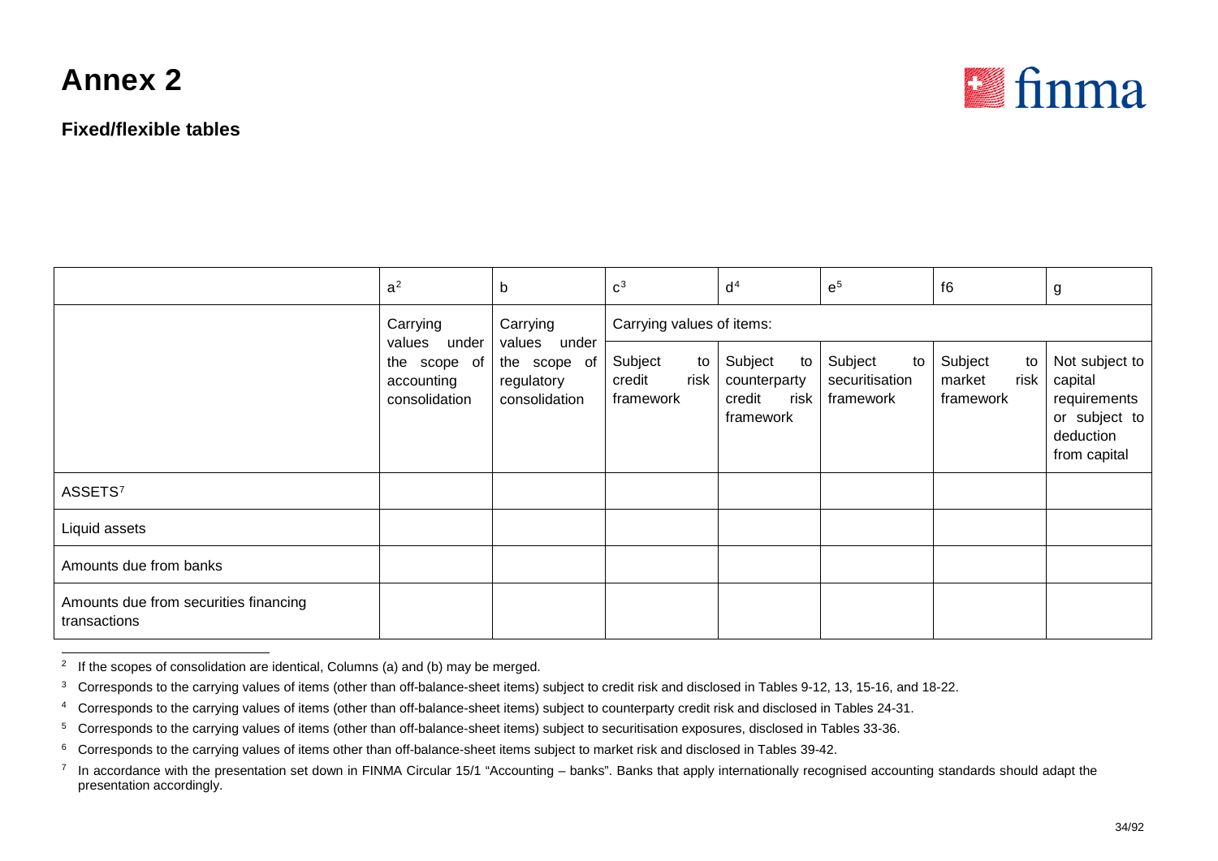# Annex 2

## Fixed/flexible tables

| | a[2] | b | c[3] | d[4] | e[5] | f6 | g |
|---|---|---|---|---|---|---|---|
| | Carrying values under the scope of accounting consolidation | Carrying values under the scope of regulatory consolidation | Carrying values of items: | | | | |
| | | | Subject to credit risk framework | Subject to counterparty credit risk framework | Subject to securitisation framework | Subject to market risk framework | Not subject to capital requirements or subject to deduction from capital |
| ASSETS[7] | | | | | | | |
| Liquid assets | | | | | | | |
| Amounts due from banks | | | | | | | |
| Amounts due from securities financing transactions | | | | | | | |

[2] If the scopes of consolidation are identical, Columns (a) and (b) may be merged.

[3] Corresponds to the carrying values of items (other than off-balance-sheet items) subject to credit risk and disclosed in Tables 9-12, 13, 15-16, and 18-22.

[4] Corresponds to the carrying values of items (other than off-balance-sheet items) subject to counterparty credit risk and disclosed in Tables 24-31.

[5] Corresponds to the carrying values of items (other than off-balance-sheet items) subject to securitisation exposures, disclosed in Tables 33-36.

[6] Corresponds to the carrying values of items other than off-balance-sheet items subject to market risk and disclosed in Tables 39-42.

[7] In accordance with the presentation set down in FINMA Circular 15/1 "Accounting – banks". Banks that apply internationally recognised accounting standards should adapt the presentation accordingly.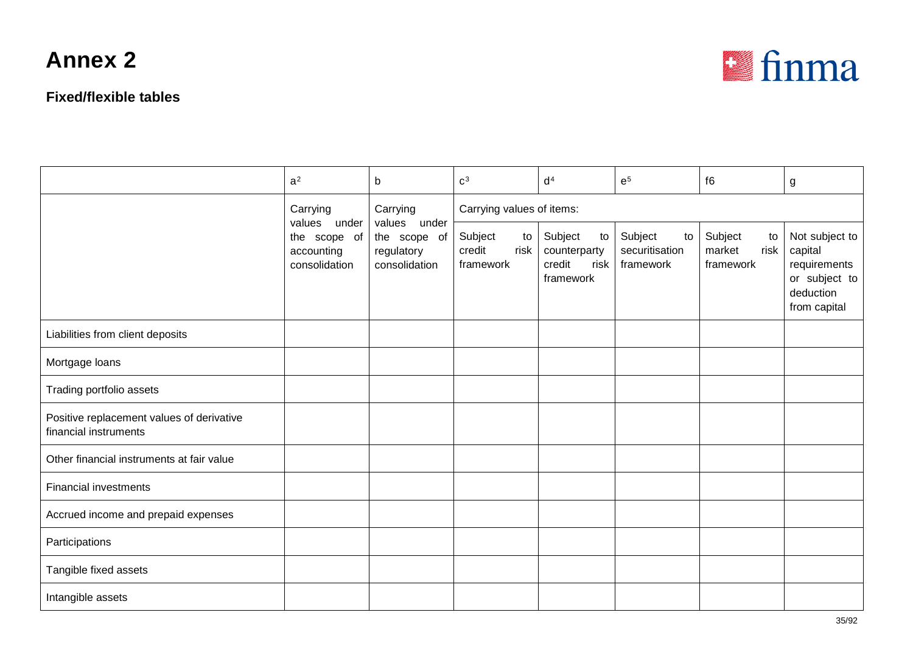# Annex 2

### Fixed/flexible tables

| | a[2] | b | c[3] | d[4] | e[5] | f6 | g |
|---|---|---|---|---|---|---|---|
| | Carrying values under the scope of accounting consolidation | Carrying values under the scope of regulatory consolidation | Carrying values of items: | | | | |
| | | | Subject to credit risk framework | Subject to counterparty credit risk framework | Subject to securitisation framework | Subject to market risk framework | Not subject to capital requirements or subject to deduction from capital |
| Liabilities from client deposits | | | | | | | |
| Mortgage loans | | | | | | | |
| Trading portfolio assets | | | | | | | |
| Positive replacement values of derivative financial instruments | | | | | | | |
| Other financial instruments at fair value | | | | | | | |
| Financial investments | | | | | | | |
| Accrued income and prepaid expenses | | | | | | | |
| Participations | | | | | | | |
| Tangible fixed assets | | | | | | | |
| Intangible assets | | | | | | | |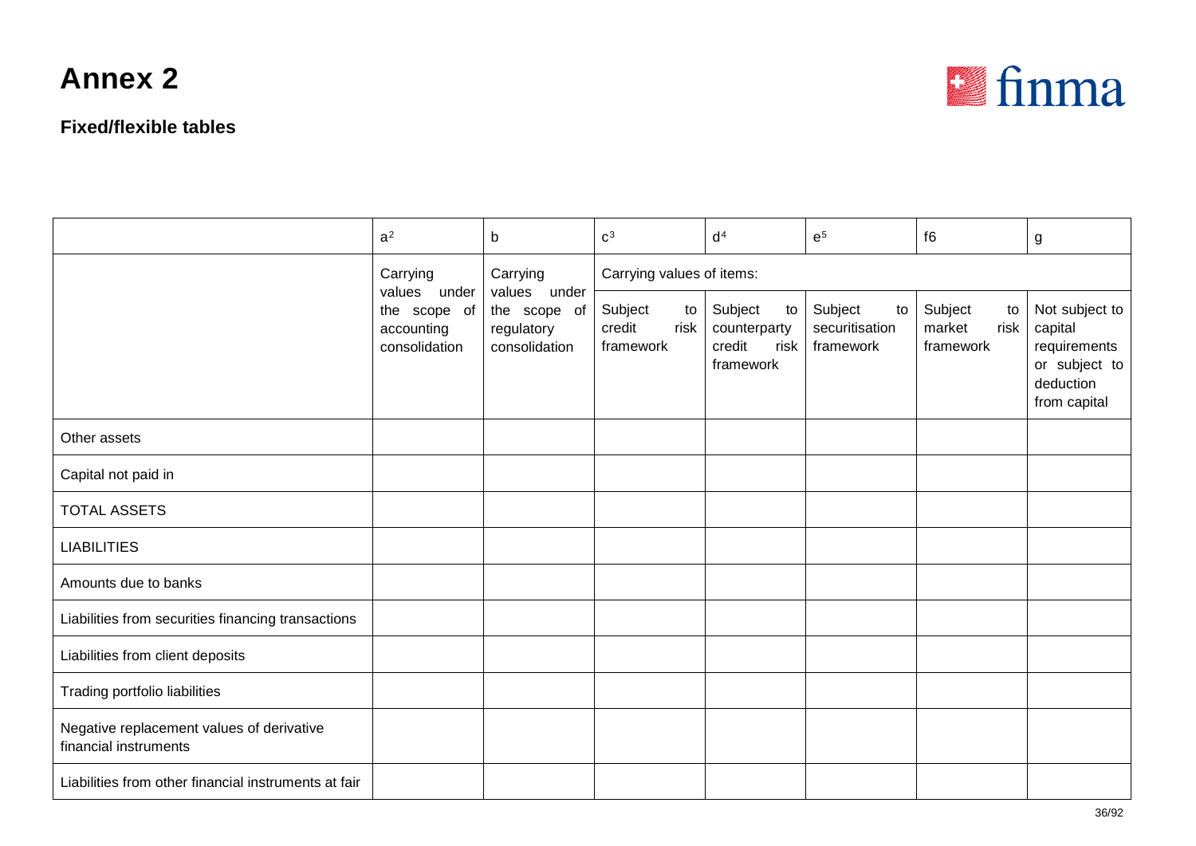# Annex 2

## Fixed/flexible tables

| | a[2] | b | c[3] | d[4] | e[5] | f6 | g |
|---|---|---|---|---|---|---|---|
| | Carrying values under the scope of accounting consolidation | Carrying values under the scope of regulatory consolidation | Carrying values of items: | | | | |
| | | | Subject to credit risk framework | Subject to counterparty credit risk framework | Subject to securitisation framework | Subject to market risk framework | Not subject to capital requirements or subject to deduction from capital |
| Other assets | | | | | | | |
| Capital not paid in | | | | | | | |
| TOTAL ASSETS | | | | | | | |
| LIABILITIES | | | | | | | |
| Amounts due to banks | | | | | | | |
| Liabilities from securities financing transactions | | | | | | | |
| Liabilities from client deposits | | | | | | | |
| Trading portfolio liabilities | | | | | | | |
| Negative replacement values of derivative financial instruments | | | | | | | |
| Liabilities from other financial instruments at fair | | | | | | | |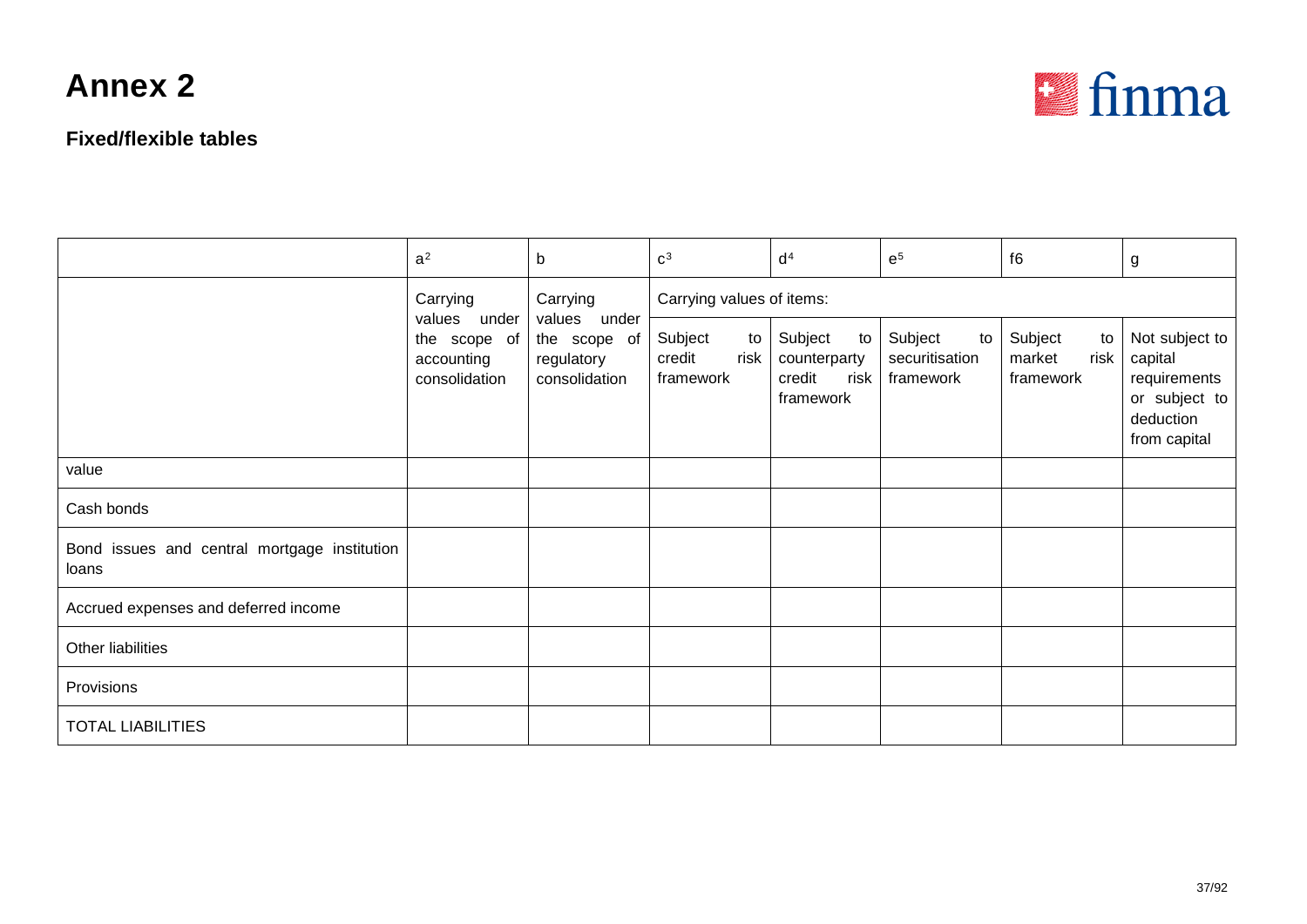# Annex 2

### Fixed/flexible tables

| | a[2] | b | c[3] | d[4] | e[5] | f6 | g |
|---|---|---|---|---|---|---|---|
| | Carrying values under the scope of accounting consolidation | Carrying values under the scope of regulatory consolidation | Carrying values of items: | | | | |
| | | | Subject to credit risk framework | Subject to counterparty credit risk framework | Subject to securitisation framework | Subject to market risk framework | Not subject to capital requirements or subject to deduction from capital |
| value | | | | | | | |
| Cash bonds | | | | | | | |
| Bond issues and central mortgage institution loans | | | | | | | |
| Accrued expenses and deferred income | | | | | | | |
| Other liabilities | | | | | | | |
| Provisions | | | | | | | |
| TOTAL LIABILITIES | | | | | | | |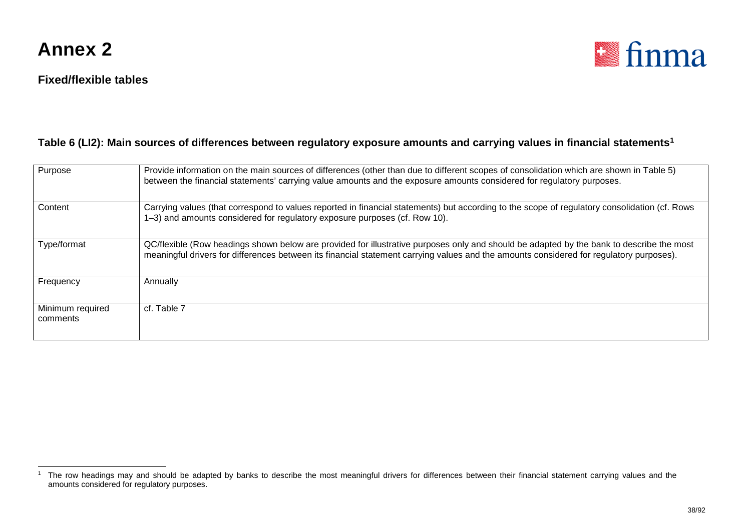# Annex 2

**Fixed/flexible tables**

### Table 6 (LI2): Main sources of differences between regulatory exposure amounts and carrying values in financial statements[1]

| Purpose | Provide information on the main sources of differences (other than due to different scopes of consolidation which are shown in Table 5) between the financial statements' carrying value amounts and the exposure amounts considered for regulatory purposes. |
|---|---|
| Content | Carrying values (that correspond to values reported in financial statements) but according to the scope of regulatory consolidation (cf. Rows 1–3) and amounts considered for regulatory exposure purposes (cf. Row 10). |
| Type/format | QC/flexible (Row headings shown below are provided for illustrative purposes only and should be adapted by the bank to describe the most meaningful drivers for differences between its financial statement carrying values and the amounts considered for regulatory purposes). |
| Frequency | Annually |
| Minimum required comments | cf. Table 7 |

[1] The row headings may and should be adapted by banks to describe the most meaningful drivers for differences between their financial statement carrying values and the amounts considered for regulatory purposes.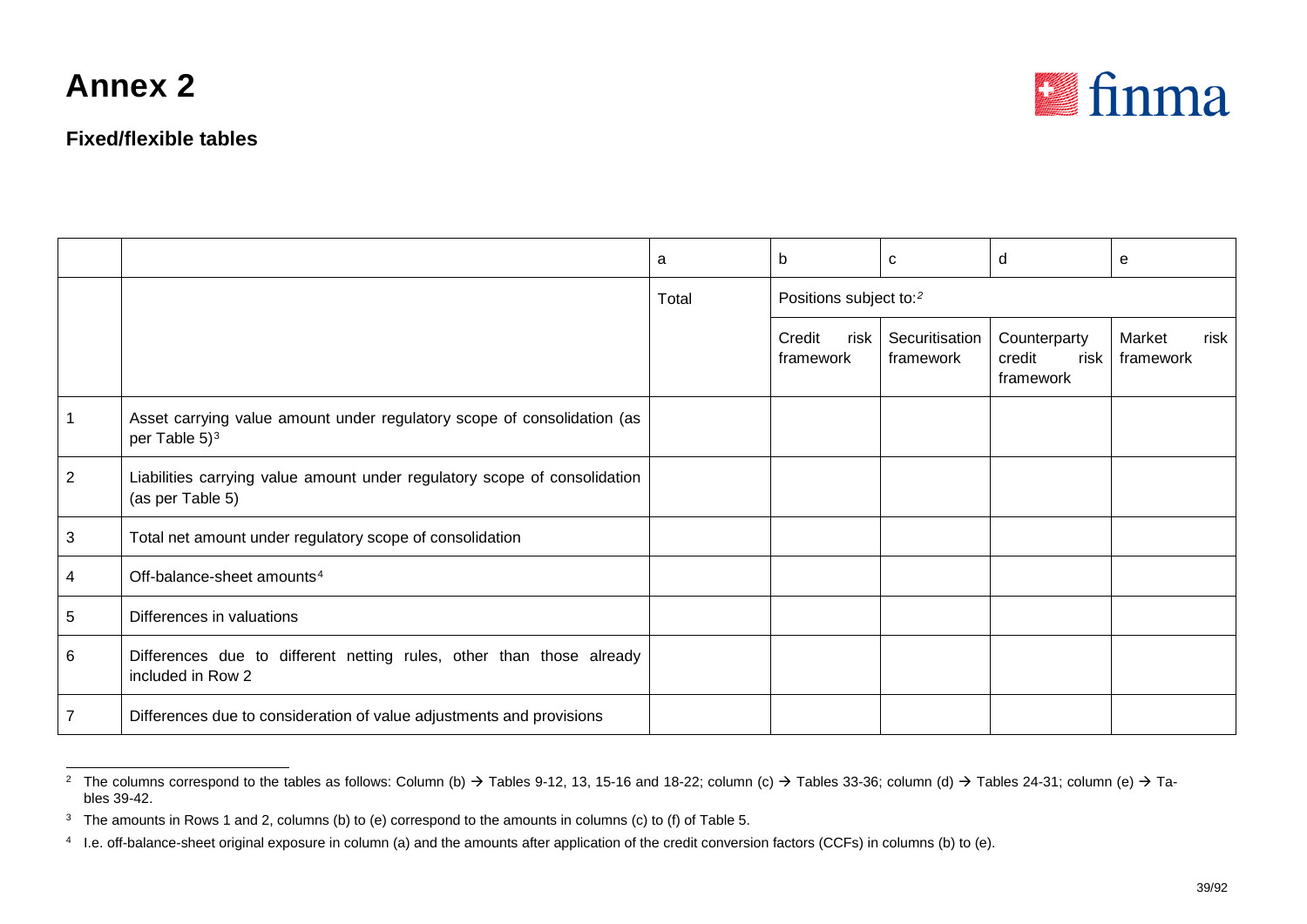# Annex 2

### Fixed/flexible tables

| | | a | b | c | d | e |
|---|---|---|---|---|---|---|
| | | Total | Positions subject to:[2] | | | |
| | | | Credit risk framework | Securitisation framework | Counterparty credit risk framework | Market risk framework |
| 1 | Asset carrying value amount under regulatory scope of consolidation (as per Table 5)[3] | | | | | |
| 2 | Liabilities carrying value amount under regulatory scope of consolidation (as per Table 5) | | | | | |
| 3 | Total net amount under regulatory scope of consolidation | | | | | |
| 4 | Off-balance-sheet amounts[4] | | | | | |
| 5 | Differences in valuations | | | | | |
| 6 | Differences due to different netting rules, other than those already included in Row 2 | | | | | |
| 7 | Differences due to consideration of value adjustments and provisions | | | | | |

[2] The columns correspond to the tables as follows: Column (b) → Tables 9-12, 13, 15-16 and 18-22; column (c) → Tables 33-36; column (d) → Tables 24-31; column (e) → Tables 39-42.

[3] The amounts in Rows 1 and 2, columns (b) to (e) correspond to the amounts in columns (c) to (f) of Table 5.

[4] I.e. off-balance-sheet original exposure in column (a) and the amounts after application of the credit conversion factors (CCFs) in columns (b) to (e).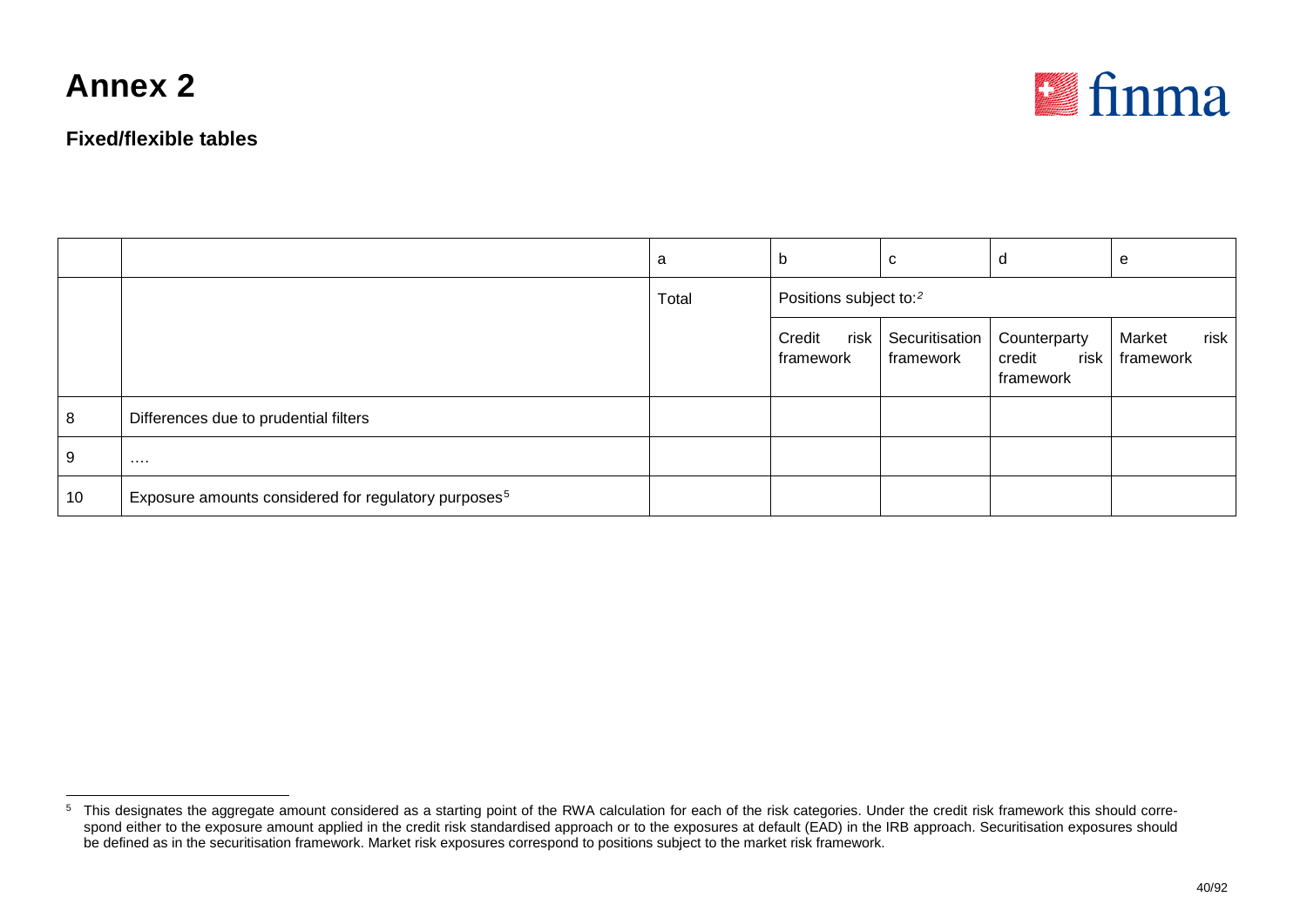# Annex 2

## Fixed/flexible tables

| | | a | b | c | d | e |
|---|---|---|---|---|---|---|
| | | Total | Positions subject to:[2] | | | |
| | | | Credit risk framework | Securitisation framework | Counterparty credit risk framework | Market risk framework |
| 8 | Differences due to prudential filters | | | | | |
| 9 | .... | | | | | |
| 10 | Exposure amounts considered for regulatory purposes[5] | | | | | |

[5] This designates the aggregate amount considered as a starting point of the RWA calculation for each of the risk categories. Under the credit risk framework this should correspond either to the exposure amount applied in the credit risk standardised approach or to the exposures at default (EAD) in the IRB approach. Securitisation exposures should be defined as in the securitisation framework. Market risk exposures correspond to positions subject to the market risk framework.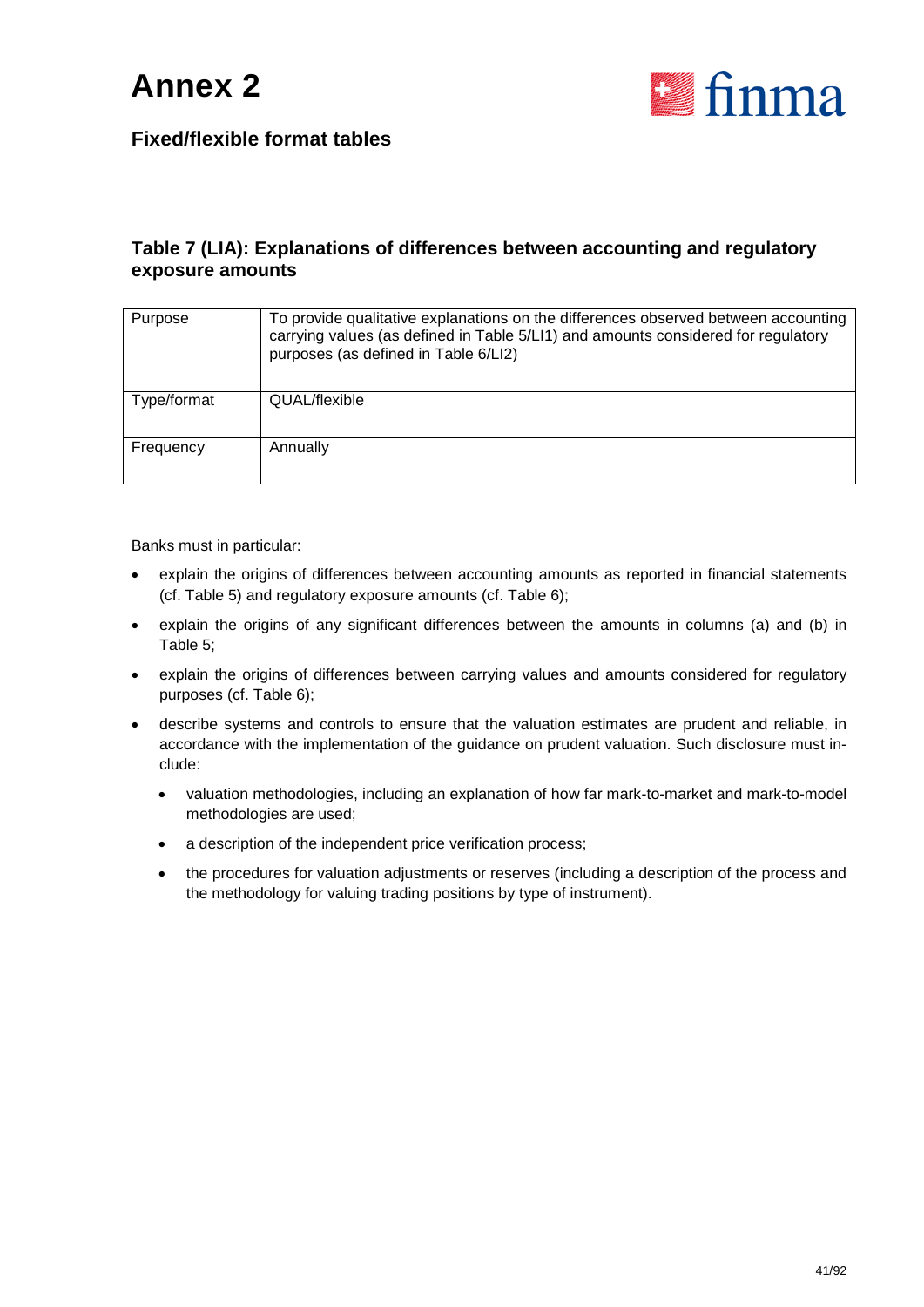# Annex 2

## Fixed/flexible format tables

### Table 7 (LIA): Explanations of differences between accounting and regulatory exposure amounts

| Purpose | To provide qualitative explanations on the differences observed between accounting carrying values (as defined in Table 5/LI1) and amounts considered for regulatory purposes (as defined in Table 6/LI2) |
|---|---|
| Type/format | QUAL/flexible |
| Frequency | Annually |

Banks must in particular:

- explain the origins of differences between accounting amounts as reported in financial statements (cf. Table 5) and regulatory exposure amounts (cf. Table 6);
- explain the origins of any significant differences between the amounts in columns (a) and (b) in Table 5;
- explain the origins of differences between carrying values and amounts considered for regulatory purposes (cf. Table 6);
- describe systems and controls to ensure that the valuation estimates are prudent and reliable, in accordance with the implementation of the guidance on prudent valuation. Such disclosure must include:
  - valuation methodologies, including an explanation of how far mark-to-market and mark-to-model methodologies are used;
  - a description of the independent price verification process;
  - the procedures for valuation adjustments or reserves (including a description of the process and the methodology for valuing trading positions by type of instrument).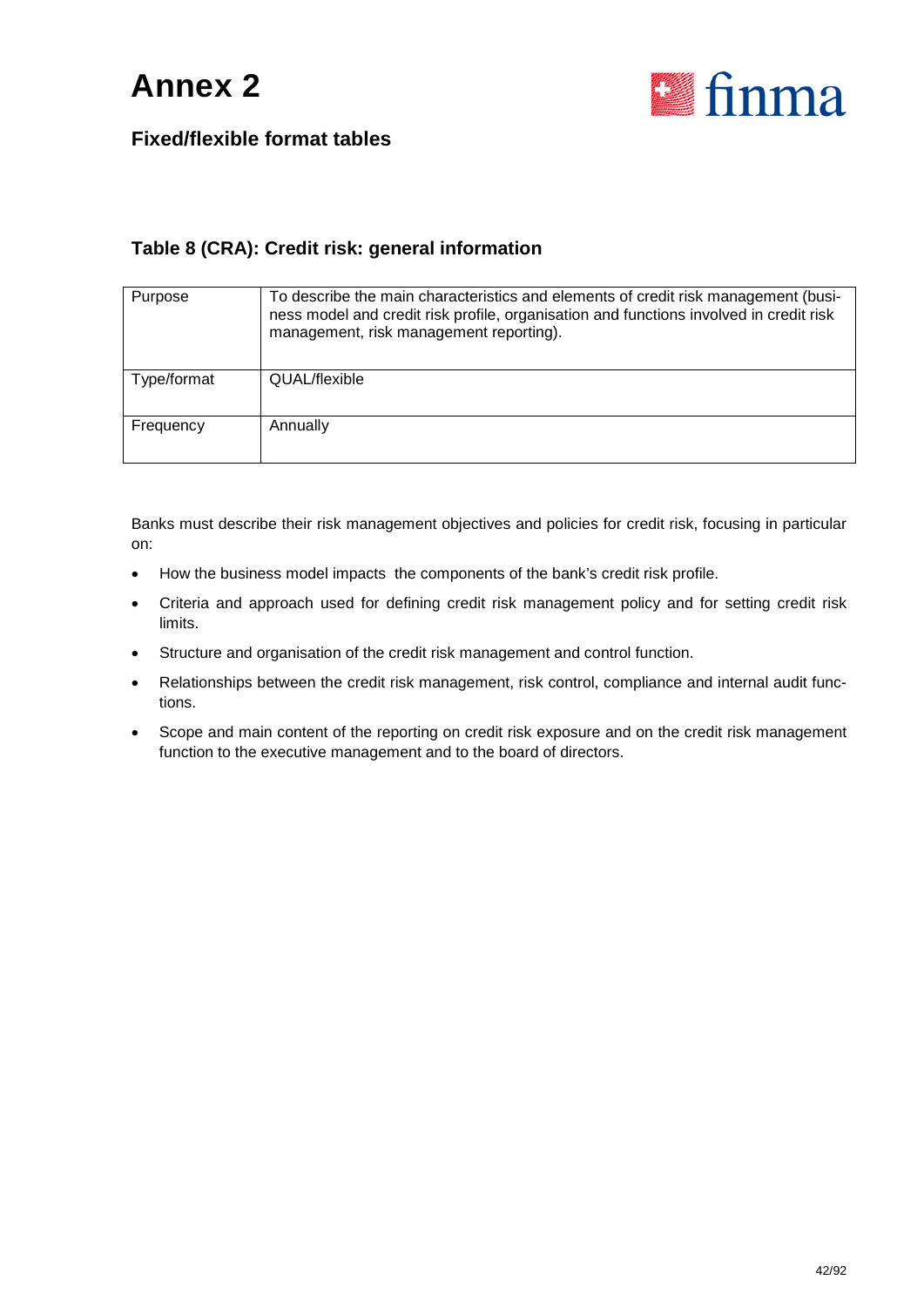# Annex 2

## Fixed/flexible format tables

### Table 8 (CRA): Credit risk: general information

| | |
|---|---|
| Purpose | To describe the main characteristics and elements of credit risk management (business model and credit risk profile, organisation and functions involved in credit risk management, risk management reporting). |
| Type/format | QUAL/flexible |
| Frequency | Annually |

Banks must describe their risk management objectives and policies for credit risk, focusing in particular on:

- How the business model impacts the components of the bank's credit risk profile.
- Criteria and approach used for defining credit risk management policy and for setting credit risk limits.
- Structure and organisation of the credit risk management and control function.
- Relationships between the credit risk management, risk control, compliance and internal audit functions.
- Scope and main content of the reporting on credit risk exposure and on the credit risk management function to the executive management and to the board of directors.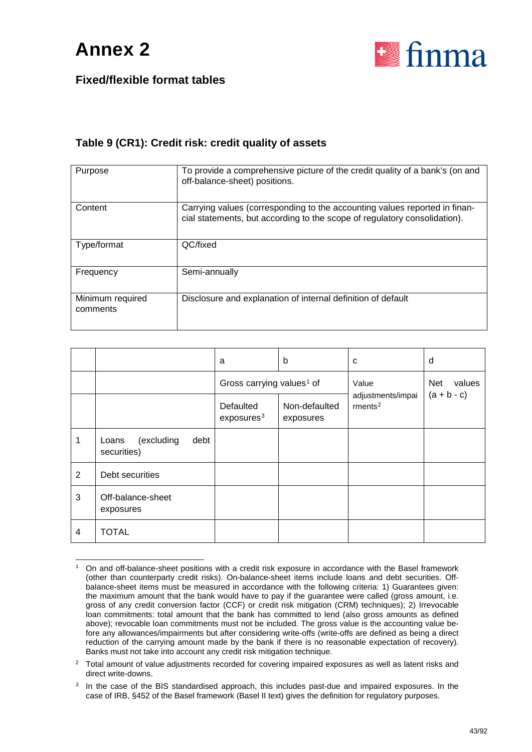# Annex 2

## Fixed/flexible format tables

### Table 9 (CR1): Credit risk: credit quality of assets

| | |
|---|---|
| Purpose | To provide a comprehensive picture of the credit quality of a bank's (on and off-balance-sheet) positions. |
| Content | Carrying values (corresponding to the accounting values reported in financial statements, but according to the scope of regulatory consolidation). |
| Type/format | QC/fixed |
| Frequency | Semi-annually |
| Minimum required comments | Disclosure and explanation of internal definition of default |

| | | a | b | c | d |
|---|---|---|---|---|---|
| | | Gross carrying values[1] of | | Value adjustments/impairments[2] | Net values (a + b - c) |
| | | Defaulted exposures[3] | Non-defaulted exposures | | |
| 1 | Loans (excluding debt securities) | | | | |
| 2 | Debt securities | | | | |
| 3 | Off-balance-sheet exposures | | | | |
| 4 | TOTAL | | | | |

[1] On and off-balance-sheet positions with a credit risk exposure in accordance with the Basel framework (other than counterparty credit risks). On-balance-sheet items include loans and debt securities. Off-balance-sheet items must be measured in accordance with the following criteria: 1) Guarantees given: the maximum amount that the bank would have to pay if the guarantee were called (gross amount, i.e. gross of any credit conversion factor (CCF) or credit risk mitigation (CRM) techniques); 2) Irrevocable loan commitments: total amount that the bank has committed to lend (also gross amounts as defined above); revocable loan commitments must not be included. The gross value is the accounting value before any allowances/impairments but after considering write-offs (write-offs are defined as being a direct reduction of the carrying amount made by the bank if there is no reasonable expectation of recovery). Banks must not take into account any credit risk mitigation technique.

[2] Total amount of value adjustments recorded for covering impaired exposures as well as latent risks and direct write-downs.

[3] In the case of the BIS standardised approach, this includes past-due and impaired exposures. In the case of IRB, §452 of the Basel framework (Basel II text) gives the definition for regulatory purposes.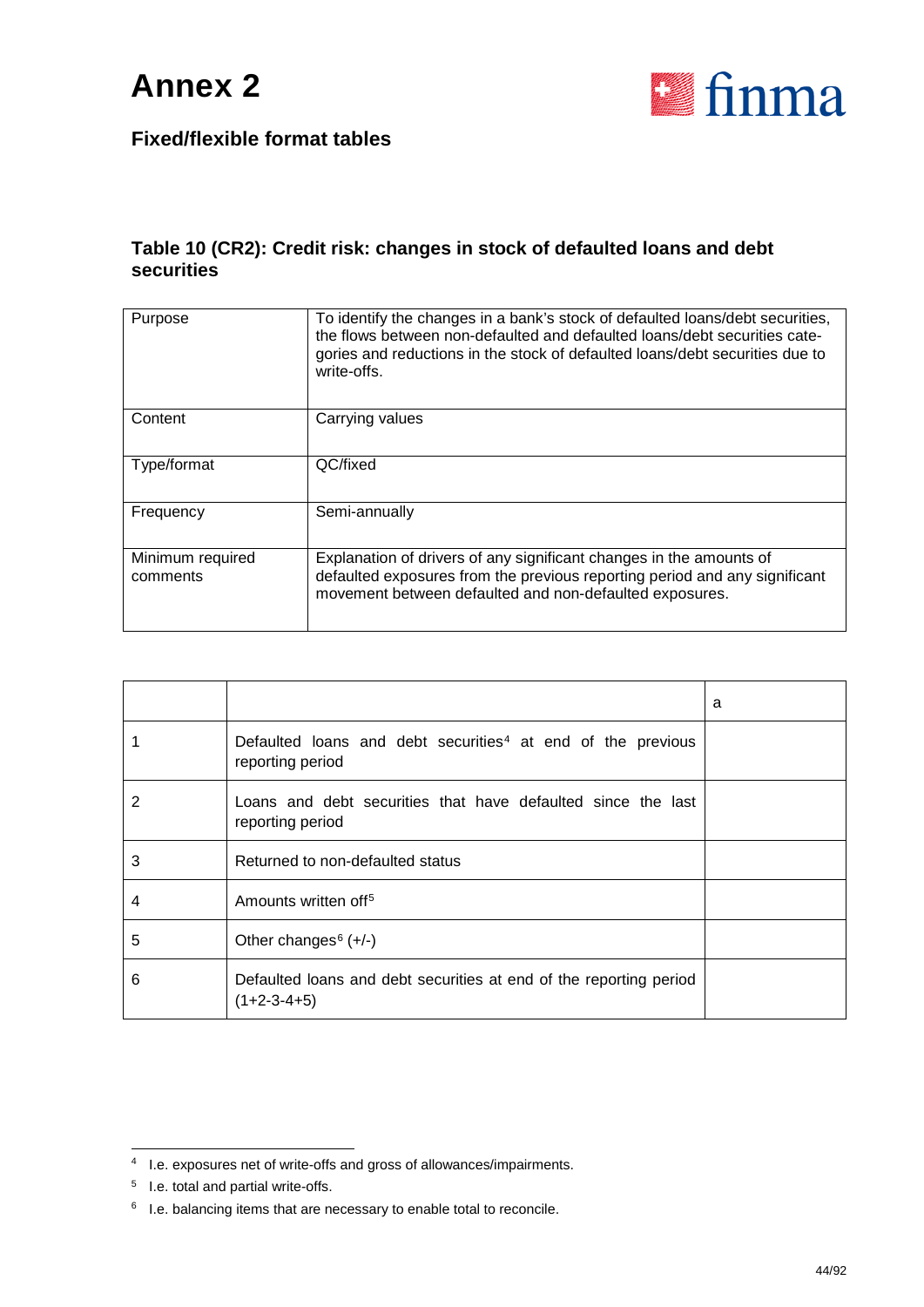# Annex 2

## Fixed/flexible format tables

### Table 10 (CR2): Credit risk: changes in stock of defaulted loans and debt securities

| | |
|---|---|
| Purpose | To identify the changes in a bank's stock of defaulted loans/debt securities, the flows between non-defaulted and defaulted loans/debt securities categories and reductions in the stock of defaulted loans/debt securities due to write-offs. |
| Content | Carrying values |
| Type/format | QC/fixed |
| Frequency | Semi-annually |
| Minimum required comments | Explanation of drivers of any significant changes in the amounts of defaulted exposures from the previous reporting period and any significant movement between defaulted and non-defaulted exposures. |

| | | a |
|---|---|---|
| 1 | Defaulted loans and debt securities[4] at end of the previous reporting period | |
| 2 | Loans and debt securities that have defaulted since the last reporting period | |
| 3 | Returned to non-defaulted status | |
| 4 | Amounts written off[5] | |
| 5 | Other changes[6] (+/-) | |
| 6 | Defaulted loans and debt securities at end of the reporting period (1+2-3-4+5) | |

[4] I.e. exposures net of write-offs and gross of allowances/impairments.

[5] I.e. total and partial write-offs.

[6] I.e. balancing items that are necessary to enable total to reconcile.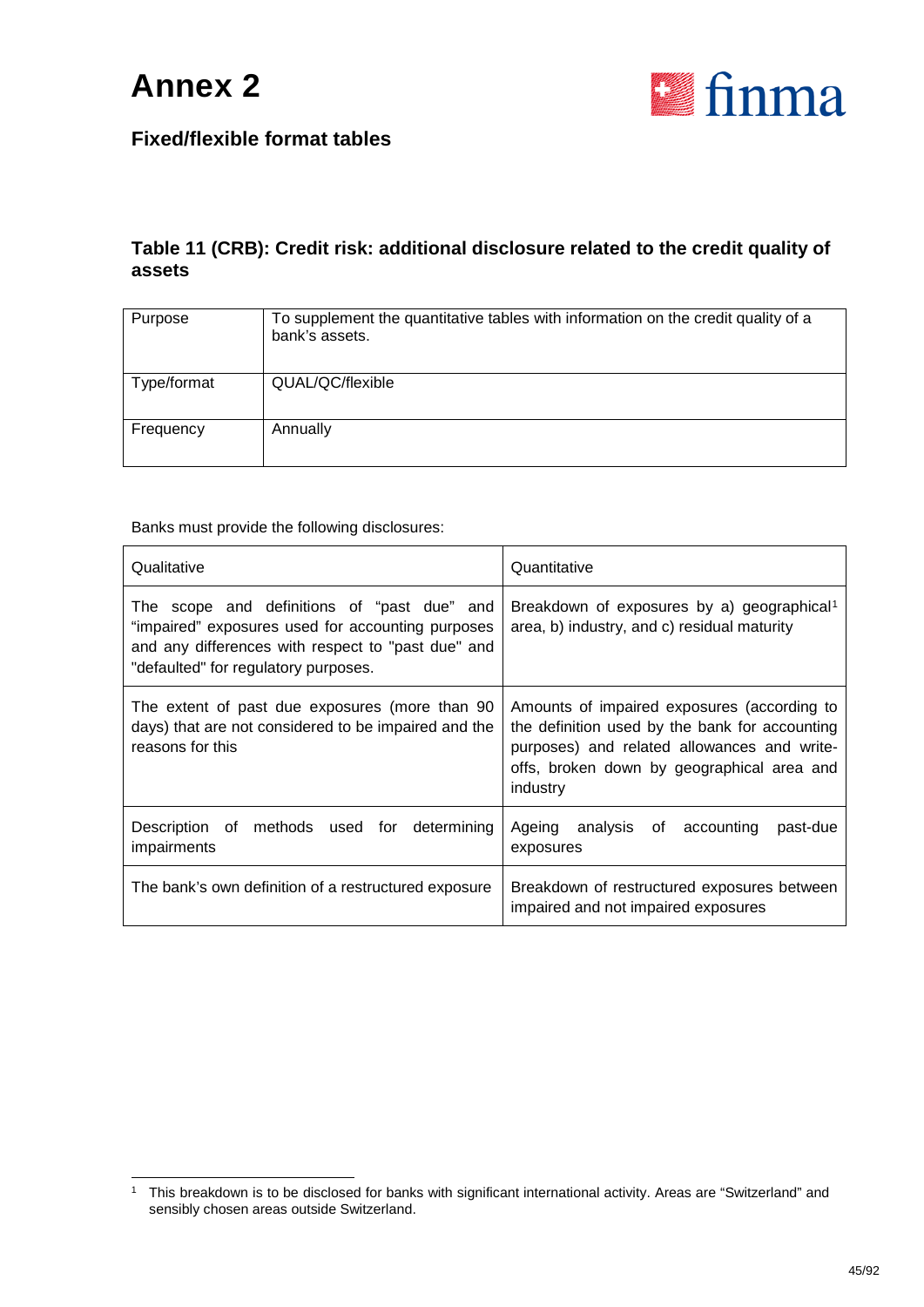# Annex 2

## Fixed/flexible format tables

### Table 11 (CRB): Credit risk: additional disclosure related to the credit quality of assets

| Purpose | To supplement the quantitative tables with information on the credit quality of a bank's assets. |
| --- | --- |
| Type/format | QUAL/QC/flexible |
| Frequency | Annually |

Banks must provide the following disclosures:

| Qualitative | Quantitative |
| --- | --- |
| The scope and definitions of "past due" and "impaired" exposures used for accounting purposes and any differences with respect to "past due" and "defaulted" for regulatory purposes. | Breakdown of exposures by a) geographical[1] area, b) industry, and c) residual maturity |
| The extent of past due exposures (more than 90 days) that are not considered to be impaired and the reasons for this | Amounts of impaired exposures (according to the definition used by the bank for accounting purposes) and related allowances and write-offs, broken down by geographical area and industry |
| Description of methods used for determining impairments | Ageing analysis of accounting past-due exposures |
| The bank's own definition of a restructured exposure | Breakdown of restructured exposures between impaired and not impaired exposures |

[1] This breakdown is to be disclosed for banks with significant international activity. Areas are "Switzerland" and sensibly chosen areas outside Switzerland.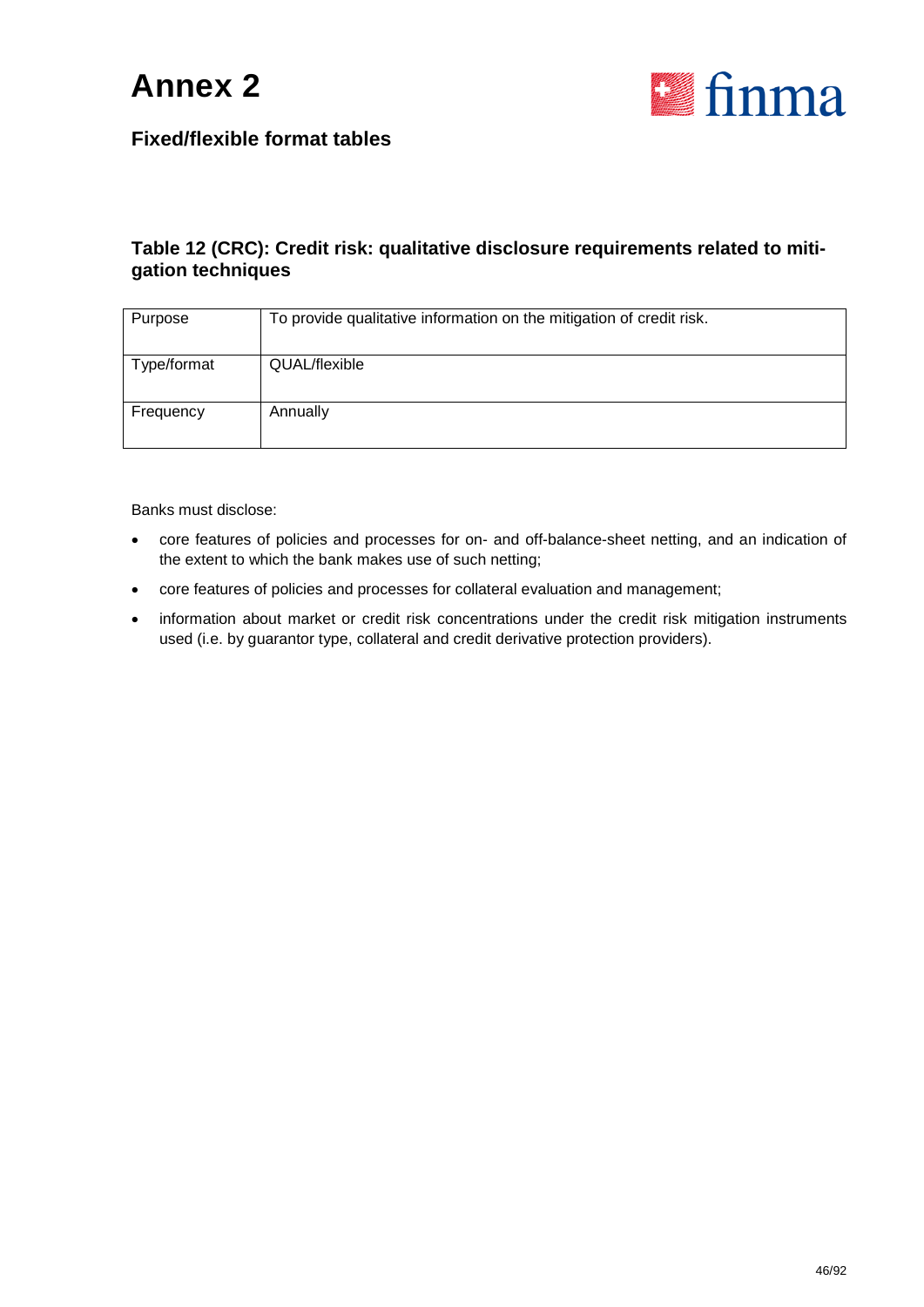# Annex 2

## Fixed/flexible format tables

### Table 12 (CRC): Credit risk: qualitative disclosure requirements related to mitigation techniques

| Purpose | To provide qualitative information on the mitigation of credit risk. |
|---|---|
| Type/format | QUAL/flexible |
| Frequency | Annually |

Banks must disclose:

- core features of policies and processes for on- and off-balance-sheet netting, and an indication of the extent to which the bank makes use of such netting;
- core features of policies and processes for collateral evaluation and management;
- information about market or credit risk concentrations under the credit risk mitigation instruments used (i.e. by guarantor type, collateral and credit derivative protection providers).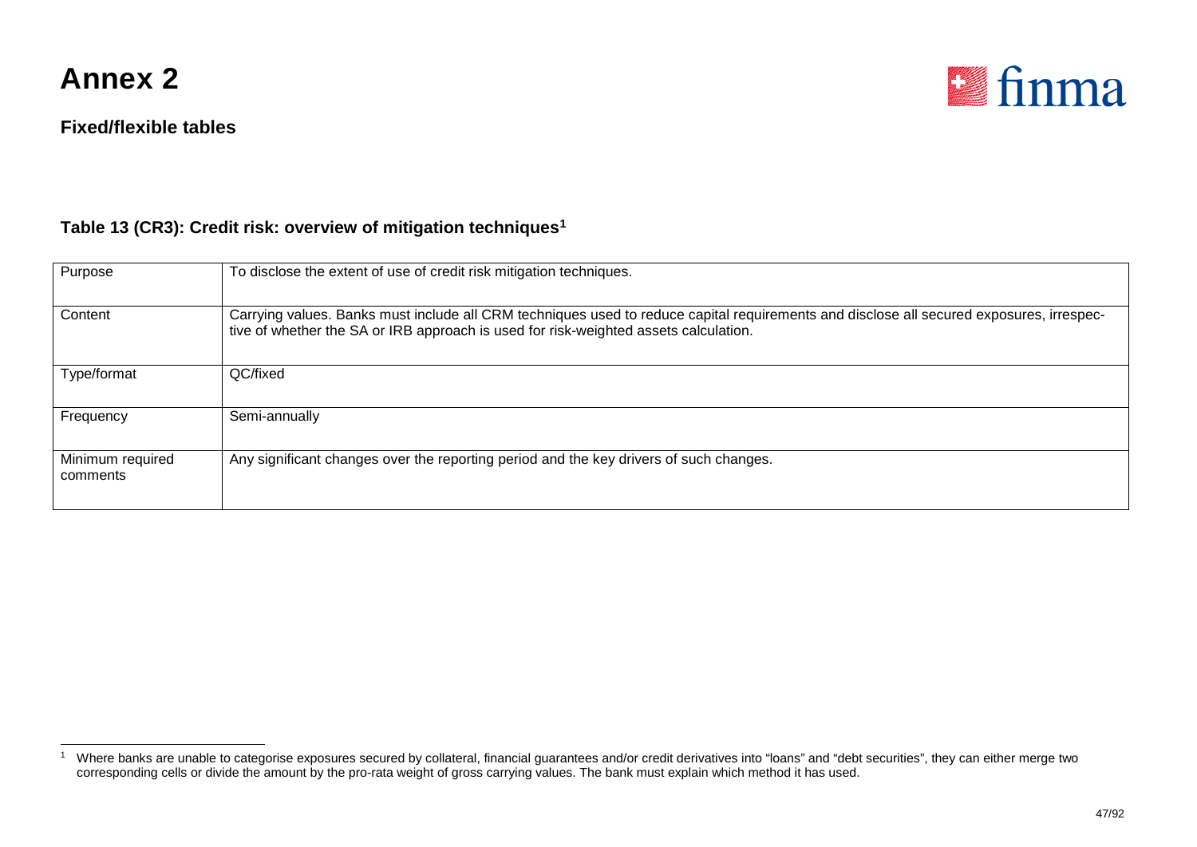# Annex 2

## Fixed/flexible tables

### Table 13 (CR3): Credit risk: overview of mitigation techniques[1]

| | |
|---|---|
| Purpose | To disclose the extent of use of credit risk mitigation techniques. |
| Content | Carrying values. Banks must include all CRM techniques used to reduce capital requirements and disclose all secured exposures, irrespective of whether the SA or IRB approach is used for risk-weighted assets calculation. |
| Type/format | QC/fixed |
| Frequency | Semi-annually |
| Minimum required comments | Any significant changes over the reporting period and the key drivers of such changes. |

[1] Where banks are unable to categorise exposures secured by collateral, financial guarantees and/or credit derivatives into "loans" and "debt securities", they can either merge two corresponding cells or divide the amount by the pro-rata weight of gross carrying values. The bank must explain which method it has used.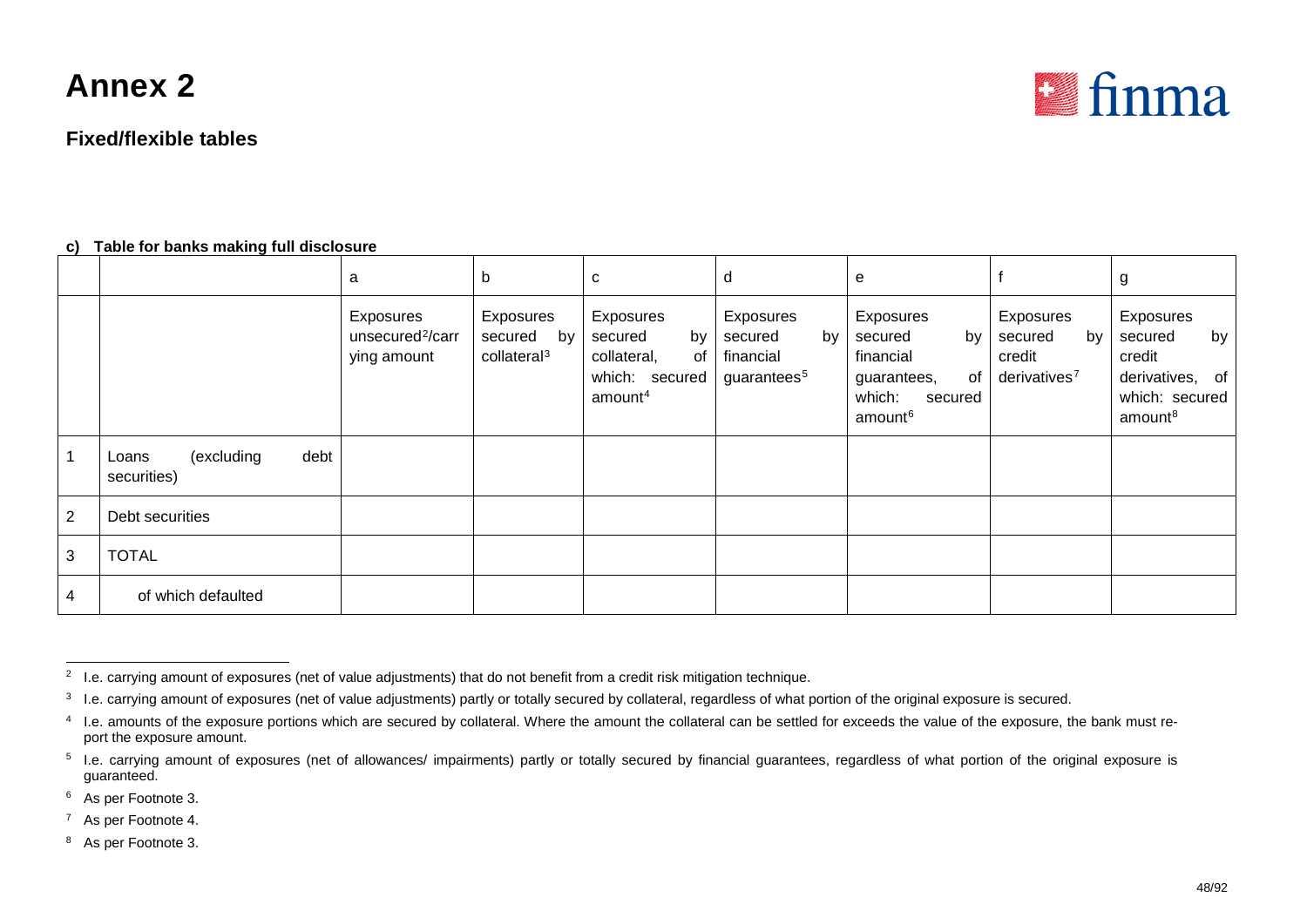# Annex 2

## Fixed/flexible tables

**c) Table for banks making full disclosure**

| | | a | b | c | d | e | f | g |
|---|---|---|---|---|---|---|---|---|
| | | Exposures unsecured[2]/carrying amount | Exposures secured by collateral[3] | Exposures secured by collateral, of which: secured amount[4] | Exposures secured by financial guarantees[5] | Exposures secured by financial guarantees, of which: secured amount[6] | Exposures secured by credit derivatives[7] | Exposures secured by credit derivatives, of which: secured amount[8] |
| 1 | Loans (excluding debt securities) | | | | | | | |
| 2 | Debt securities | | | | | | | |
| 3 | TOTAL | | | | | | | |
| 4 | of which defaulted | | | | | | | |

[2] I.e. carrying amount of exposures (net of value adjustments) that do not benefit from a credit risk mitigation technique.

[3] I.e. carrying amount of exposures (net of value adjustments) partly or totally secured by collateral, regardless of what portion of the original exposure is secured.

[4] I.e. amounts of the exposure portions which are secured by collateral. Where the amount the collateral can be settled for exceeds the value of the exposure, the bank must report the exposure amount.

[5] I.e. carrying amount of exposures (net of allowances/ impairments) partly or totally secured by financial guarantees, regardless of what portion of the original exposure is guaranteed.

[6] As per Footnote 3.

[7] As per Footnote 4.

[8] As per Footnote 3.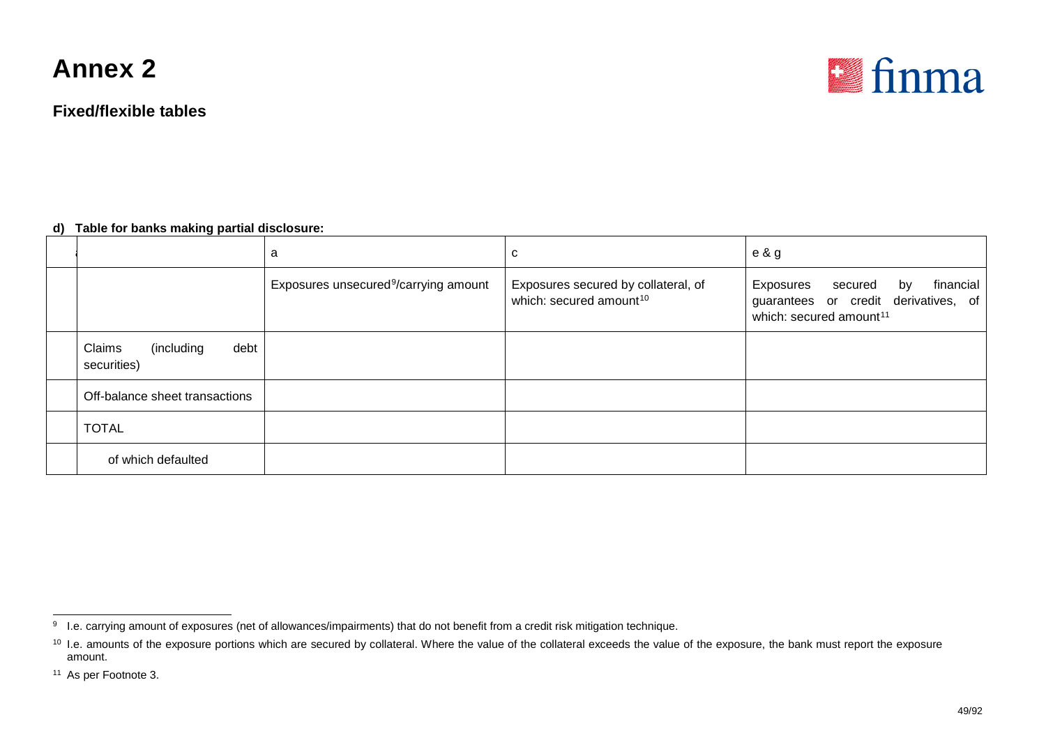# Annex 2

## Fixed/flexible tables

**d) Table for banks making partial disclosure:**

| | | a | c | e & g |
|---|---|---|---|---|
| | | Exposures unsecured[9]/carrying amount | Exposures secured by collateral, of which: secured amount[10] | Exposures secured by financial guarantees or credit derivatives, of which: secured amount[11] |
| | Claims (including debt securities) | | | |
| | Off-balance sheet transactions | | | |
| | TOTAL | | | |
| | of which defaulted | | | |

[9] I.e. carrying amount of exposures (net of allowances/impairments) that do not benefit from a credit risk mitigation technique.

[10] I.e. amounts of the exposure portions which are secured by collateral. Where the value of the collateral exceeds the value of the exposure, the bank must report the exposure amount.

[11] As per Footnote 3.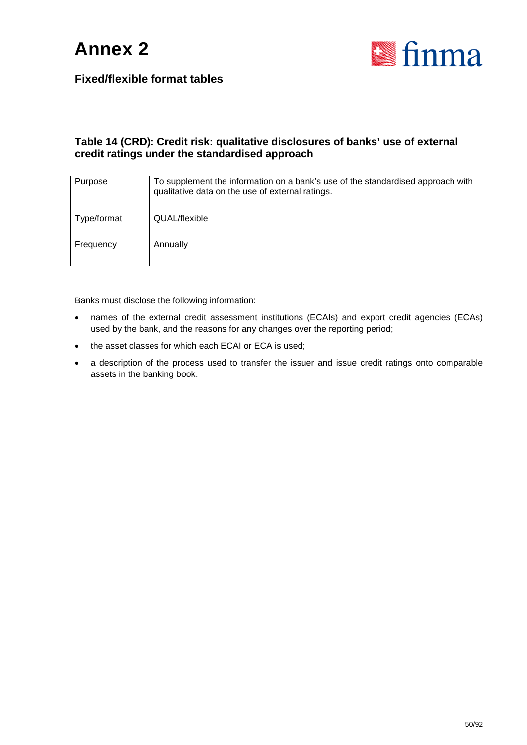# Annex 2

## Fixed/flexible format tables

### Table 14 (CRD): Credit risk: qualitative disclosures of banks' use of external credit ratings under the standardised approach

| | |
|---|---|
| Purpose | To supplement the information on a bank's use of the standardised approach with qualitative data on the use of external ratings. |
| Type/format | QUAL/flexible |
| Frequency | Annually |

Banks must disclose the following information:

- names of the external credit assessment institutions (ECAIs) and export credit agencies (ECAs) used by the bank, and the reasons for any changes over the reporting period;
- the asset classes for which each ECAI or ECA is used;
- a description of the process used to transfer the issuer and issue credit ratings onto comparable assets in the banking book.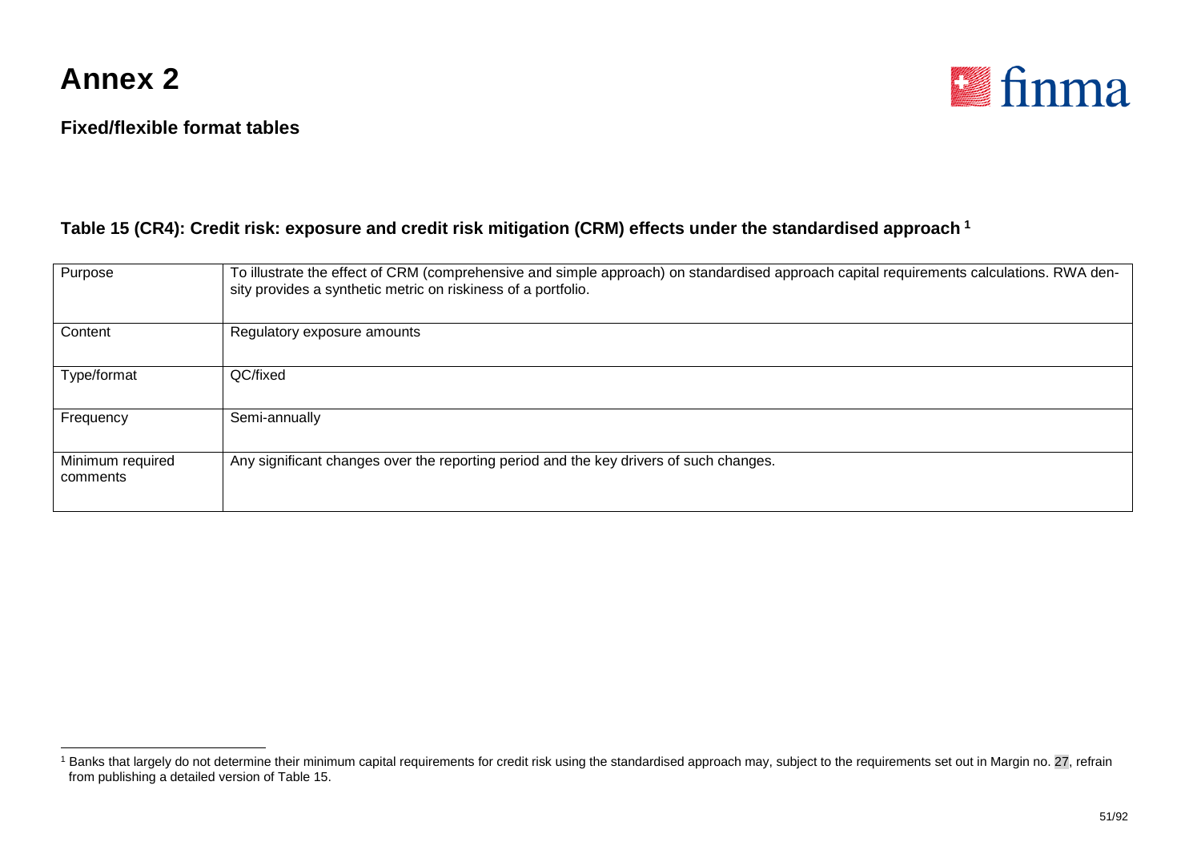# Annex 2

## Fixed/flexible format tables

### Table 15 (CR4): Credit risk: exposure and credit risk mitigation (CRM) effects under the standardised approach [1]

| | |
|---|---|
| Purpose | To illustrate the effect of CRM (comprehensive and simple approach) on standardised approach capital requirements calculations. RWA density provides a synthetic metric on riskiness of a portfolio. |
| Content | Regulatory exposure amounts |
| Type/format | QC/fixed |
| Frequency | Semi-annually |
| Minimum required comments | Any significant changes over the reporting period and the key drivers of such changes. |

[1] Banks that largely do not determine their minimum capital requirements for credit risk using the standardised approach may, subject to the requirements set out in Margin no. 27, refrain from publishing a detailed version of Table 15.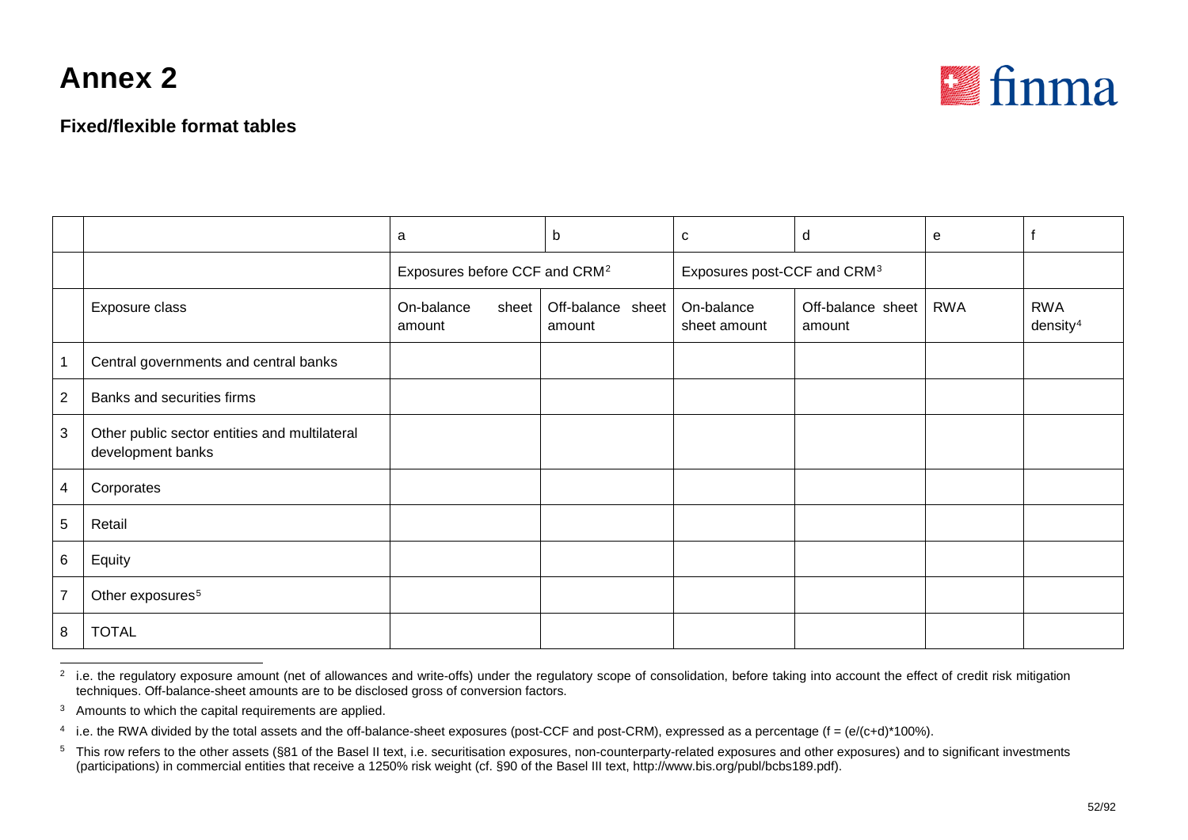# Annex 2

## Fixed/flexible format tables

| | | a | b | c | d | e | f |
|---|---|---|---|---|---|---|---|
| | | Exposures before CCF and CRM[2] | | Exposures post-CCF and CRM[3] | | | |
| | Exposure class | On-balance sheet amount | Off-balance sheet amount | On-balance sheet amount | Off-balance sheet amount | RWA | RWA density[4] |
| 1 | Central governments and central banks | | | | | | |
| 2 | Banks and securities firms | | | | | | |
| 3 | Other public sector entities and multilateral development banks | | | | | | |
| 4 | Corporates | | | | | | |
| 5 | Retail | | | | | | |
| 6 | Equity | | | | | | |
| 7 | Other exposures[5] | | | | | | |
| 8 | TOTAL | | | | | | |

[2] i.e. the regulatory exposure amount (net of allowances and write-offs) under the regulatory scope of consolidation, before taking into account the effect of credit risk mitigation techniques. Off-balance-sheet amounts are to be disclosed gross of conversion factors.

[3] Amounts to which the capital requirements are applied.

[4] i.e. the RWA divided by the total assets and the off-balance-sheet exposures (post-CCF and post-CRM), expressed as a percentage ($f = (e/(c+d)) * 100\%$).

[5] This row refers to the other assets (§81 of the Basel II text, i.e. securitisation exposures, non-counterparty-related exposures and other exposures) and to significant investments (participations) in commercial entities that receive a 1250% risk weight (cf. §90 of the Basel III text, http://www.bis.org/publ/bcbs189.pdf).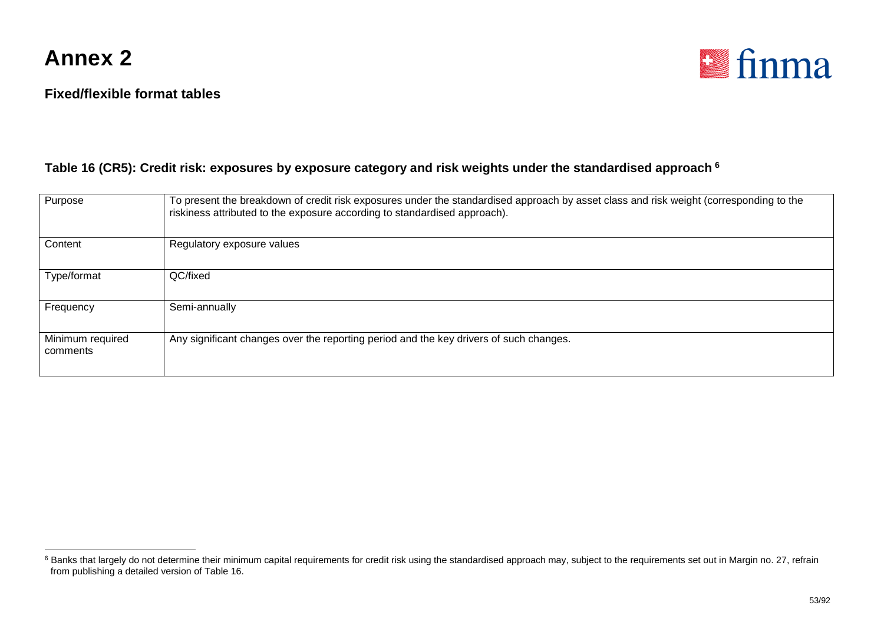# Annex 2

## Fixed/flexible format tables

### Table 16 (CR5): Credit risk: exposures by exposure category and risk weights under the standardised approach [6]

| | |
|---|---|
| Purpose | To present the breakdown of credit risk exposures under the standardised approach by asset class and risk weight (corresponding to the riskiness attributed to the exposure according to standardised approach). |
| Content | Regulatory exposure values |
| Type/format | QC/fixed |
| Frequency | Semi-annually |
| Minimum required comments | Any significant changes over the reporting period and the key drivers of such changes. |

[6] Banks that largely do not determine their minimum capital requirements for credit risk using the standardised approach may, subject to the requirements set out in Margin no. 27, refrain from publishing a detailed version of Table 16.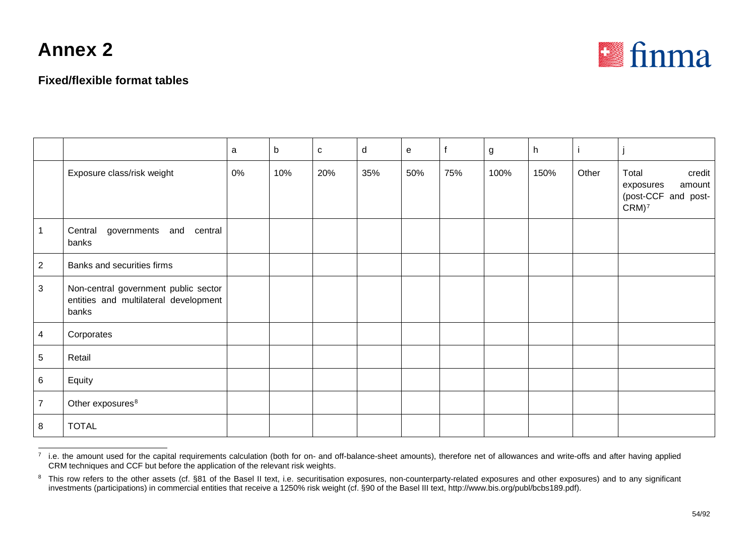# Annex 2

## Fixed/flexible format tables

| | | a | b | c | d | e | f | g | h | i | j |
|---|---|---|---|---|---|---|---|---|---|---|---|
| | Exposure class/risk weight | 0% | 10% | 20% | 35% | 50% | 75% | 100% | 150% | Other | Total credit exposures amount (post-CCF and post-CRM)[7] |
| 1 | Central governments and central banks | | | | | | | | | | |
| 2 | Banks and securities firms | | | | | | | | | | |
| 3 | Non-central government public sector entities and multilateral development banks | | | | | | | | | | |
| 4 | Corporates | | | | | | | | | | |
| 5 | Retail | | | | | | | | | | |
| 6 | Equity | | | | | | | | | | |
| 7 | Other exposures[8] | | | | | | | | | | |
| 8 | TOTAL | | | | | | | | | | |

[7] i.e. the amount used for the capital requirements calculation (both for on- and off-balance-sheet amounts), therefore net of allowances and write-offs and after having applied CRM techniques and CCF but before the application of the relevant risk weights.

[8] This row refers to the other assets (cf. §81 of the Basel II text, i.e. securitisation exposures, non-counterparty-related exposures and other exposures) and to any significant investments (participations) in commercial entities that receive a 1250% risk weight (cf. §90 of the Basel III text, http://www.bis.org/publ/bcbs189.pdf).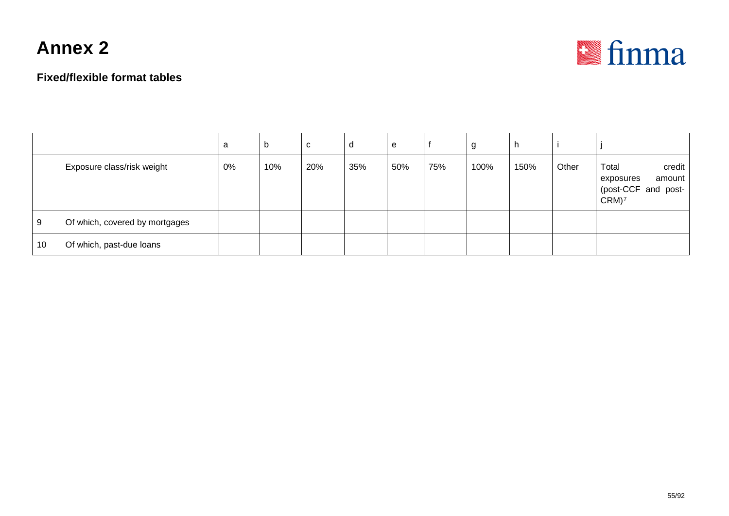# Annex 2

### Fixed/flexible format tables

| | | a | b | c | d | e | f | g | h | i | j |
|---|---|---|---|---|---|---|---|---|---|---|---|
| | Exposure class/risk weight | 0% | 10% | 20% | 35% | 50% | 75% | 100% | 150% | Other | Total credit exposures amount (post-CCF and post-CRM)[7] |
| 9 | Of which, covered by mortgages | | | | | | | | | | |
| 10 | Of which, past-due loans | | | | | | | | | | |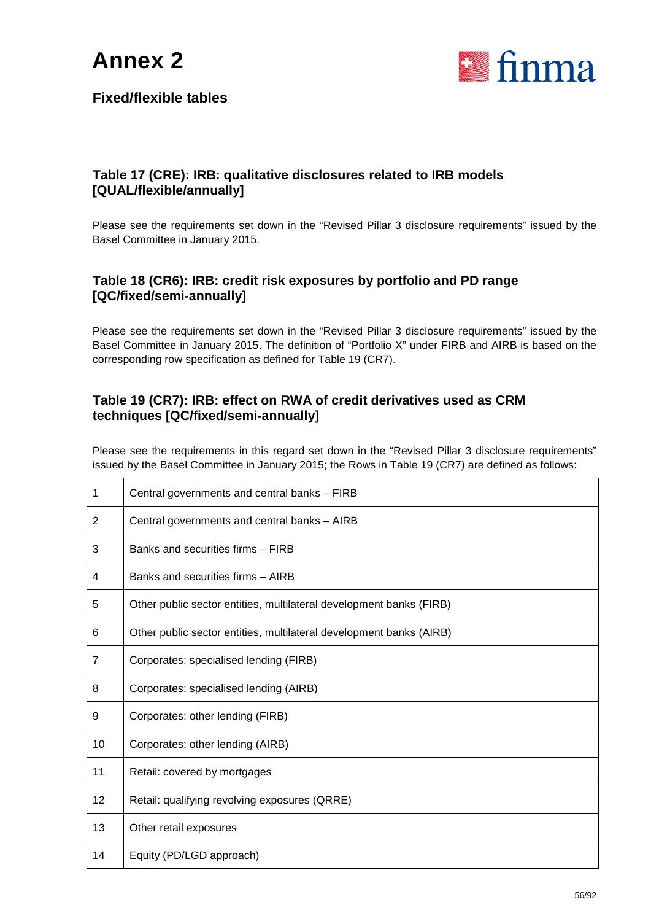# Annex 2

## Fixed/flexible tables

### Table 17 (CRE): IRB: qualitative disclosures related to IRB models [QUAL/flexible/annually]

Please see the requirements set down in the "Revised Pillar 3 disclosure requirements" issued by the Basel Committee in January 2015.

### Table 18 (CR6): IRB: credit risk exposures by portfolio and PD range [QC/fixed/semi-annually]

Please see the requirements set down in the "Revised Pillar 3 disclosure requirements" issued by the Basel Committee in January 2015. The definition of "Portfolio X" under FIRB and AIRB is based on the corresponding row specification as defined for Table 19 (CR7).

### Table 19 (CR7): IRB: effect on RWA of credit derivatives used as CRM techniques [QC/fixed/semi-annually]

Please see the requirements in this regard set down in the "Revised Pillar 3 disclosure requirements" issued by the Basel Committee in January 2015; the Rows in Table 19 (CR7) are defined as follows:

| | |
|---|---|
| 1 | Central governments and central banks – FIRB |
| 2 | Central governments and central banks – AIRB |
| 3 | Banks and securities firms – FIRB |
| 4 | Banks and securities firms – AIRB |
| 5 | Other public sector entities, multilateral development banks (FIRB) |
| 6 | Other public sector entities, multilateral development banks (AIRB) |
| 7 | Corporates: specialised lending (FIRB) |
| 8 | Corporates: specialised lending (AIRB) |
| 9 | Corporates: other lending (FIRB) |
| 10 | Corporates: other lending (AIRB) |
| 11 | Retail: covered by mortgages |
| 12 | Retail: qualifying revolving exposures (QRRE) |
| 13 | Other retail exposures |
| 14 | Equity (PD/LGD approach) |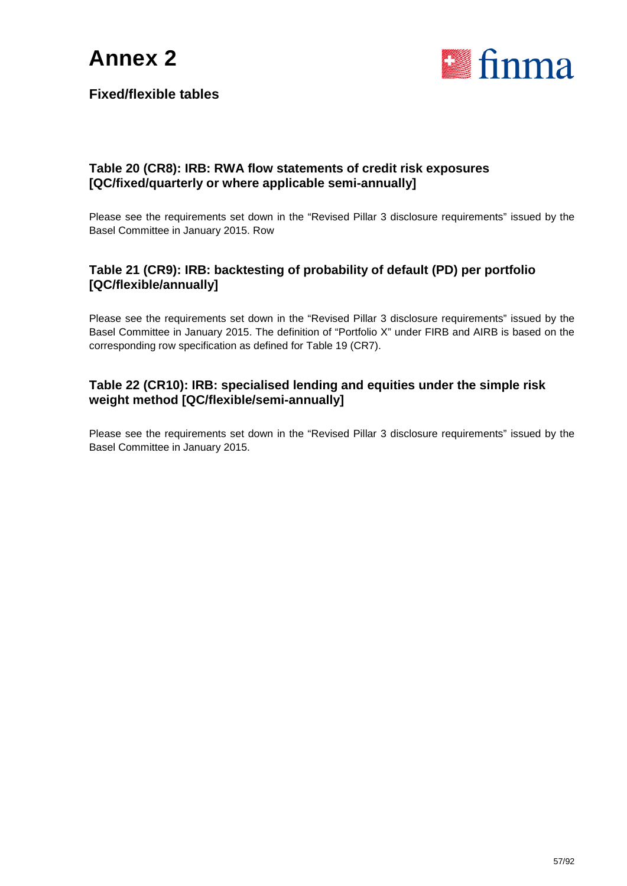# Annex 2

## Fixed/flexible tables

### Table 20 (CR8): IRB: RWA flow statements of credit risk exposures [QC/fixed/quarterly or where applicable semi-annually]

Please see the requirements set down in the “Revised Pillar 3 disclosure requirements” issued by the Basel Committee in January 2015. Row

### Table 21 (CR9): IRB: backtesting of probability of default (PD) per portfolio [QC/flexible/annually]

Please see the requirements set down in the “Revised Pillar 3 disclosure requirements” issued by the Basel Committee in January 2015. The definition of “Portfolio X” under FIRB and AIRB is based on the corresponding row specification as defined for Table 19 (CR7).

### Table 22 (CR10): IRB: specialised lending and equities under the simple risk weight method [QC/flexible/semi-annually]

Please see the requirements set down in the “Revised Pillar 3 disclosure requirements” issued by the Basel Committee in January 2015.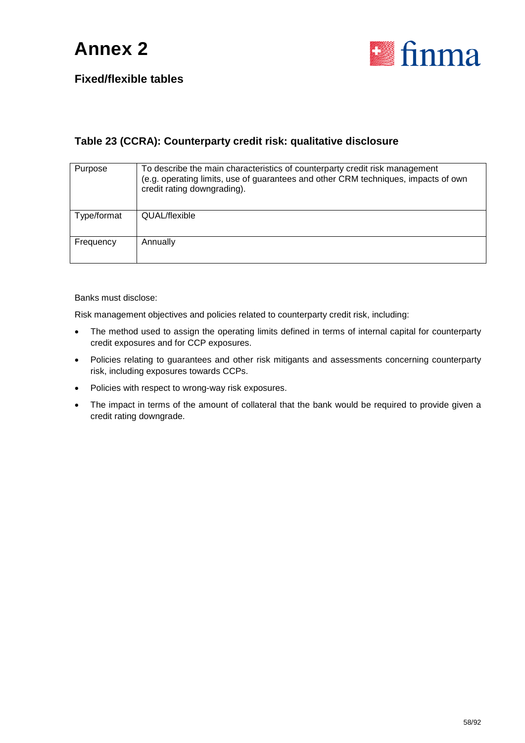# Annex 2

## Fixed/flexible tables

### Table 23 (CCRA): Counterparty credit risk: qualitative disclosure

| Purpose | To describe the main characteristics of counterparty credit risk management (e.g. operating limits, use of guarantees and other CRM techniques, impacts of own credit rating downgrading). |
|---|---|
| Type/format | QUAL/flexible |
| Frequency | Annually |

Banks must disclose:

Risk management objectives and policies related to counterparty credit risk, including:

- The method used to assign the operating limits defined in terms of internal capital for counterparty credit exposures and for CCP exposures.
- Policies relating to guarantees and other risk mitigants and assessments concerning counterparty risk, including exposures towards CCPs.
- Policies with respect to wrong-way risk exposures.
- The impact in terms of the amount of collateral that the bank would be required to provide given a credit rating downgrade.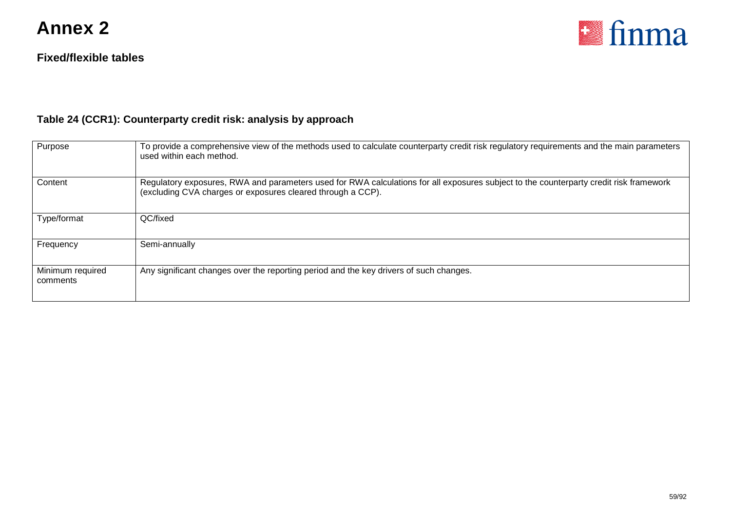# Annex 2

## Fixed/flexible tables

### Table 24 (CCR1): Counterparty credit risk: analysis by approach

| | |
|---|---|
| Purpose | To provide a comprehensive view of the methods used to calculate counterparty credit risk regulatory requirements and the main parameters used within each method. |
| Content | Regulatory exposures, RWA and parameters used for RWA calculations for all exposures subject to the counterparty credit risk framework (excluding CVA charges or exposures cleared through a CCP). |
| Type/format | QC/fixed |
| Frequency | Semi-annually |
| Minimum required comments | Any significant changes over the reporting period and the key drivers of such changes. |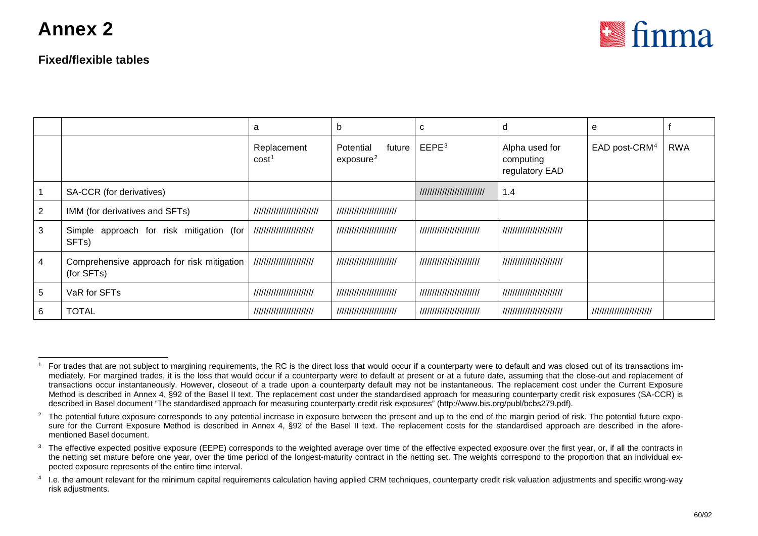# Annex 2

## Fixed/flexible tables

| | | a | b | c | d | e | f |
|---|---|---|---|---|---|---|---|
| | | Replacement cost[1] | Potential future exposure[2] | EEPE[3] | Alpha used for computing regulatory EAD | EAD post-CRM[4] | RWA |
| 1 | SA-CCR (for derivatives) | | | //////////////////////// | 1.4 | | |
| 2 | IMM (for derivatives and SFTs) | //////////////////////// | ////////////////////// | | | | |
| 3 | Simple approach for risk mitigation (for SFTs) | ////////////////////// | ////////////////////// | ////////////////////// | ////////////////////// | | |
| 4 | Comprehensive approach for risk mitigation (for SFTs) | ////////////////////// | ////////////////////// | ////////////////////// | ////////////////////// | | |
| 5 | VaR for SFTs | ////////////////////// | ////////////////////// | ////////////////////// | ////////////////////// | | |
| 6 | TOTAL | ////////////////////// | ////////////////////// | ////////////////////// | ////////////////////// | ////////////////////// | |

[1] For trades that are not subject to margining requirements, the RC is the direct loss that would occur if a counterparty were to default and was closed out of its transactions immediately. For margined trades, it is the loss that would occur if a counterparty were to default at present or at a future date, assuming that the close-out and replacement of transactions occur instantaneously. However, closeout of a trade upon a counterparty default may not be instantaneous. The replacement cost under the Current Exposure Method is described in Annex 4, §92 of the Basel II text. The replacement cost under the standardised approach for measuring counterparty credit risk exposures (SA-CCR) is described in Basel document "The standardised approach for measuring counterparty credit risk exposures" (http://www.bis.org/publ/bcbs279.pdf).

[2] The potential future exposure corresponds to any potential increase in exposure between the present and up to the end of the margin period of risk. The potential future exposure for the Current Exposure Method is described in Annex 4, §92 of the Basel II text. The replacement costs for the standardised approach are described in the aforementioned Basel document.

[3] The effective expected positive exposure (EEPE) corresponds to the weighted average over time of the effective expected exposure over the first year, or, if all the contracts in the netting set mature before one year, over the time period of the longest-maturity contract in the netting set. The weights correspond to the proportion that an individual expected exposure represents of the entire time interval.

[4] I.e. the amount relevant for the minimum capital requirements calculation having applied CRM techniques, counterparty credit risk valuation adjustments and specific wrong-way risk adjustments.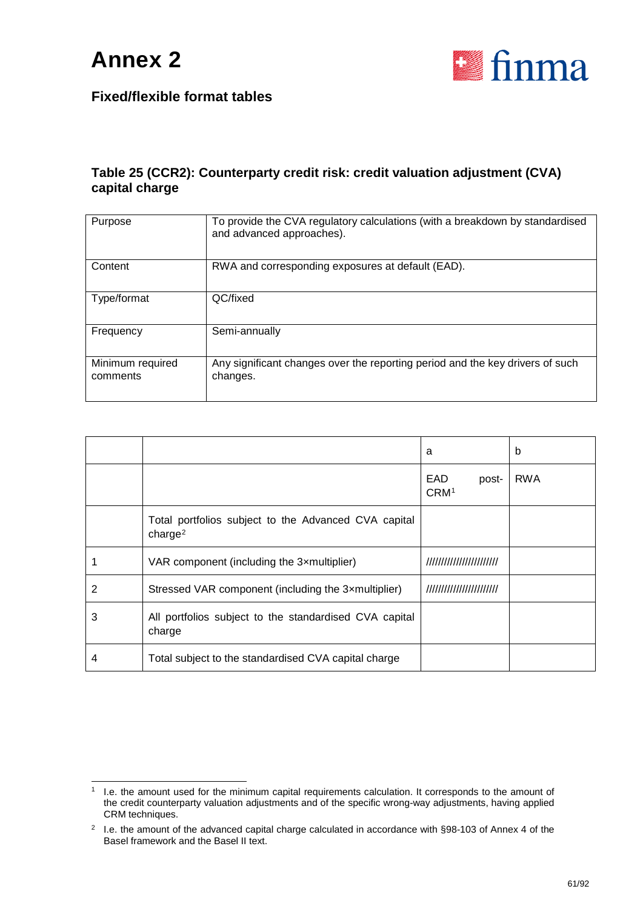# Annex 2

## Fixed/flexible format tables

### Table 25 (CCR2): Counterparty credit risk: credit valuation adjustment (CVA) capital charge

| Purpose | To provide the CVA regulatory calculations (with a breakdown by standardised and advanced approaches). |
|---|---|
| Content | RWA and corresponding exposures at default (EAD). |
| Type/format | QC/fixed |
| Frequency | Semi-annually |
| Minimum required comments | Any significant changes over the reporting period and the key drivers of such changes. |

| | | a | b |
|---|---|---|---|
| | | EAD post-CRM[1] | RWA |
| | Total portfolios subject to the Advanced CVA capital charge[2] | | |
| 1 | VAR component (including the 3×multiplier) | ////////////////////// | |
| 2 | Stressed VAR component (including the 3×multiplier) | ////////////////////// | |
| 3 | All portfolios subject to the standardised CVA capital charge | | |
| 4 | Total subject to the standardised CVA capital charge | | |

[1] I.e. the amount used for the minimum capital requirements calculation. It corresponds to the amount of the credit counterparty valuation adjustments and of the specific wrong-way adjustments, having applied CRM techniques.

[2] I.e. the amount of the advanced capital charge calculated in accordance with §98-103 of Annex 4 of the Basel framework and the Basel II text.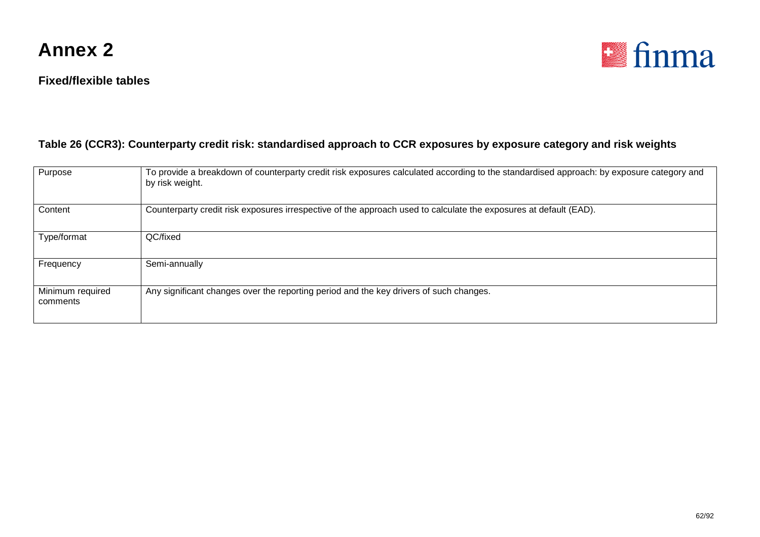# Annex 2

**Fixed/flexible tables**

### Table 26 (CCR3): Counterparty credit risk: standardised approach to CCR exposures by exposure category and risk weights

| | |
|---|---|
| Purpose | To provide a breakdown of counterparty credit risk exposures calculated according to the standardised approach: by exposure category and by risk weight. |
| Content | Counterparty credit risk exposures irrespective of the approach used to calculate the exposures at default (EAD). |
| Type/format | QC/fixed |
| Frequency | Semi-annually |
| Minimum required comments | Any significant changes over the reporting period and the key drivers of such changes. |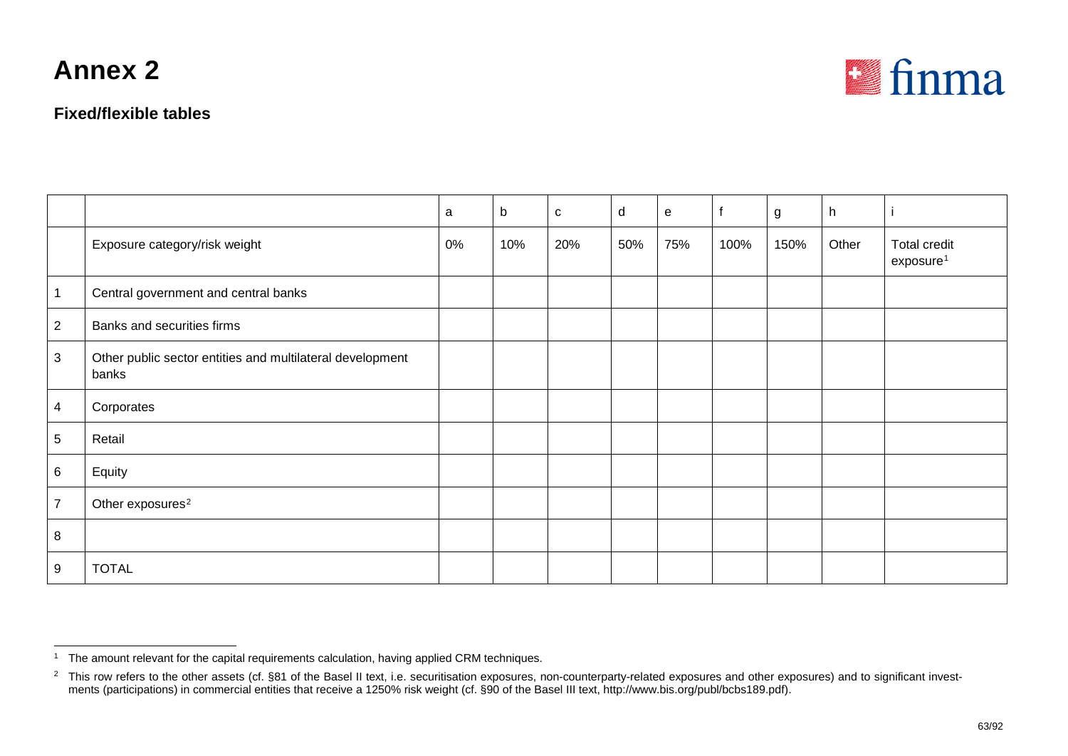# Annex 2

### Fixed/flexible tables

| | | a | b | c | d | e | f | g | h | i |
|---|---|---|---|---|---|---|---|---|---|---|
| | Exposure category/risk weight | 0% | 10% | 20% | 50% | 75% | 100% | 150% | Other | Total credit exposure[1] |
| 1 | Central government and central banks | | | | | | | | | |
| 2 | Banks and securities firms | | | | | | | | | |
| 3 | Other public sector entities and multilateral development banks | | | | | | | | | |
| 4 | Corporates | | | | | | | | | |
| 5 | Retail | | | | | | | | | |
| 6 | Equity | | | | | | | | | |
| 7 | Other exposures[2] | | | | | | | | | |
| 8 | | | | | | | | | | |
| 9 | TOTAL | | | | | | | | | |

[1] The amount relevant for the capital requirements calculation, having applied CRM techniques.

[2] This row refers to the other assets (cf. §81 of the Basel II text, i.e. securitisation exposures, non-counterparty-related exposures and other exposures) and to significant investments (participations) in commercial entities that receive a 1250% risk weight (cf. §90 of the Basel III text, http://www.bis.org/publ/bcbs189.pdf).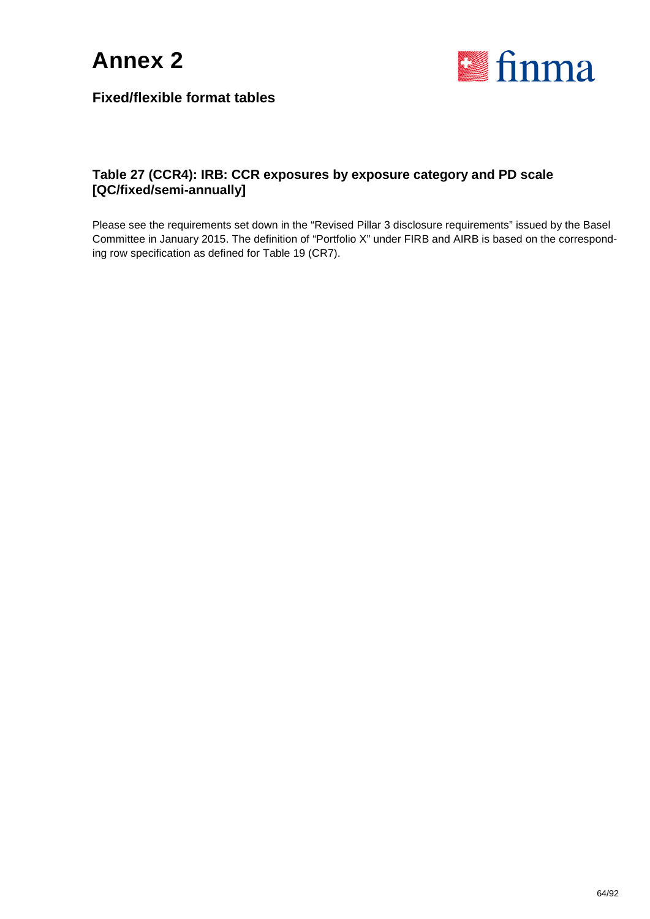# Annex 2

## Fixed/flexible format tables

### Table 27 (CCR4): IRB: CCR exposures by exposure category and PD scale [QC/fixed/semi-annually]

Please see the requirements set down in the “Revised Pillar 3 disclosure requirements” issued by the Basel Committee in January 2015. The definition of “Portfolio X” under FIRB and AIRB is based on the corresponding row specification as defined for Table 19 (CR7).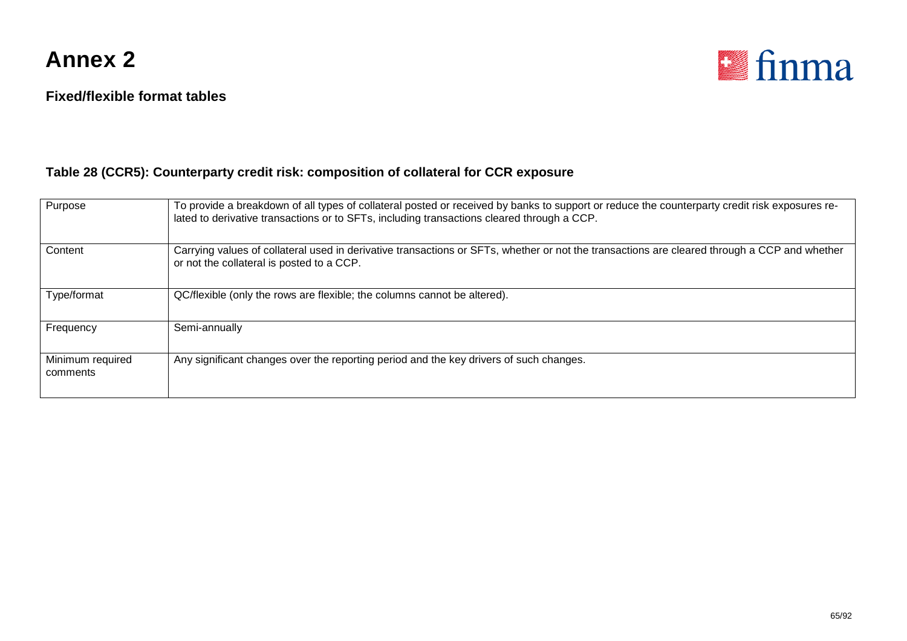# Annex 2

**Fixed/flexible format tables**

### Table 28 (CCR5): Counterparty credit risk: composition of collateral for CCR exposure

| | |
|---|---|
| Purpose | To provide a breakdown of all types of collateral posted or received by banks to support or reduce the counterparty credit risk exposures related to derivative transactions or to SFTs, including transactions cleared through a CCP. |
| Content | Carrying values of collateral used in derivative transactions or SFTs, whether or not the transactions are cleared through a CCP and whether or not the collateral is posted to a CCP. |
| Type/format | QC/flexible (only the rows are flexible; the columns cannot be altered). |
| Frequency | Semi-annually |
| Minimum required comments | Any significant changes over the reporting period and the key drivers of such changes. |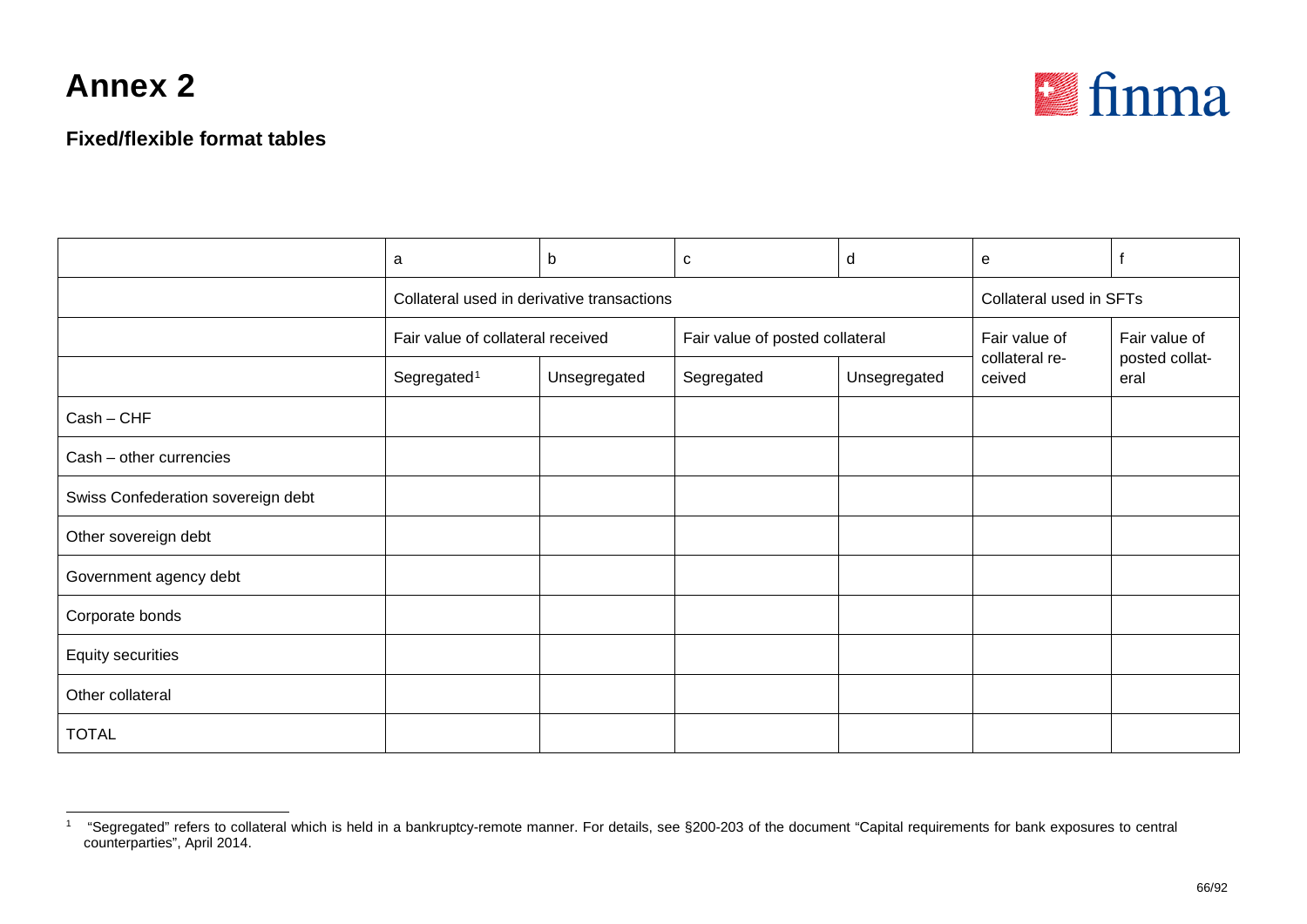# Annex 2

### Fixed/flexible format tables

| | a | b | c | d | e | f |
|---|---|---|---|---|---|---|
| | Collateral used in derivative transactions | | | | Collateral used in SFTs | |
| | Fair value of collateral received | | Fair value of posted collateral | | Fair value of collateral received | Fair value of posted collateral |
| | Segregated[1] | Unsegregated | Segregated | Unsegregated | | |
| Cash – CHF | | | | | | |
| Cash – other currencies | | | | | | |
| Swiss Confederation sovereign debt | | | | | | |
| Other sovereign debt | | | | | | |
| Government agency debt | | | | | | |
| Corporate bonds | | | | | | |
| Equity securities | | | | | | |
| Other collateral | | | | | | |
| TOTAL | | | | | | |

[1] "Segregated" refers to collateral which is held in a bankruptcy-remote manner. For details, see §200-203 of the document "Capital requirements for bank exposures to central counterparties", April 2014.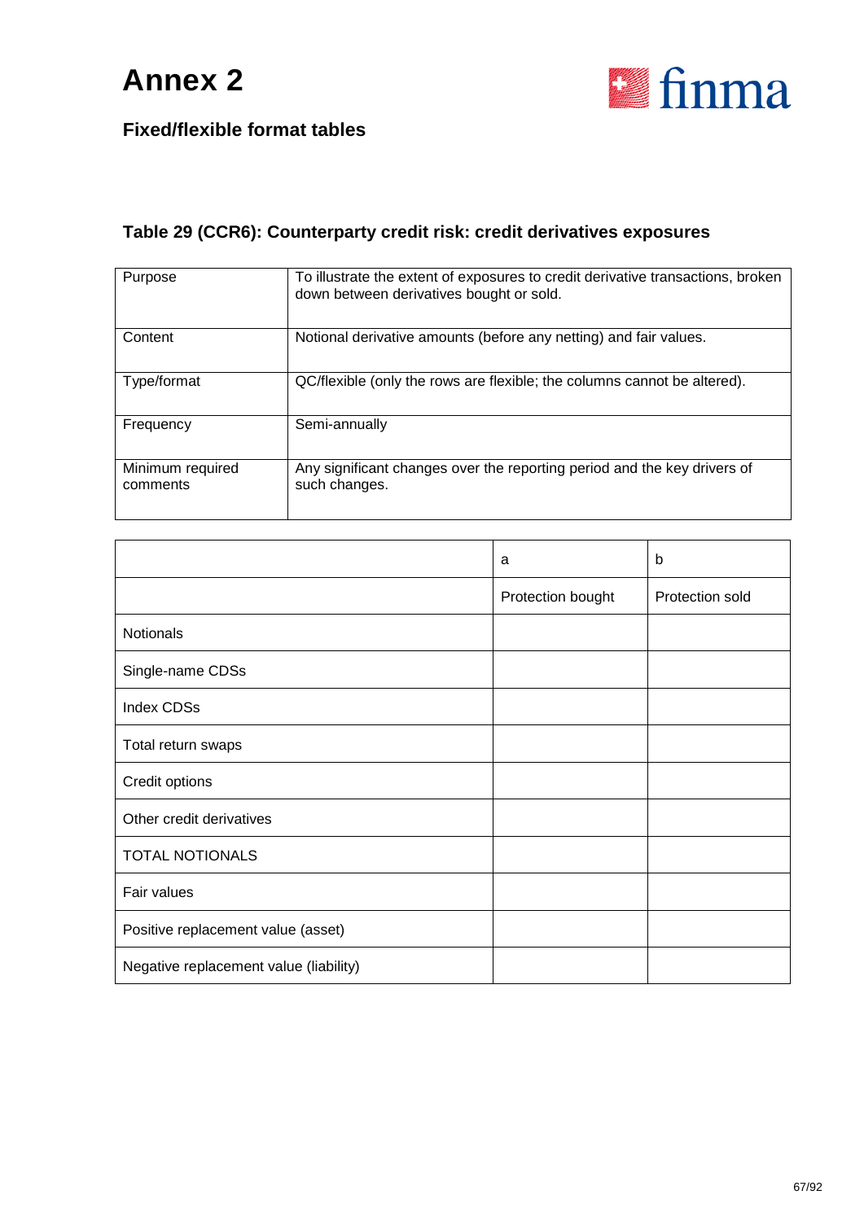# Annex 2

## Fixed/flexible format tables

### Table 29 (CCR6): Counterparty credit risk: credit derivatives exposures

| | |
|---|---|
| Purpose | To illustrate the extent of exposures to credit derivative transactions, broken down between derivatives bought or sold. |
| Content | Notional derivative amounts (before any netting) and fair values. |
| Type/format | QC/flexible (only the rows are flexible; the columns cannot be altered). |
| Frequency | Semi-annually |
| Minimum required comments | Any significant changes over the reporting period and the key drivers of such changes. |

| | a | b |
|---|---|---|
| | Protection bought | Protection sold |
| Notionals | | |
| Single-name CDSs | | |
| Index CDSs | | |
| Total return swaps | | |
| Credit options | | |
| Other credit derivatives | | |
| TOTAL NOTIONALS | | |
| Fair values | | |
| Positive replacement value (asset) | | |
| Negative replacement value (liability) | | |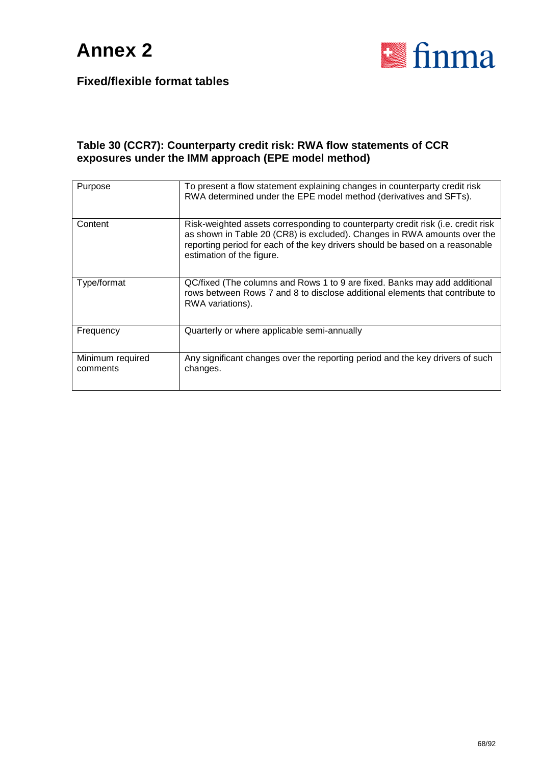# Annex 2

## Fixed/flexible format tables

### Table 30 (CCR7): Counterparty credit risk: RWA flow statements of CCR exposures under the IMM approach (EPE model method)

| | |
|---|---|
| Purpose | To present a flow statement explaining changes in counterparty credit risk RWA determined under the EPE model method (derivatives and SFTs). |
| Content | Risk-weighted assets corresponding to counterparty credit risk (i.e. credit risk as shown in Table 20 (CR8) is excluded). Changes in RWA amounts over the reporting period for each of the key drivers should be based on a reasonable estimation of the figure. |
| Type/format | QC/fixed (The columns and Rows 1 to 9 are fixed. Banks may add additional rows between Rows 7 and 8 to disclose additional elements that contribute to RWA variations). |
| Frequency | Quarterly or where applicable semi-annually |
| Minimum required comments | Any significant changes over the reporting period and the key drivers of such changes. |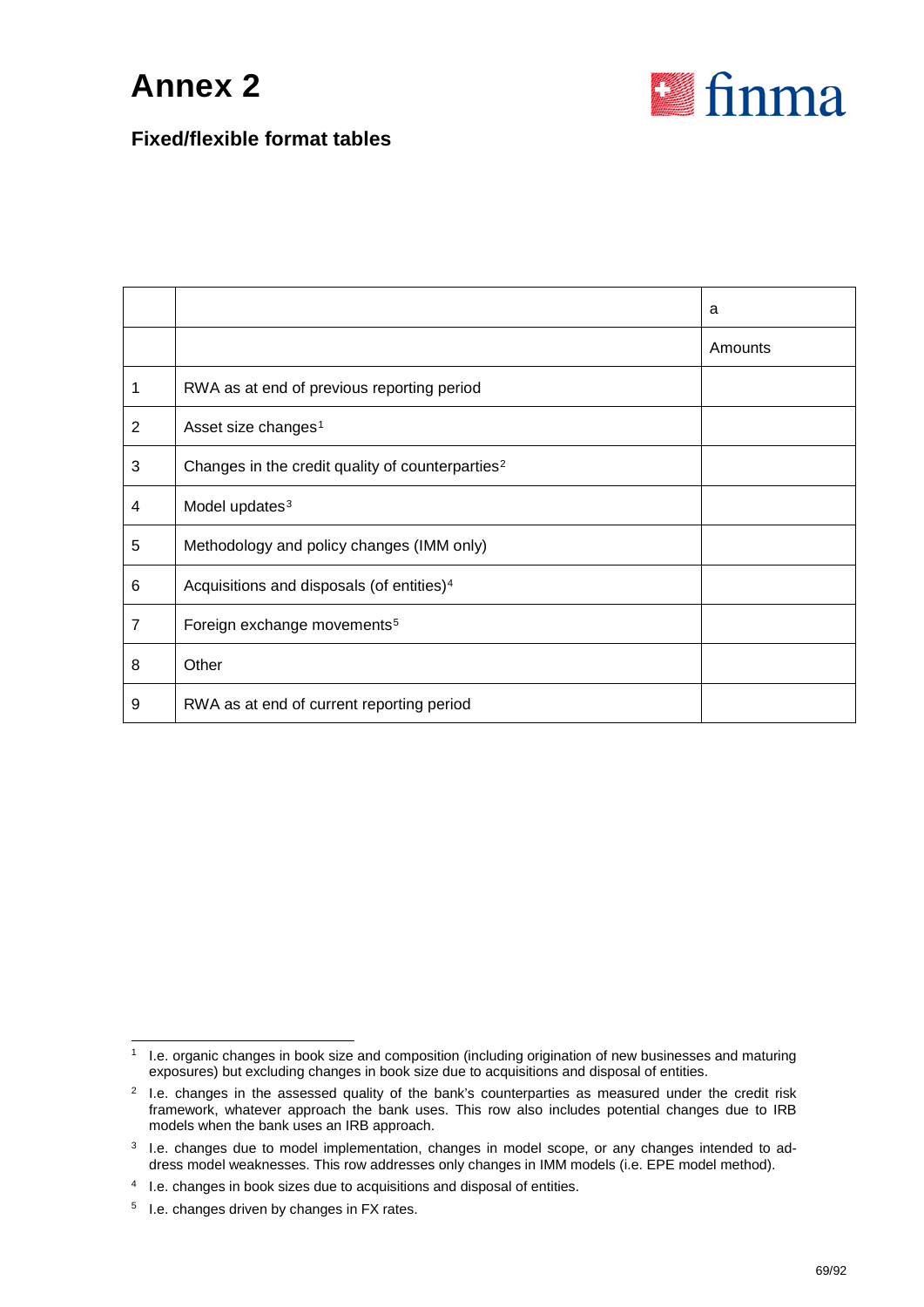# Annex 2

## Fixed/flexible format tables

| | | a |
|---|---|---|
| | | Amounts |
| 1 | RWA as at end of previous reporting period | |
| 2 | Asset size changes[1] | |
| 3 | Changes in the credit quality of counterparties[2] | |
| 4 | Model updates[3] | |
| 5 | Methodology and policy changes (IMM only) | |
| 6 | Acquisitions and disposals (of entities)[4] | |
| 7 | Foreign exchange movements[5] | |
| 8 | Other | |
| 9 | RWA as at end of current reporting period | |

---

[1] I.e. organic changes in book size and composition (including origination of new businesses and maturing exposures) but excluding changes in book size due to acquisitions and disposal of entities.

[2] I.e. changes in the assessed quality of the bank's counterparties as measured under the credit risk framework, whatever approach the bank uses. This row also includes potential changes due to IRB models when the bank uses an IRB approach.

[3] I.e. changes due to model implementation, changes in model scope, or any changes intended to address model weaknesses. This row addresses only changes in IMM models (i.e. EPE model method).

[4] I.e. changes in book sizes due to acquisitions and disposal of entities.

[5] I.e. changes driven by changes in FX rates.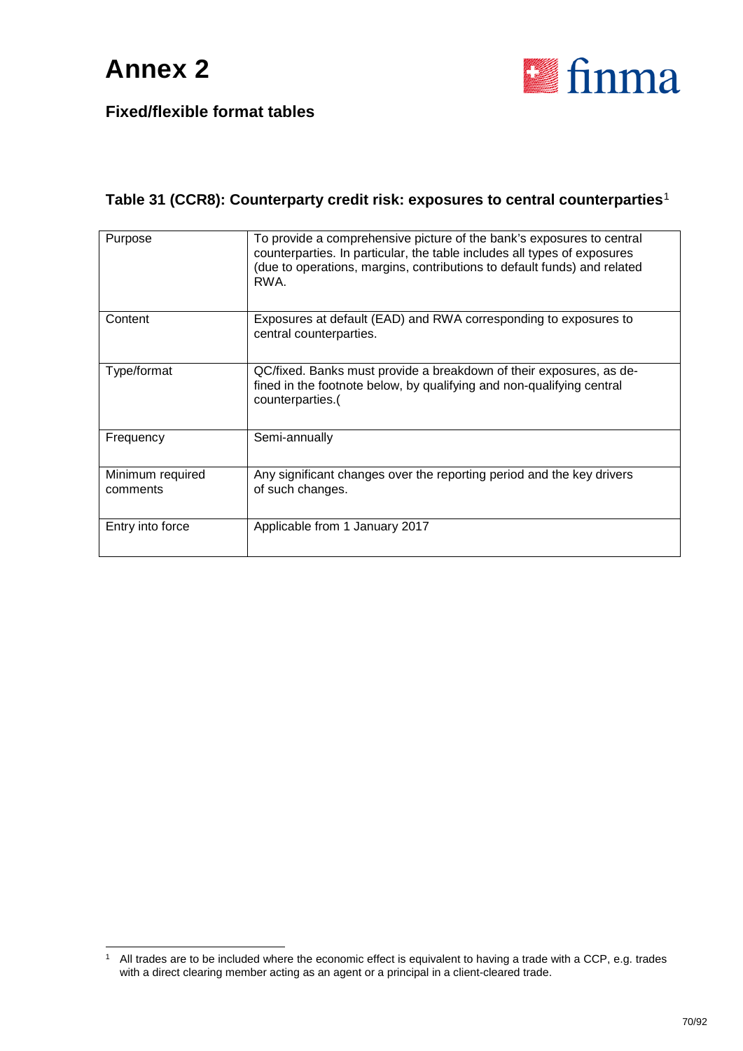# Annex 2

## Fixed/flexible format tables

### Table 31 (CCR8): Counterparty credit risk: exposures to central counterparties[1]

| | |
|---|---|
| Purpose | To provide a comprehensive picture of the bank's exposures to central counterparties. In particular, the table includes all types of exposures (due to operations, margins, contributions to default funds) and related RWA. |
| Content | Exposures at default (EAD) and RWA corresponding to exposures to central counterparties. |
| Type/format | QC/fixed. Banks must provide a breakdown of their exposures, as defined in the footnote below, by qualifying and non-qualifying central counterparties.( |
| Frequency | Semi-annually |
| Minimum required comments | Any significant changes over the reporting period and the key drivers of such changes. |
| Entry into force | Applicable from 1 January 2017 |

[1] All trades are to be included where the economic effect is equivalent to having a trade with a CCP, e.g. trades with a direct clearing member acting as an agent or a principal in a client-cleared trade.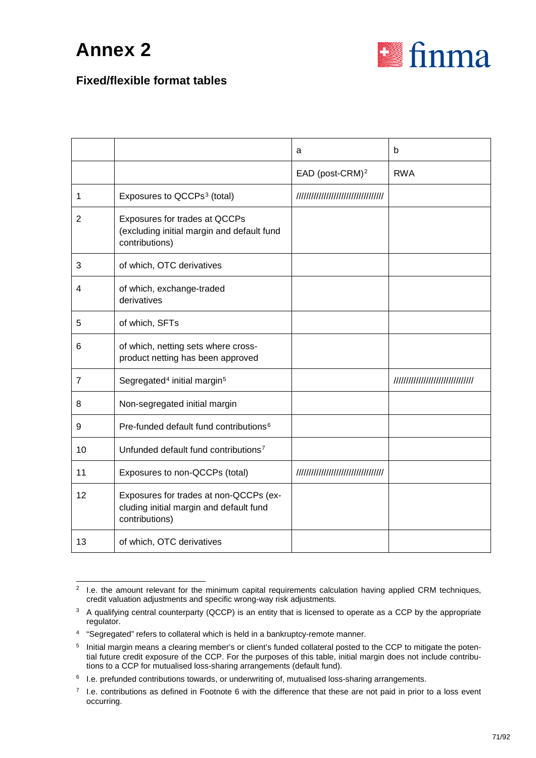# Annex 2

## Fixed/flexible format tables

| | | a | b |
|---|---|---|---|
| | | EAD (post-CRM)[2] | RWA |
| 1 | Exposures to QCCPs[3] (total) | //////////////////////////////// | |
| 2 | Exposures for trades at QCCPs (excluding initial margin and default fund contributions) | | |
| 3 | of which, OTC derivatives | | |
| 4 | of which, exchange-traded derivatives | | |
| 5 | of which, SFTs | | |
| 6 | of which, netting sets where cross-product netting has been approved | | |
| 7 | Segregated[4] initial margin[5] | | //////////////////////////////// |
| 8 | Non-segregated initial margin | | |
| 9 | Pre-funded default fund contributions[6] | | |
| 10 | Unfunded default fund contributions[7] | | |
| 11 | Exposures to non-QCCPs (total) | //////////////////////////////// | |
| 12 | Exposures for trades at non-QCCPs (excluding initial margin and default fund contributions) | | |
| 13 | of which, OTC derivatives | | |

[2] I.e. the amount relevant for the minimum capital requirements calculation having applied CRM techniques, credit valuation adjustments and specific wrong-way risk adjustments.

[3] A qualifying central counterparty (QCCP) is an entity that is licensed to operate as a CCP by the appropriate regulator.

[4] "Segregated" refers to collateral which is held in a bankruptcy-remote manner.

[5] Initial margin means a clearing member's or client's funded collateral posted to the CCP to mitigate the potential future credit exposure of the CCP. For the purposes of this table, initial margin does not include contributions to a CCP for mutualised loss-sharing arrangements (default fund).

[6] I.e. prefunded contributions towards, or underwriting of, mutualised loss-sharing arrangements.

[7] I.e. contributions as defined in Footnote 6 with the difference that these are not paid in prior to a loss event occurring.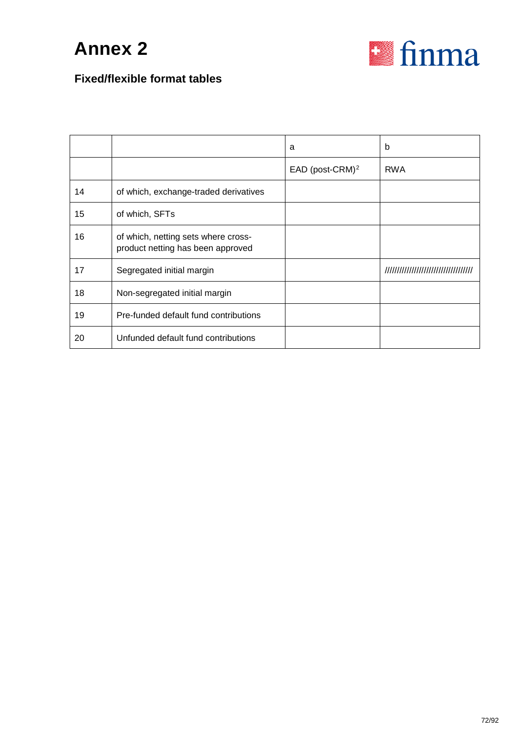# Annex 2

## Fixed/flexible format tables

| | | a | b |
|---|---|---|---|
| | | EAD (post-CRM)[2] | RWA |
| 14 | of which, exchange-traded derivatives | | |
| 15 | of which, SFTs | | |
| 16 | of which, netting sets where cross-product netting has been approved | | |
| 17 | Segregated initial margin | | //////////////////////////////////// |
| 18 | Non-segregated initial margin | | |
| 19 | Pre-funded default fund contributions | | |
| 20 | Unfunded default fund contributions | | |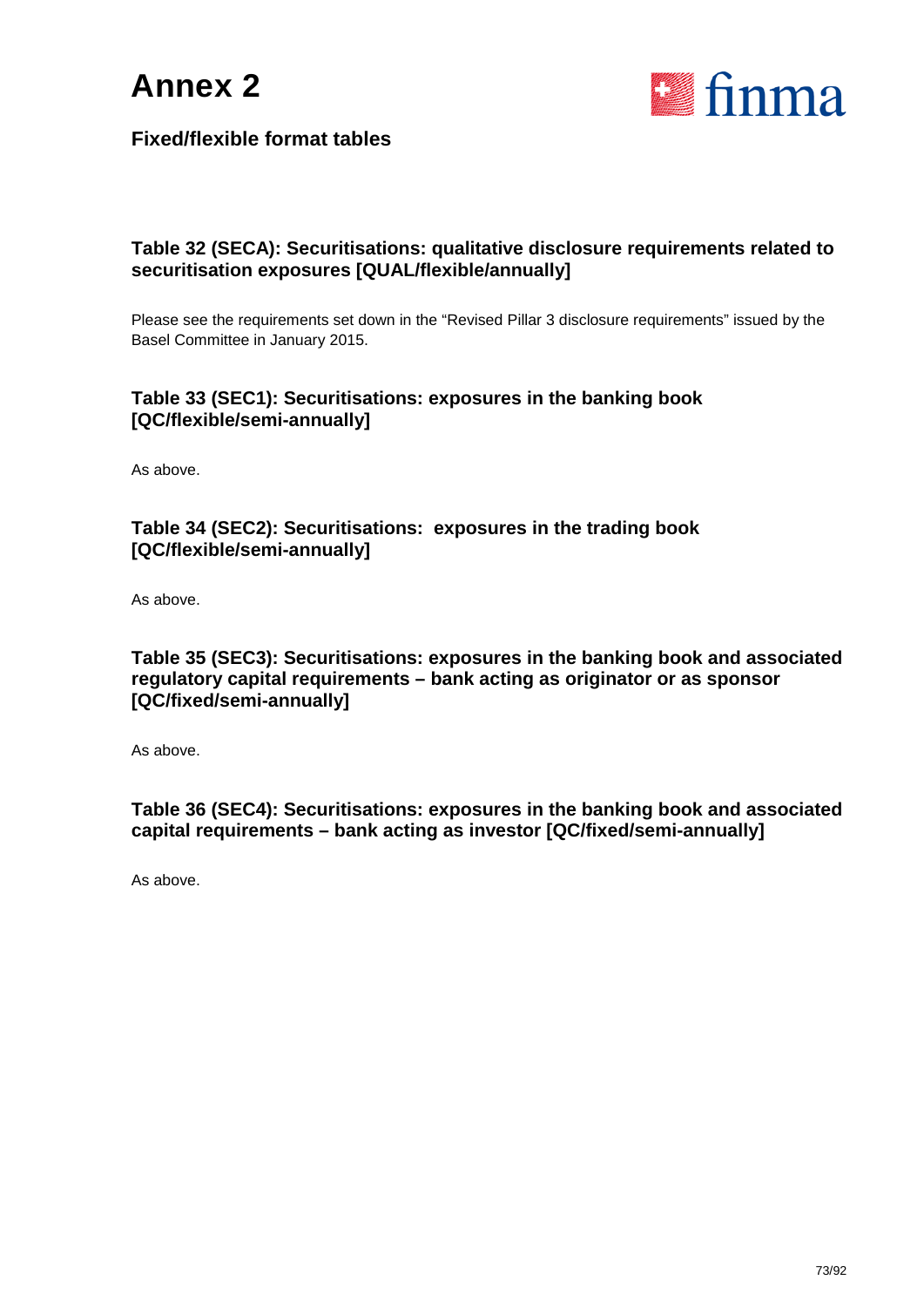# Annex 2

## Fixed/flexible format tables

### Table 32 (SECA): Securitisations: qualitative disclosure requirements related to securitisation exposures [QUAL/flexible/annually]

Please see the requirements set down in the "Revised Pillar 3 disclosure requirements" issued by the Basel Committee in January 2015.

### Table 33 (SEC1): Securitisations: exposures in the banking book [QC/flexible/semi-annually]

As above.

### Table 34 (SEC2): Securitisations: exposures in the trading book [QC/flexible/semi-annually]

As above.

### Table 35 (SEC3): Securitisations: exposures in the banking book and associated regulatory capital requirements – bank acting as originator or as sponsor [QC/fixed/semi-annually]

As above.

### Table 36 (SEC4): Securitisations: exposures in the banking book and associated capital requirements – bank acting as investor [QC/fixed/semi-annually]

As above.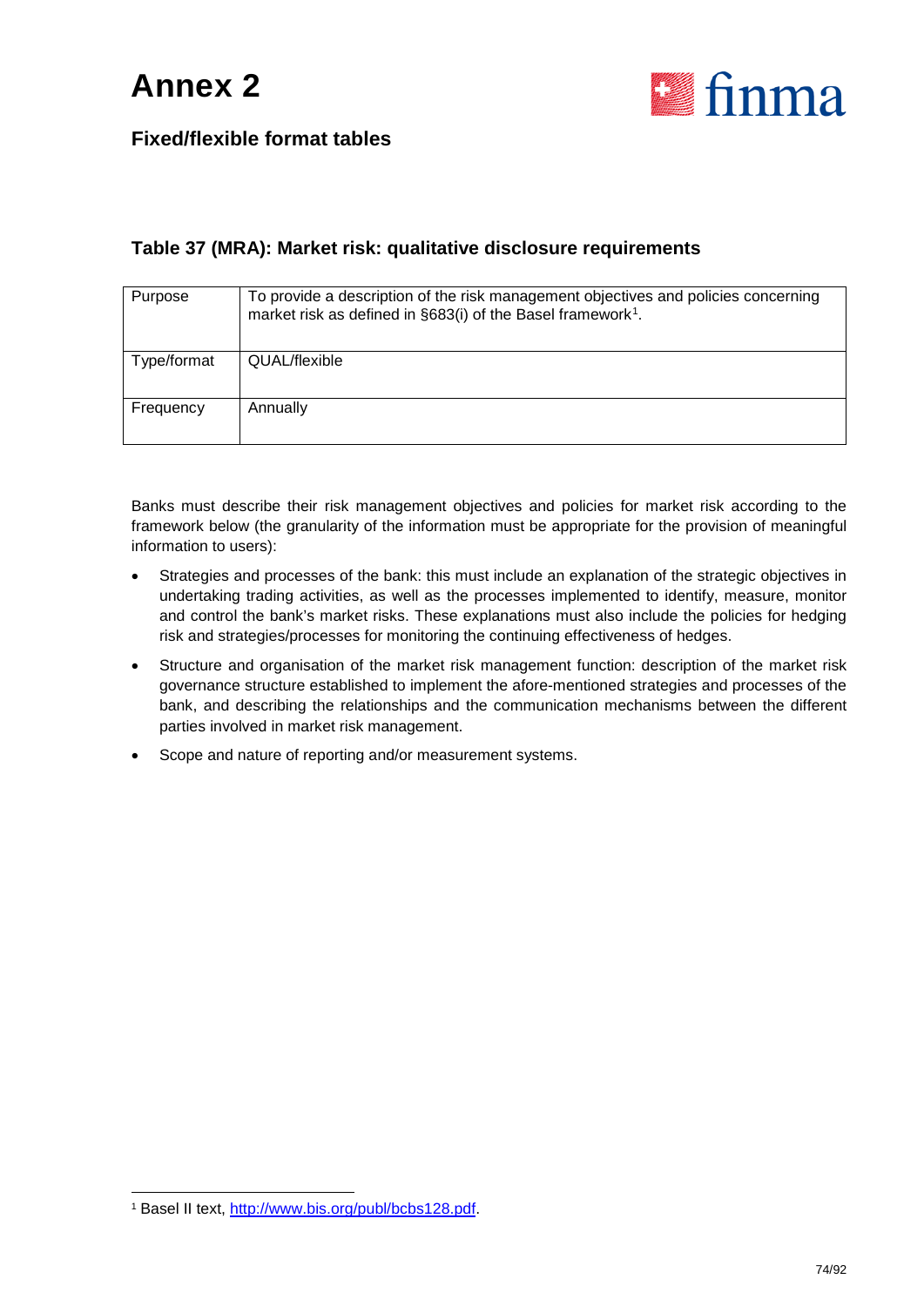# Annex 2

## Fixed/flexible format tables

### Table 37 (MRA): Market risk: qualitative disclosure requirements

| Purpose | To provide a description of the risk management objectives and policies concerning market risk as defined in §683(i) of the Basel framework[1]. |
|---|---|
| Type/format | QUAL/flexible |
| Frequency | Annually |

Banks must describe their risk management objectives and policies for market risk according to the framework below (the granularity of the information must be appropriate for the provision of meaningful information to users):

- Strategies and processes of the bank: this must include an explanation of the strategic objectives in undertaking trading activities, as well as the processes implemented to identify, measure, monitor and control the bank's market risks. These explanations must also include the policies for hedging risk and strategies/processes for monitoring the continuing effectiveness of hedges.
- Structure and organisation of the market risk management function: description of the market risk governance structure established to implement the afore-mentioned strategies and processes of the bank, and describing the relationships and the communication mechanisms between the different parties involved in market risk management.
- Scope and nature of reporting and/or measurement systems.

[1] Basel II text, http://www.bis.org/publ/bcbs128.pdf.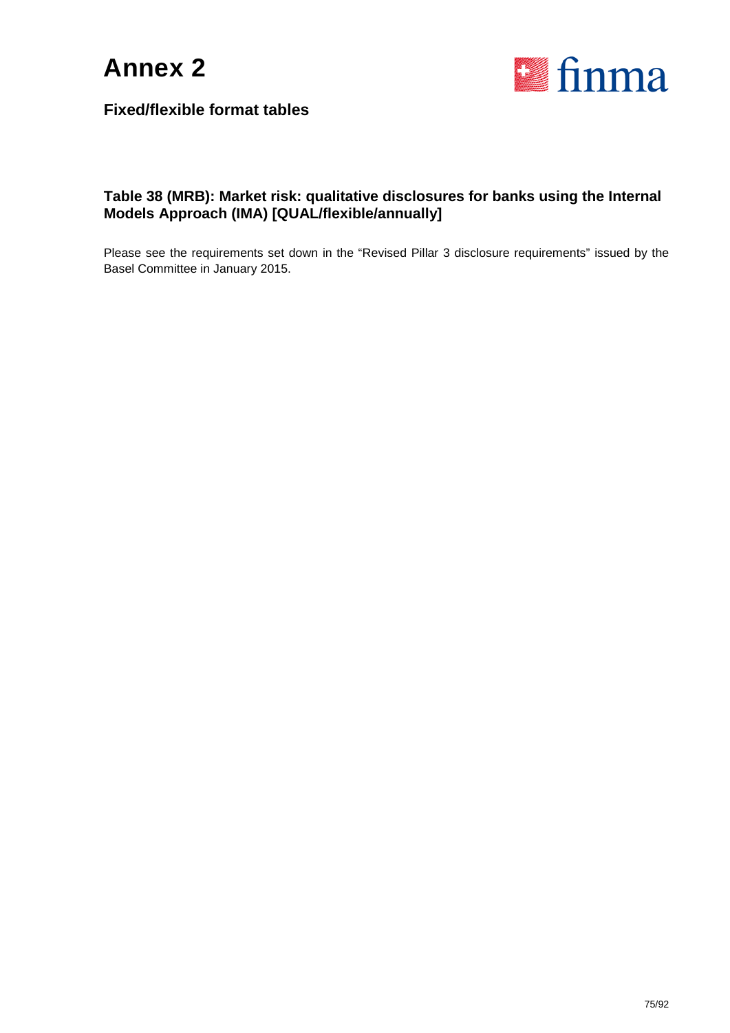# Annex 2

## Fixed/flexible format tables

### Table 38 (MRB): Market risk: qualitative disclosures for banks using the Internal Models Approach (IMA) [QUAL/flexible/annually]

Please see the requirements set down in the "Revised Pillar 3 disclosure requirements" issued by the Basel Committee in January 2015.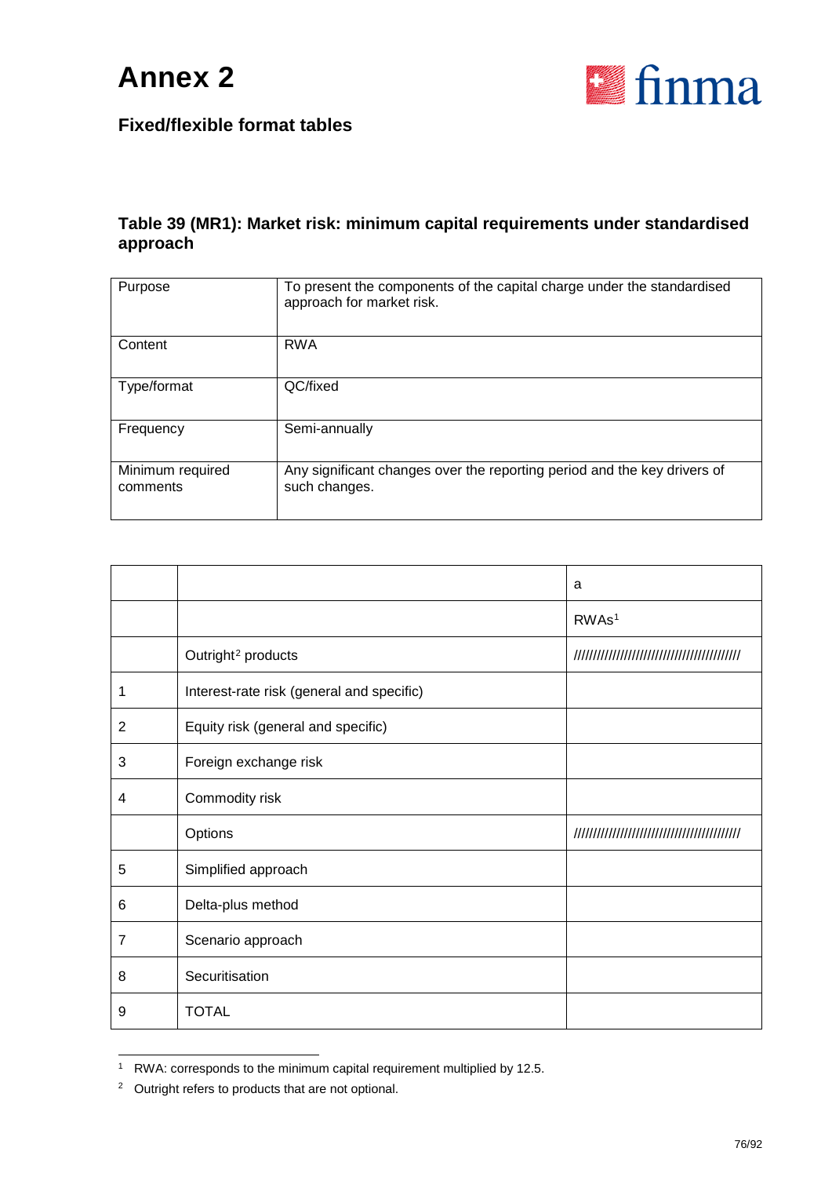# Annex 2

## Fixed/flexible format tables

### Table 39 (MR1): Market risk: minimum capital requirements under standardised approach

| | |
|---|---|
| Purpose | To present the components of the capital charge under the standardised approach for market risk. |
| Content | RWA |
| Type/format | QC/fixed |
| Frequency | Semi-annually |
| Minimum required comments | Any significant changes over the reporting period and the key drivers of such changes. |

| | | a |
|---|---|---|
| | | RWAs[1] |
| | Outright[2] products | ////////////////////////////////////////// |
| 1 | Interest-rate risk (general and specific) | |
| 2 | Equity risk (general and specific) | |
| 3 | Foreign exchange risk | |
| 4 | Commodity risk | |
| | Options | ////////////////////////////////////////// |
| 5 | Simplified approach | |
| 6 | Delta-plus method | |
| 7 | Scenario approach | |
| 8 | Securitisation | |
| 9 | TOTAL | |

[1] RWA: corresponds to the minimum capital requirement multiplied by 12.5.

[2] Outright refers to products that are not optional.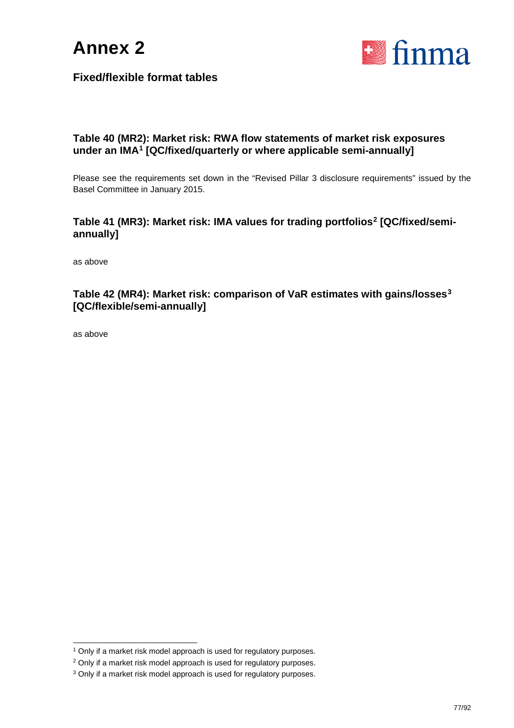# Annex 2

## Fixed/flexible format tables

### Table 40 (MR2): Market risk: RWA flow statements of market risk exposures under an IMA[1] [QC/fixed/quarterly or where applicable semi-annually]

Please see the requirements set down in the "Revised Pillar 3 disclosure requirements" issued by the Basel Committee in January 2015.

### Table 41 (MR3): Market risk: IMA values for trading portfolios[2] [QC/fixed/semi-annually]

as above

### Table 42 (MR4): Market risk: comparison of VaR estimates with gains/losses[3] [QC/flexible/semi-annually]

as above

---

[1] Only if a market risk model approach is used for regulatory purposes.

[2] Only if a market risk model approach is used for regulatory purposes.

[3] Only if a market risk model approach is used for regulatory purposes.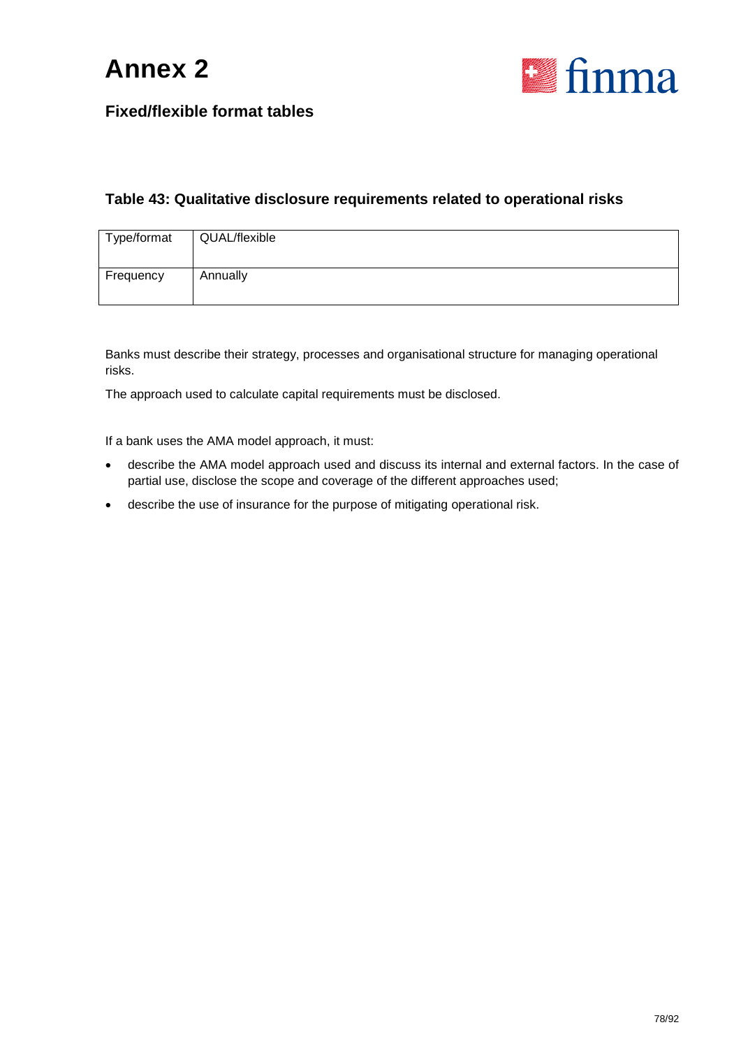# Annex 2

## Fixed/flexible format tables

### Table 43: Qualitative disclosure requirements related to operational risks

| Type/format | QUAL/flexible |
|---|---|
| Frequency | Annually |

Banks must describe their strategy, processes and organisational structure for managing operational risks.

The approach used to calculate capital requirements must be disclosed.

If a bank uses the AMA model approach, it must:

- describe the AMA model approach used and discuss its internal and external factors. In the case of partial use, disclose the scope and coverage of the different approaches used;
- describe the use of insurance for the purpose of mitigating operational risk.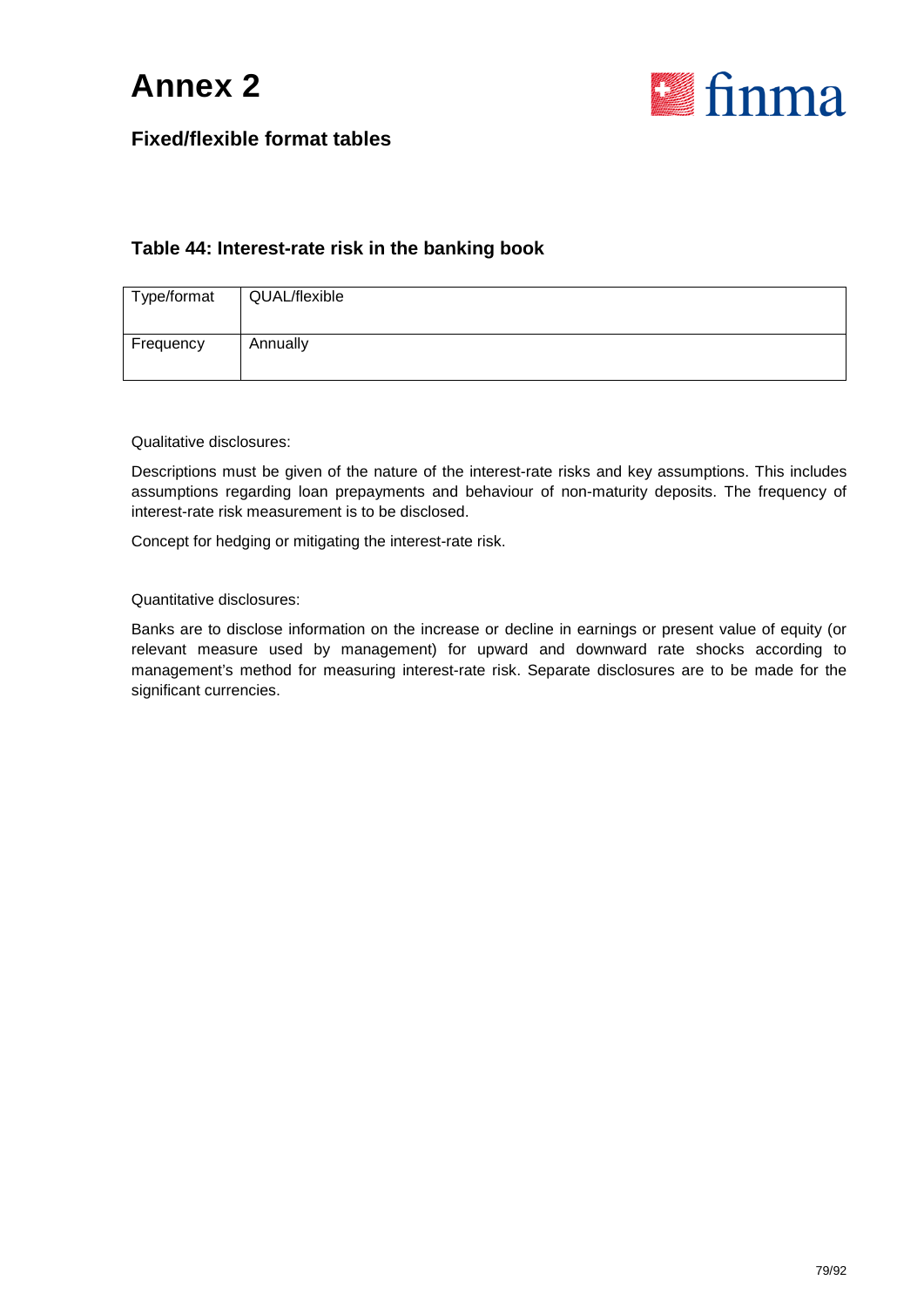# Annex 2

## Fixed/flexible format tables

### Table 44: Interest-rate risk in the banking book

| Type/format | QUAL/flexible |
|---|---|
| Frequency | Annually |

Qualitative disclosures:

Descriptions must be given of the nature of the interest-rate risks and key assumptions. This includes assumptions regarding loan prepayments and behaviour of non-maturity deposits. The frequency of interest-rate risk measurement is to be disclosed.

Concept for hedging or mitigating the interest-rate risk.

Quantitative disclosures:

Banks are to disclose information on the increase or decline in earnings or present value of equity (or relevant measure used by management) for upward and downward rate shocks according to management's method for measuring interest-rate risk. Separate disclosures are to be made for the significant currencies.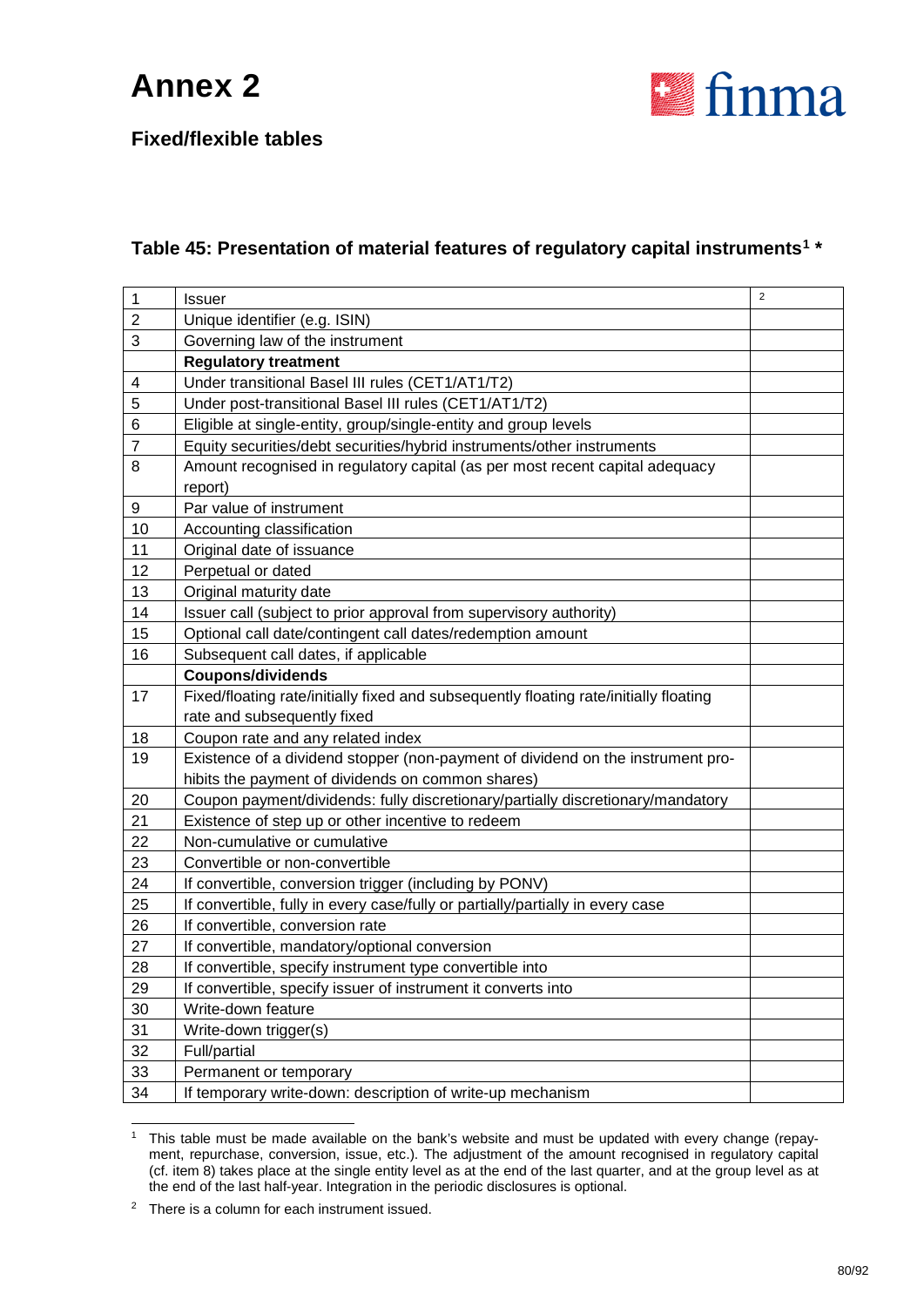# Annex 2

## Fixed/flexible tables

### Table 45: Presentation of material features of regulatory capital instruments[1] *

| | | [2] |
|---|---|---|
| 1 | Issuer | |
| 2 | Unique identifier (e.g. ISIN) | |
| 3 | Governing law of the instrument | |
| | **Regulatory treatment** | |
| 4 | Under transitional Basel III rules (CET1/AT1/T2) | |
| 5 | Under post-transitional Basel III rules (CET1/AT1/T2) | |
| 6 | Eligible at single-entity, group/single-entity and group levels | |
| 7 | Equity securities/debt securities/hybrid instruments/other instruments | |
| 8 | Amount recognised in regulatory capital (as per most recent capital adequacy report) | |
| 9 | Par value of instrument | |
| 10 | Accounting classification | |
| 11 | Original date of issuance | |
| 12 | Perpetual or dated | |
| 13 | Original maturity date | |
| 14 | Issuer call (subject to prior approval from supervisory authority) | |
| 15 | Optional call date/contingent call dates/redemption amount | |
| 16 | Subsequent call dates, if applicable | |
| | **Coupons/dividends** | |
| 17 | Fixed/floating rate/initially fixed and subsequently floating rate/initially floating rate and subsequently fixed | |
| 18 | Coupon rate and any related index | |
| 19 | Existence of a dividend stopper (non-payment of dividend on the instrument prohibits the payment of dividends on common shares) | |
| 20 | Coupon payment/dividends: fully discretionary/partially discretionary/mandatory | |
| 21 | Existence of step up or other incentive to redeem | |
| 22 | Non-cumulative or cumulative | |
| 23 | Convertible or non-convertible | |
| 24 | If convertible, conversion trigger (including by PONV) | |
| 25 | If convertible, fully in every case/fully or partially/partially in every case | |
| 26 | If convertible, conversion rate | |
| 27 | If convertible, mandatory/optional conversion | |
| 28 | If convertible, specify instrument type convertible into | |
| 29 | If convertible, specify issuer of instrument it converts into | |
| 30 | Write-down feature | |
| 31 | Write-down trigger(s) | |
| 32 | Full/partial | |
| 33 | Permanent or temporary | |
| 34 | If temporary write-down: description of write-up mechanism | |

[1] This table must be made available on the bank's website and must be updated with every change (repayment, repurchase, conversion, issue, etc.). The adjustment of the amount recognised in regulatory capital (cf. item 8) takes place at the single entity level as at the end of the last quarter, and at the group level as at the end of the last half-year. Integration in the periodic disclosures is optional.

[2] There is a column for each instrument issued.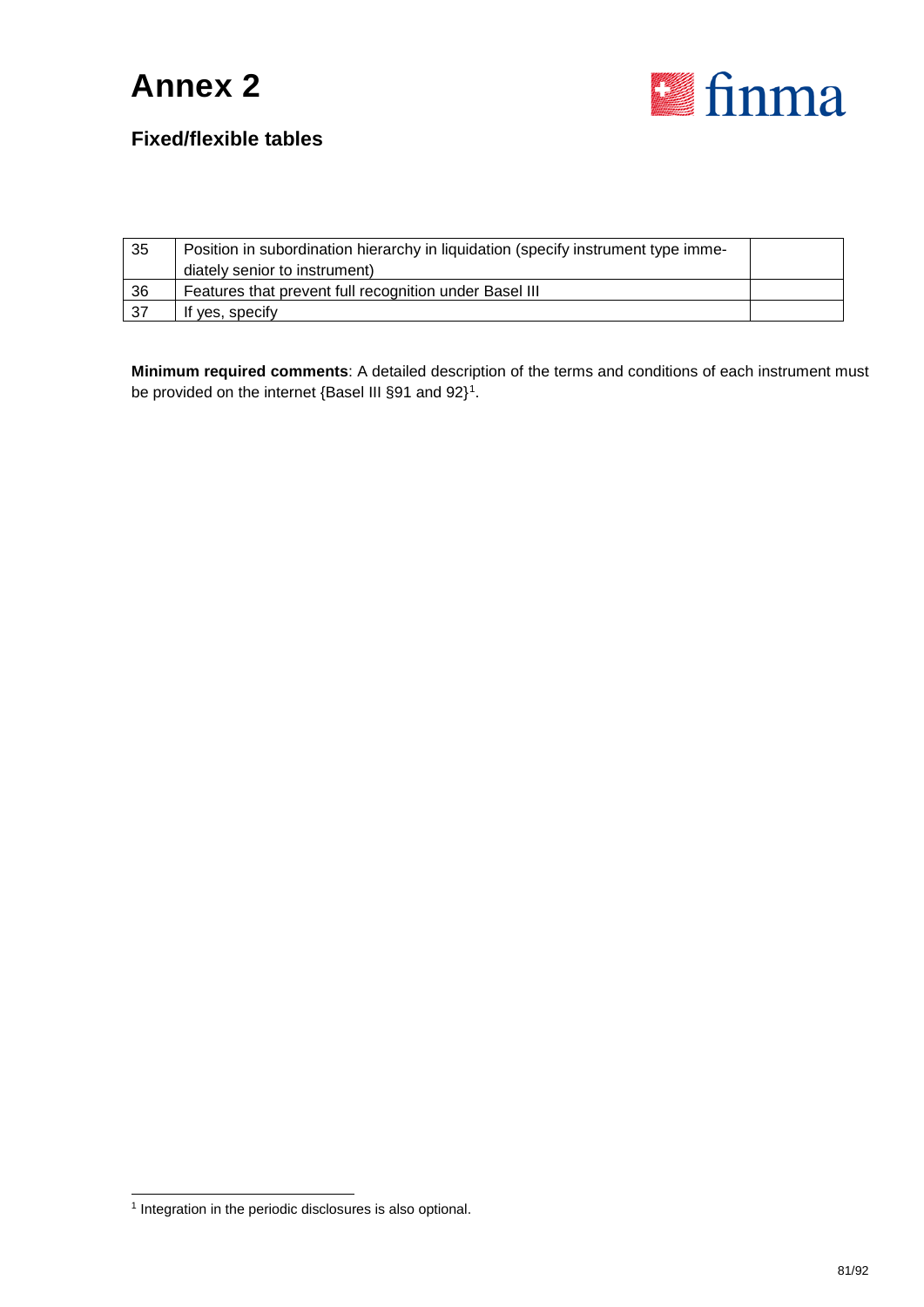# Annex 2

## Fixed/flexible tables

| | | |
|---|---|---|
| 35 | Position in subordination hierarchy in liquidation (specify instrument type immediately senior to instrument) | |
| 36 | Features that prevent full recognition under Basel III | |
| 37 | If yes, specify | |

**Minimum required comments**: A detailed description of the terms and conditions of each instrument must be provided on the internet {Basel III §91 and 92}[1].

[1] Integration in the periodic disclosures is also optional.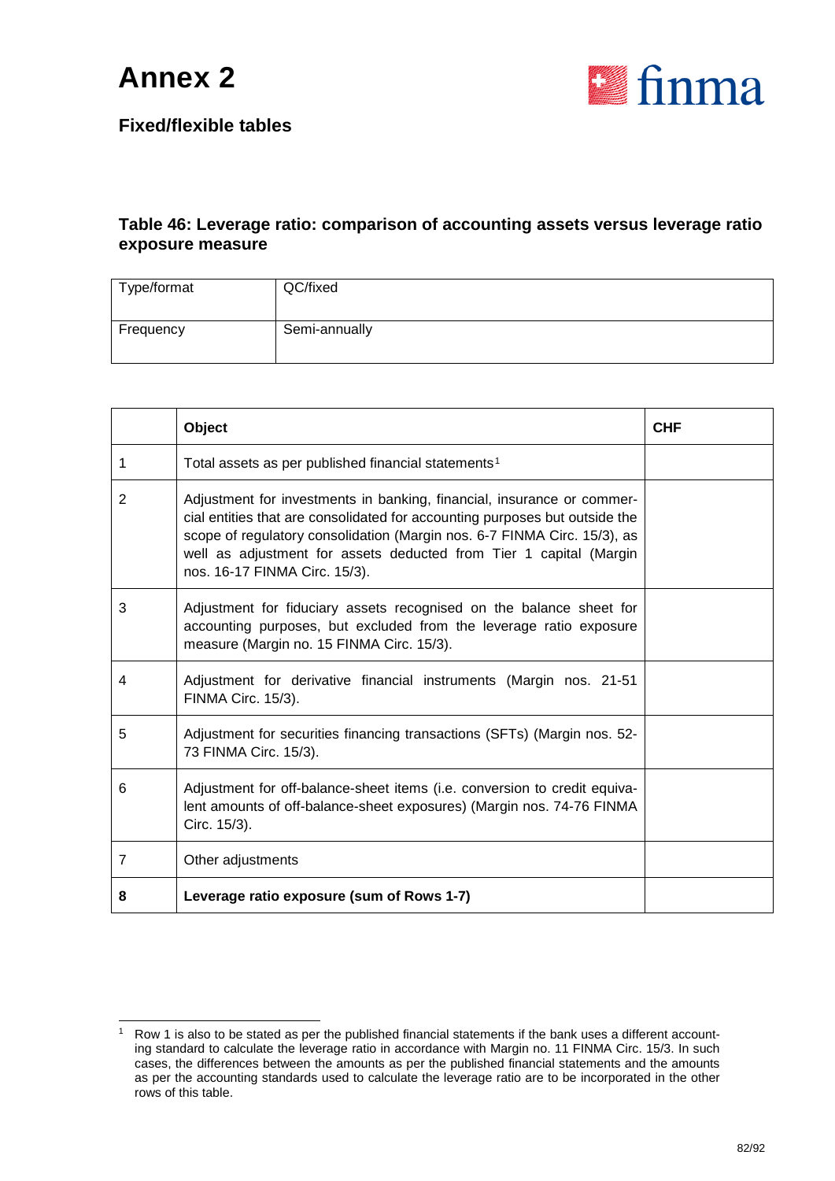# Annex 2

## Fixed/flexible tables

### Table 46: Leverage ratio: comparison of accounting assets versus leverage ratio exposure measure

| Type/format | QC/fixed |
|---|---|
| Frequency | Semi-annually |

| | Object | CHF |
|---|---|---|
| 1 | Total assets as per published financial statements[1] | |
| 2 | Adjustment for investments in banking, financial, insurance or commercial entities that are consolidated for accounting purposes but outside the scope of regulatory consolidation (Margin nos. 6-7 FINMA Circ. 15/3), as well as adjustment for assets deducted from Tier 1 capital (Margin nos. 16-17 FINMA Circ. 15/3). | |
| 3 | Adjustment for fiduciary assets recognised on the balance sheet for accounting purposes, but excluded from the leverage ratio exposure measure (Margin no. 15 FINMA Circ. 15/3). | |
| 4 | Adjustment for derivative financial instruments (Margin nos. 21-51 FINMA Circ. 15/3). | |
| 5 | Adjustment for securities financing transactions (SFTs) (Margin nos. 52-73 FINMA Circ. 15/3). | |
| 6 | Adjustment for off-balance-sheet items (i.e. conversion to credit equivalent amounts of off-balance-sheet exposures) (Margin nos. 74-76 FINMA Circ. 15/3). | |
| 7 | Other adjustments | |
| **8** | **Leverage ratio exposure (sum of Rows 1-7)** | |

[1] Row 1 is also to be stated as per the published financial statements if the bank uses a different accounting standard to calculate the leverage ratio in accordance with Margin no. 11 FINMA Circ. 15/3. In such cases, the differences between the amounts as per the published financial statements and the amounts as per the accounting standards used to calculate the leverage ratio are to be incorporated in the other rows of this table.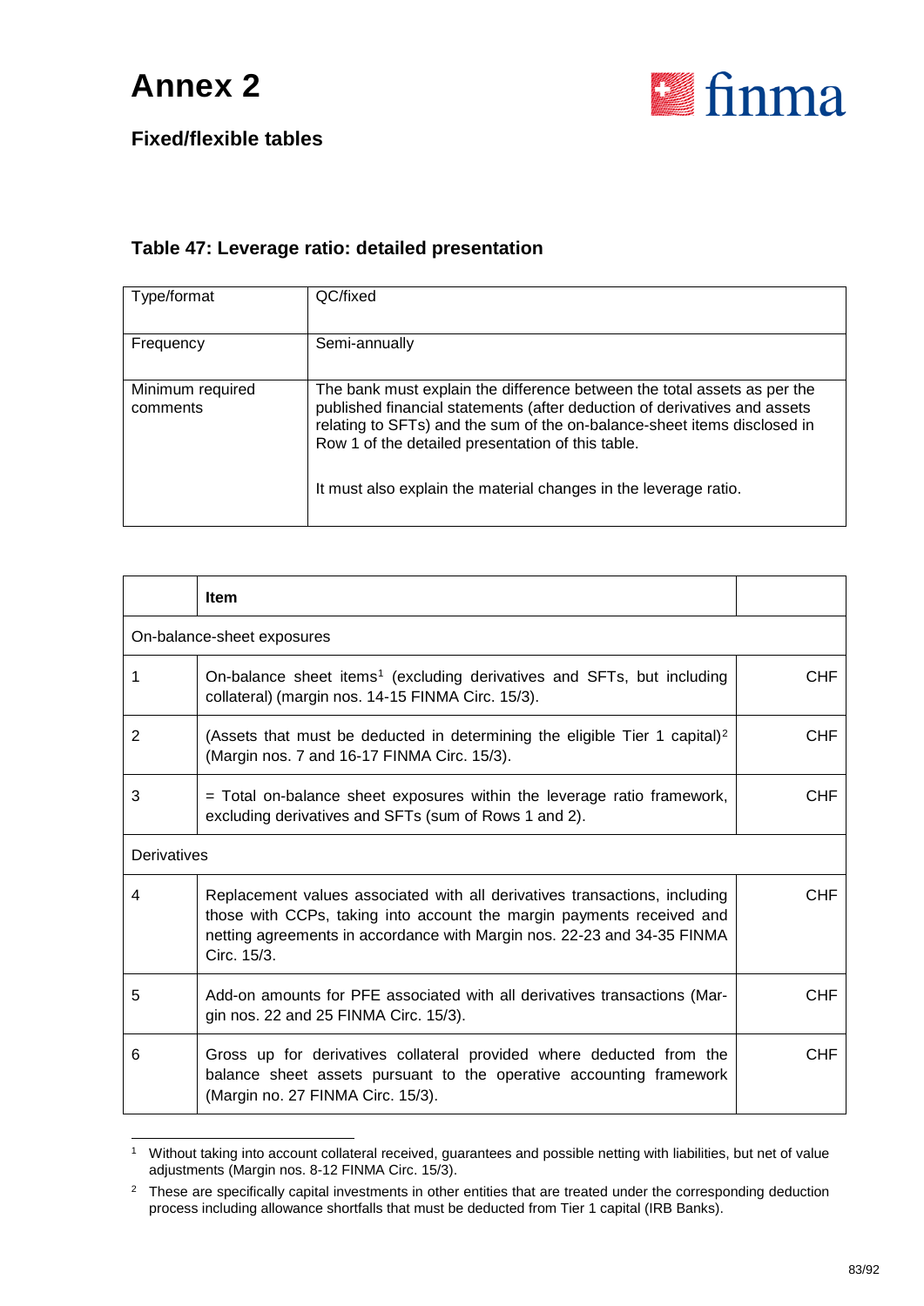# Annex 2

## Fixed/flexible tables

### Table 47: Leverage ratio: detailed presentation

| Type/format | QC/fixed |
|---|---|
| Frequency | Semi-annually |
| Minimum required comments | The bank must explain the difference between the total assets as per the published financial statements (after deduction of derivatives and assets relating to SFTs) and the sum of the on-balance-sheet items disclosed in Row 1 of the detailed presentation of this table.<br><br>It must also explain the material changes in the leverage ratio. |

| | **Item** | |
|---|---|---|
| On-balance-sheet exposures | | |
| 1 | On-balance sheet items[1] (excluding derivatives and SFTs, but including collateral) (margin nos. 14-15 FINMA Circ. 15/3). | CHF |
| 2 | (Assets that must be deducted in determining the eligible Tier 1 capital)[2] (Margin nos. 7 and 16-17 FINMA Circ. 15/3). | CHF |
| 3 | = Total on-balance sheet exposures within the leverage ratio framework, excluding derivatives and SFTs (sum of Rows 1 and 2). | CHF |
| Derivatives | | |
| 4 | Replacement values associated with all derivatives transactions, including those with CCPs, taking into account the margin payments received and netting agreements in accordance with Margin nos. 22-23 and 34-35 FINMA Circ. 15/3. | CHF |
| 5 | Add-on amounts for PFE associated with all derivatives transactions (Margin nos. 22 and 25 FINMA Circ. 15/3). | CHF |
| 6 | Gross up for derivatives collateral provided where deducted from the balance sheet assets pursuant to the operative accounting framework (Margin no. 27 FINMA Circ. 15/3). | CHF |

[1] Without taking into account collateral received, guarantees and possible netting with liabilities, but net of value adjustments (Margin nos. 8-12 FINMA Circ. 15/3).

[2] These are specifically capital investments in other entities that are treated under the corresponding deduction process including allowance shortfalls that must be deducted from Tier 1 capital (IRB Banks).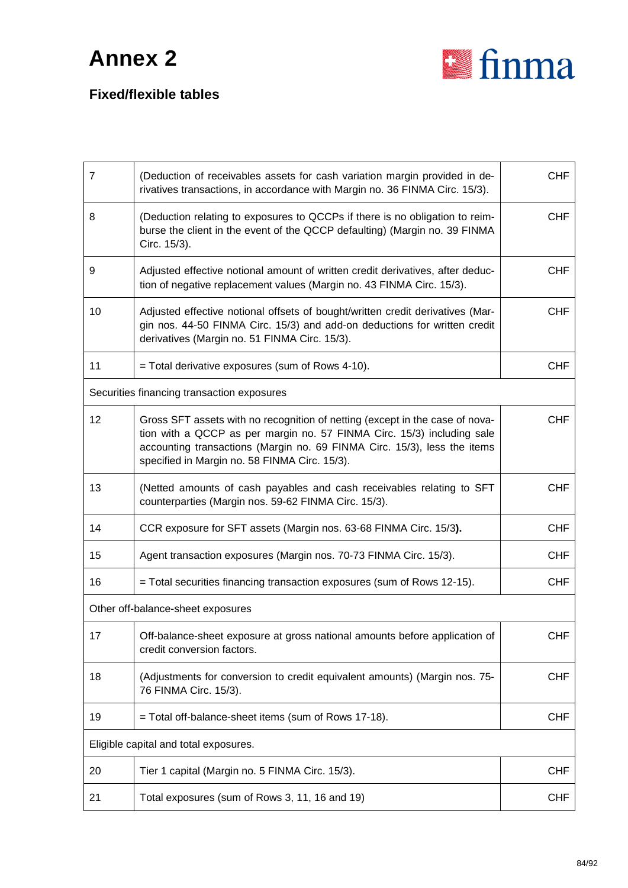# Annex 2

## Fixed/flexible tables

| | | |
|---|---|---|
| 7 | (Deduction of receivables assets for cash variation margin provided in derivatives transactions, in accordance with Margin no. 36 FINMA Circ. 15/3). | CHF |
| 8 | (Deduction relating to exposures to QCCPs if there is no obligation to reimburse the client in the event of the QCCP defaulting) (Margin no. 39 FINMA Circ. 15/3). | CHF |
| 9 | Adjusted effective notional amount of written credit derivatives, after deduction of negative replacement values (Margin no. 43 FINMA Circ. 15/3). | CHF |
| 10 | Adjusted effective notional offsets of bought/written credit derivatives (Margin nos. 44-50 FINMA Circ. 15/3) and add-on deductions for written credit derivatives (Margin no. 51 FINMA Circ. 15/3). | CHF |
| 11 | = Total derivative exposures (sum of Rows 4-10). | CHF |
| Securities financing transaction exposures | | |
| 12 | Gross SFT assets with no recognition of netting (except in the case of novation with a QCCP as per margin no. 57 FINMA Circ. 15/3) including sale accounting transactions (Margin no. 69 FINMA Circ. 15/3), less the items specified in Margin no. 58 FINMA Circ. 15/3). | CHF |
| 13 | (Netted amounts of cash payables and cash receivables relating to SFT counterparties (Margin nos. 59-62 FINMA Circ. 15/3). | CHF |
| 14 | CCR exposure for SFT assets (Margin nos. 63-68 FINMA Circ. 15/3**).** | CHF |
| 15 | Agent transaction exposures (Margin nos. 70-73 FINMA Circ. 15/3). | CHF |
| 16 | = Total securities financing transaction exposures (sum of Rows 12-15). | CHF |
| Other off-balance-sheet exposures | | |
| 17 | Off-balance-sheet exposure at gross national amounts before application of credit conversion factors. | CHF |
| 18 | (Adjustments for conversion to credit equivalent amounts) (Margin nos. 75-76 FINMA Circ. 15/3). | CHF |
| 19 | = Total off-balance-sheet items (sum of Rows 17-18). | CHF |
| Eligible capital and total exposures. | | |
| 20 | Tier 1 capital (Margin no. 5 FINMA Circ. 15/3). | CHF |
| 21 | Total exposures (sum of Rows 3, 11, 16 and 19) | CHF |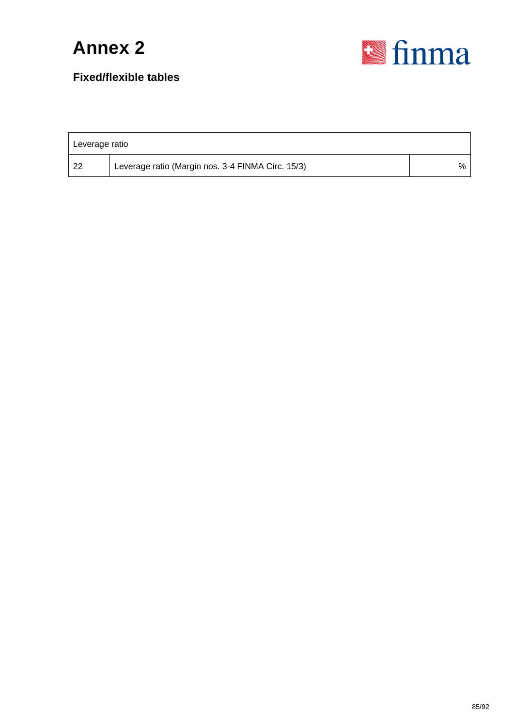# Annex 2

## Fixed/flexible tables

| Leverage ratio | | |
|---|---|---|
| 22 | Leverage ratio (Margin nos. 3-4 FINMA Circ. 15/3) | % |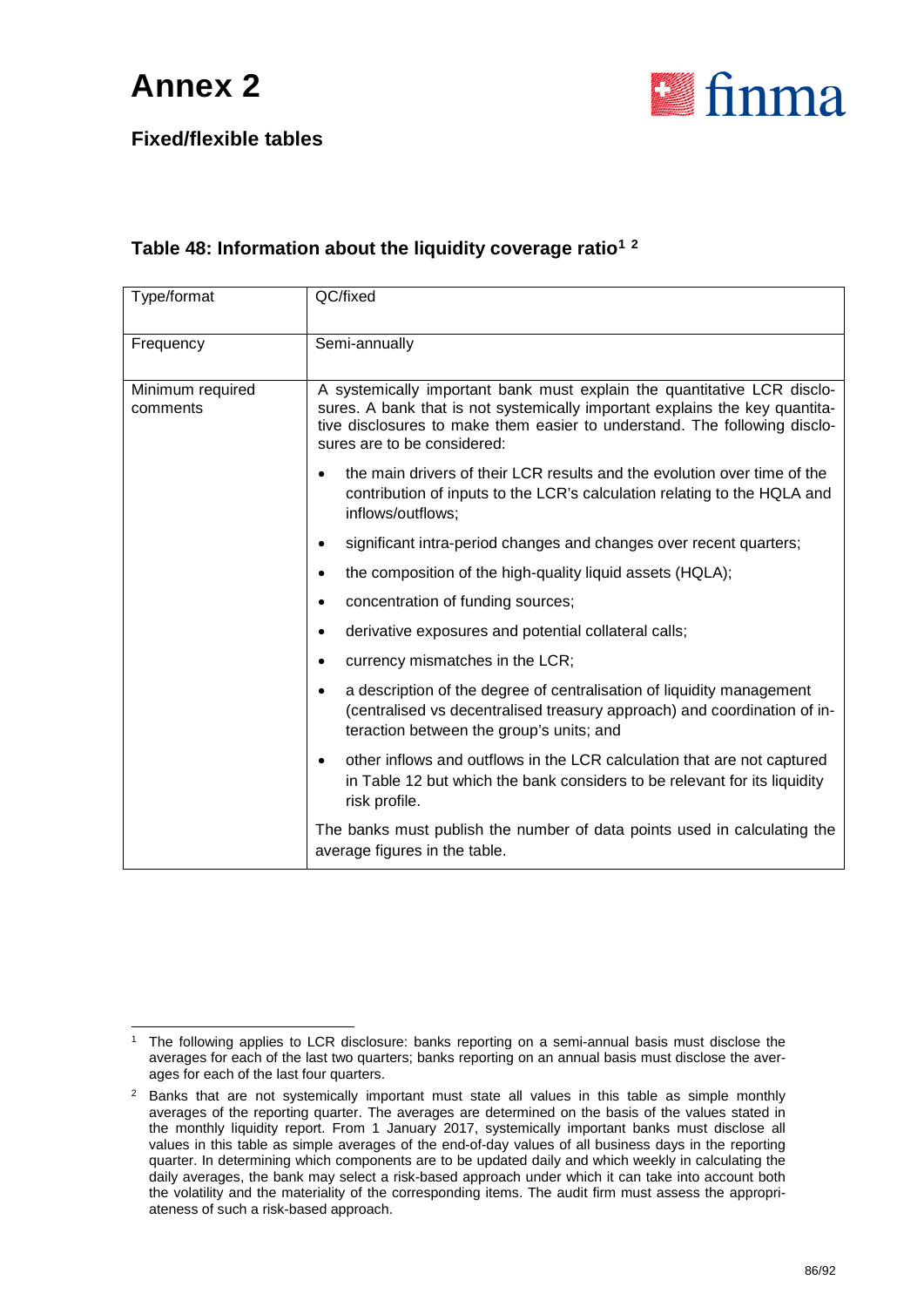# Annex 2

## Fixed/flexible tables

### Table 48: Information about the liquidity coverage ratio[1] [2]

| Type/format | QC/fixed |
|---|---|
| Frequency | Semi-annually |
| Minimum required comments | A systemically important bank must explain the quantitative LCR disclosures. A bank that is not systemically important explains the key quantitative disclosures to make them easier to understand. The following disclosures are to be considered:<br>• the main drivers of their LCR results and the evolution over time of the contribution of inputs to the LCR's calculation relating to the HQLA and inflows/outflows;<br>• significant intra-period changes and changes over recent quarters;<br>• the composition of the high-quality liquid assets (HQLA);<br>• concentration of funding sources;<br>• derivative exposures and potential collateral calls;<br>• currency mismatches in the LCR;<br>• a description of the degree of centralisation of liquidity management (centralised vs decentralised treasury approach) and coordination of interaction between the group's units; and<br>• other inflows and outflows in the LCR calculation that are not captured in Table 12 but which the bank considers to be relevant for its liquidity risk profile.<br>The banks must publish the number of data points used in calculating the average figures in the table. |

[1] The following applies to LCR disclosure: banks reporting on a semi-annual basis must disclose the averages for each of the last two quarters; banks reporting on an annual basis must disclose the averages for each of the last four quarters.

[2] Banks that are not systemically important must state all values in this table as simple monthly averages of the reporting quarter. The averages are determined on the basis of the values stated in the monthly liquidity report. From 1 January 2017, systemically important banks must disclose all values in this table as simple averages of the end-of-day values of all business days in the reporting quarter. In determining which components are to be updated daily and which weekly in calculating the daily averages, the bank may select a risk-based approach under which it can take into account both the volatility and the materiality of the corresponding items. The audit firm must assess the appropriateness of such a risk-based approach.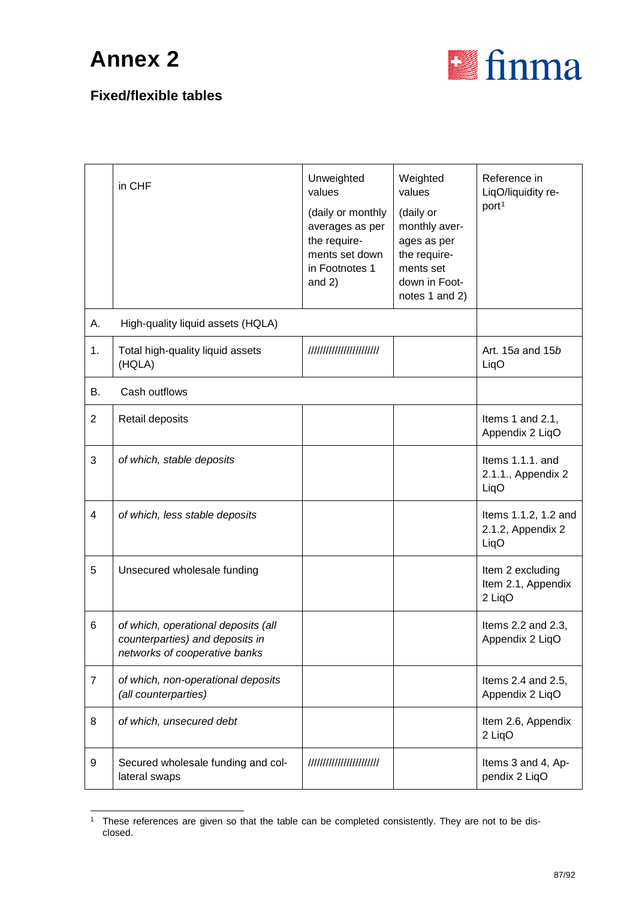# Annex 2

## Fixed/flexible tables

| | in CHF | Unweighted values (daily or monthly averages as per the requirements set down in Footnotes 1 and 2) | Weighted values (daily or monthly averages as per the requirements set down in Footnotes 1 and 2) | Reference in LiqO/liquidity report[1] |
|---|---|---|---|---|
| A. | High-quality liquid assets (HQLA) | | | |
| 1. | Total high-quality liquid assets (HQLA) | ////////////////////// | | Art. 15*a* and 15*b* LiqO |
| B. | Cash outflows | | | |
| 2 | Retail deposits | | | Items 1 and 2.1, Appendix 2 LiqO |
| 3 | *of which, stable deposits* | | | Items 1.1.1. and 2.1.1., Appendix 2 LiqO |
| 4 | *of which, less stable deposits* | | | Items 1.1.2, 1.2 and 2.1.2, Appendix 2 LiqO |
| 5 | Unsecured wholesale funding | | | Item 2 excluding Item 2.1, Appendix 2 LiqO |
| 6 | *of which, operational deposits (all counterparties) and deposits in networks of cooperative banks* | | | Items 2.2 and 2.3, Appendix 2 LiqO |
| 7 | *of which, non-operational deposits (all counterparties)* | | | Items 2.4 and 2.5, Appendix 2 LiqO |
| 8 | *of which, unsecured debt* | | | Item 2.6, Appendix 2 LiqO |
| 9 | Secured wholesale funding and collateral swaps | ////////////////////// | | Items 3 and 4, Appendix 2 LiqO |

[1] These references are given so that the table can be completed consistently. They are not to be disclosed.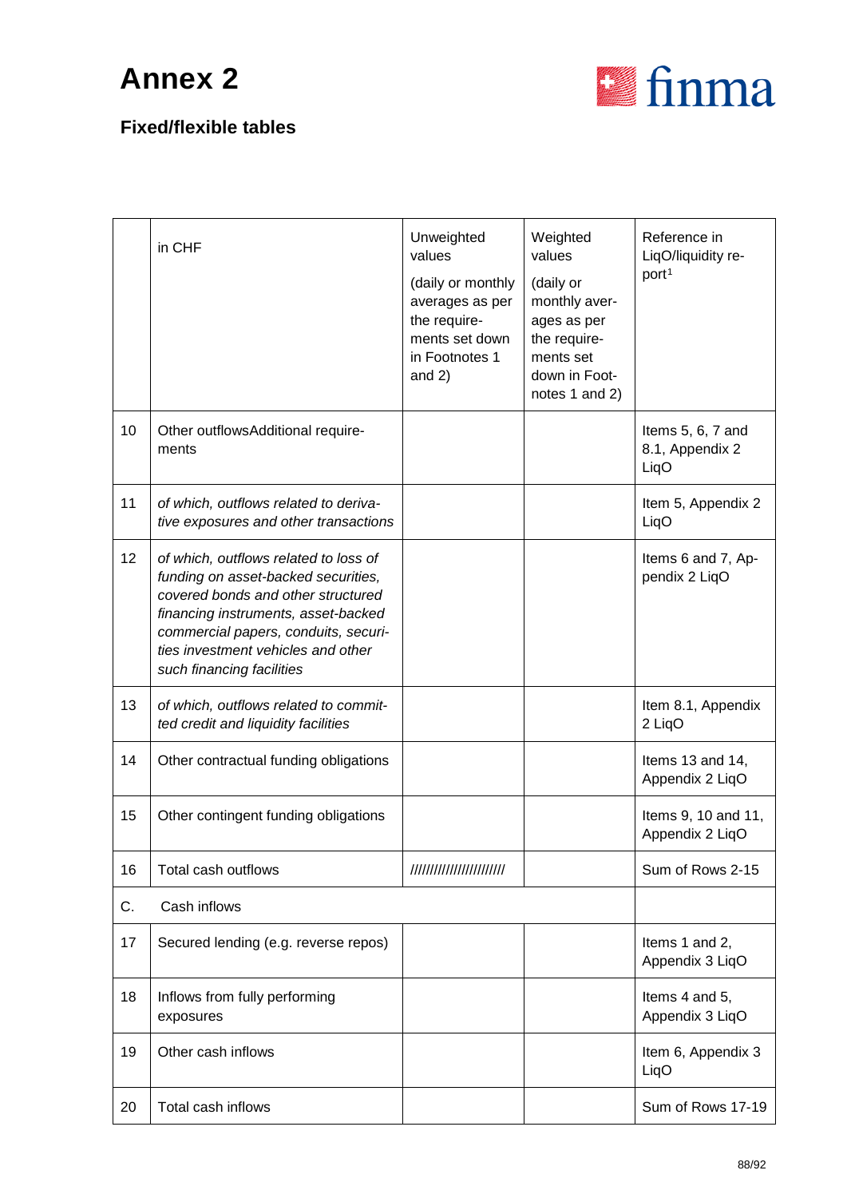# Annex 2

## Fixed/flexible tables

| | in CHF | Unweighted values (daily or monthly averages as per the requirements set down in Footnotes 1 and 2) | Weighted values (daily or monthly averages as per the requirements set down in Footnotes 1 and 2) | Reference in LiqO/liquidity report[1] |
|---|---|---|---|---|
| 10 | Other outflowsAdditional requirements | | | Items 5, 6, 7 and 8.1, Appendix 2 LiqO |
| 11 | *of which, outflows related to derivative exposures and other transactions* | | | Item 5, Appendix 2 LiqO |
| 12 | *of which, outflows related to loss of funding on asset-backed securities, covered bonds and other structured financing instruments, asset-backed commercial papers, conduits, securities investment vehicles and other such financing facilities* | | | Items 6 and 7, Appendix 2 LiqO |
| 13 | *of which, outflows related to committed credit and liquidity facilities* | | | Item 8.1, Appendix 2 LiqO |
| 14 | Other contractual funding obligations | | | Items 13 and 14, Appendix 2 LiqO |
| 15 | Other contingent funding obligations | | | Items 9, 10 and 11, Appendix 2 LiqO |
| 16 | Total cash outflows | ////////////////////// | | Sum of Rows 2-15 |
| C. | Cash inflows | | | |
| 17 | Secured lending (e.g. reverse repos) | | | Items 1 and 2, Appendix 3 LiqO |
| 18 | Inflows from fully performing exposures | | | Items 4 and 5, Appendix 3 LiqO |
| 19 | Other cash inflows | | | Item 6, Appendix 3 LiqO |
| 20 | Total cash inflows | | | Sum of Rows 17-19 |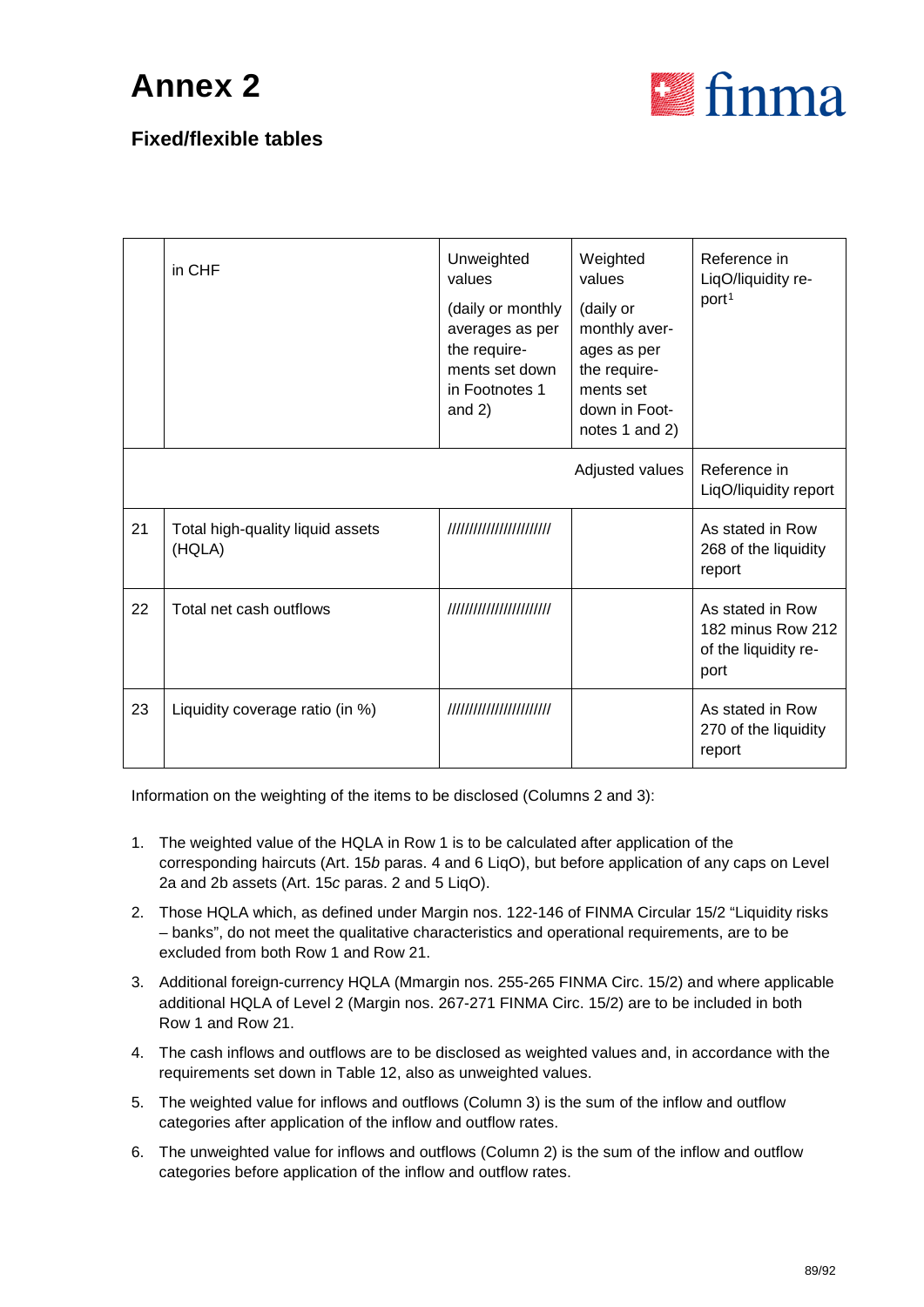# Annex 2

## Fixed/flexible tables

| | in CHF | Unweighted values (daily or monthly averages as per the requirements set down in Footnotes 1 and 2) | Weighted values (daily or monthly averages as per the requirements set down in Footnotes 1 and 2) | Reference in LiqO/liquidity report[1] |
|---|---|---|---|---|
| | | | Adjusted values | Reference in LiqO/liquidity report |
| 21 | Total high-quality liquid assets (HQLA) | ////////////////////// | | As stated in Row 268 of the liquidity report |
| 22 | Total net cash outflows | ////////////////////// | | As stated in Row 182 minus Row 212 of the liquidity report |
| 23 | Liquidity coverage ratio (in %) | ////////////////////// | | As stated in Row 270 of the liquidity report |

Information on the weighting of the items to be disclosed (Columns 2 and 3):

1. The weighted value of the HQLA in Row 1 is to be calculated after application of the corresponding haircuts (Art. 15*b* paras. 4 and 6 LiqO), but before application of any caps on Level 2a and 2b assets (Art. 15*c* paras. 2 and 5 LiqO).
2. Those HQLA which, as defined under Margin nos. 122-146 of FINMA Circular 15/2 “Liquidity risks – banks”, do not meet the qualitative characteristics and operational requirements, are to be excluded from both Row 1 and Row 21.
3. Additional foreign-currency HQLA (Mmargin nos. 255-265 FINMA Circ. 15/2) and where applicable additional HQLA of Level 2 (Margin nos. 267-271 FINMA Circ. 15/2) are to be included in both Row 1 and Row 21.
4. The cash inflows and outflows are to be disclosed as weighted values and, in accordance with the requirements set down in Table 12, also as unweighted values.
5. The weighted value for inflows and outflows (Column 3) is the sum of the inflow and outflow categories after application of the inflow and outflow rates.
6. The unweighted value for inflows and outflows (Column 2) is the sum of the inflow and outflow categories before application of the inflow and outflow rates.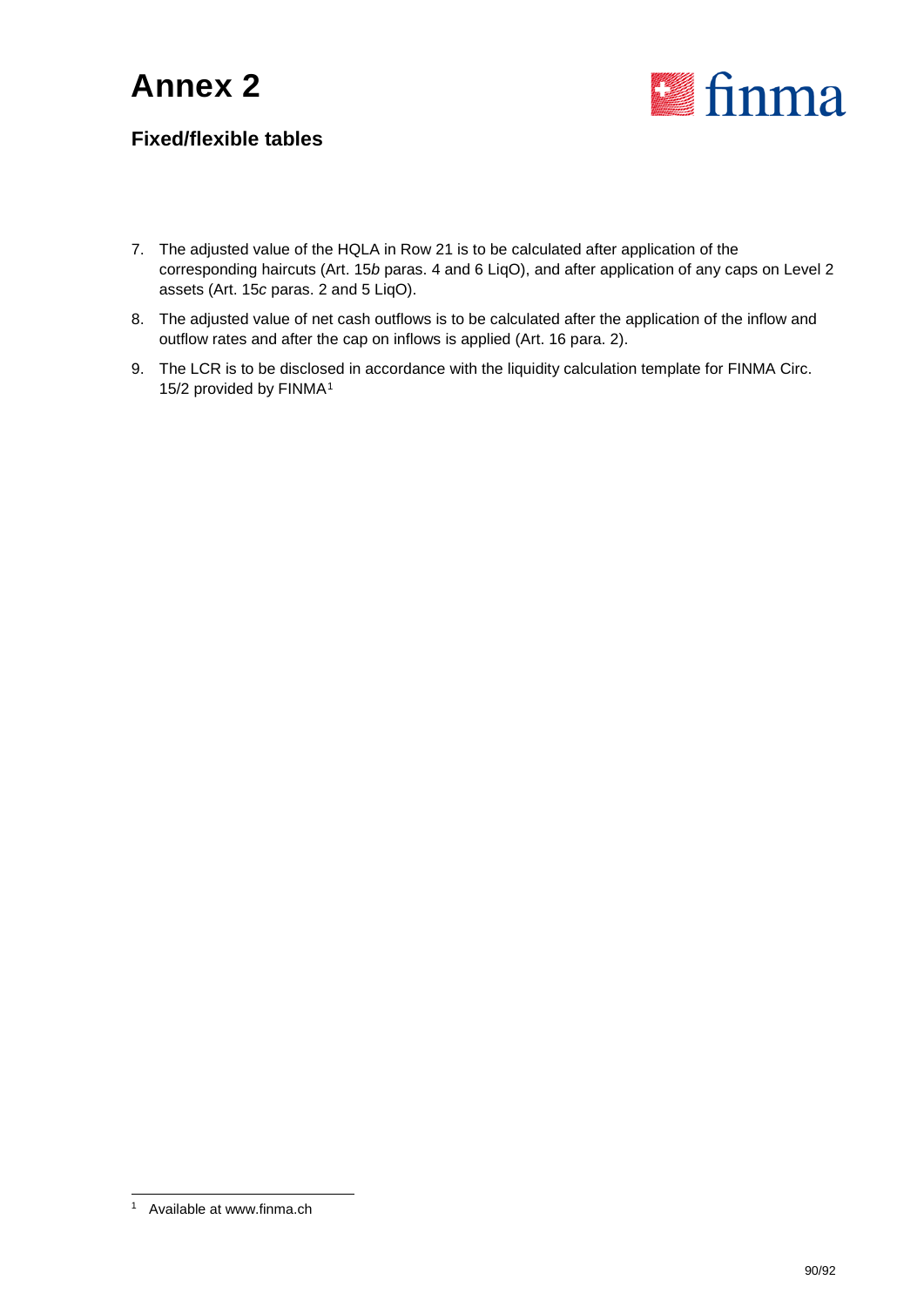# Annex 2

## Fixed/flexible tables

7. The adjusted value of the HQLA in Row 21 is to be calculated after application of the corresponding haircuts (Art. 15*b* paras. 4 and 6 LiqO), and after application of any caps on Level 2 assets (Art. 15*c* paras. 2 and 5 LiqO).
8. The adjusted value of net cash outflows is to be calculated after the application of the inflow and outflow rates and after the cap on inflows is applied (Art. 16 para. 2).
9. The LCR is to be disclosed in accordance with the liquidity calculation template for FINMA Circ. 15/2 provided by FINMA[1]

[1] Available at www.finma.ch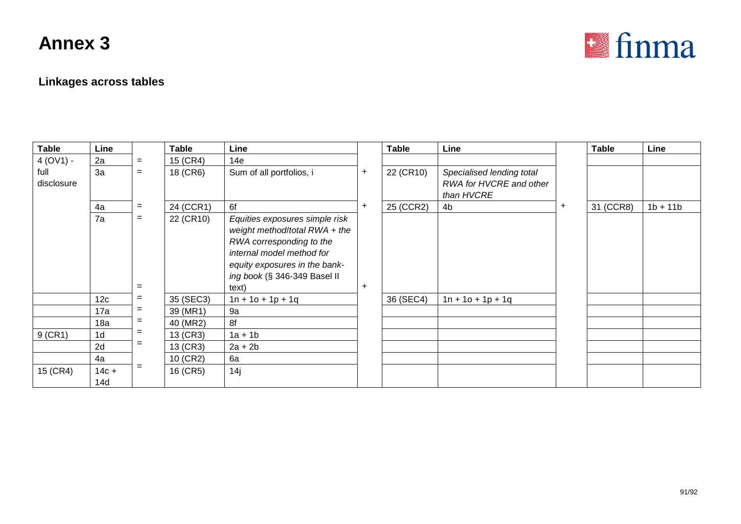# Annex 3

## Linkages across tables

| Table | Line | | Table | Line | | Table | Line | | Table | Line |
|---|---|---|---|---|---|---|---|---|---|---|
| 4 (OV1) - full disclosure | 2a | = | 15 (CR4) | 14e | | | | | | |
| | 3a | = | 18 (CR6) | Sum of all portfolios, i | + | 22 (CR10) | *Specialised lending total RWA for HVCRE and other than HVCRE* | | | |
| | 4a | = | 24 (CCR1) | 6f | + | 25 (CCR2) | 4b | + | 31 (CCR8) | 1b + 11b |
| | 7a | = | 22 (CR10) | *Equities exposures simple risk weight method/total RWA + the RWA corresponding to the internal model method for equity exposures in the banking book* (§ 346-349 Basel II text) | + | | | | | |
| | 12c | = | 35 (SEC3) | 1n + 1o + 1p + 1q | + | 36 (SEC4) | 1n + 1o + 1p + 1q | | | |
| | 17a | = | 39 (MR1) | 9a | | | | | | |
| | 18a | = | 40 (MR2) | 8f | | | | | | |
| 9 (CR1) | 1d | = | 13 (CR3) | 1a + 1b | | | | | | |
| | 2d | = | 13 (CR3) | 2a + 2b | | | | | | |
| | 4a | = | 10 (CR2) | 6a | | | | | | |
| 15 (CR4) | 14c + 14d | = | 16 (CR5) | 14j | | | | | | |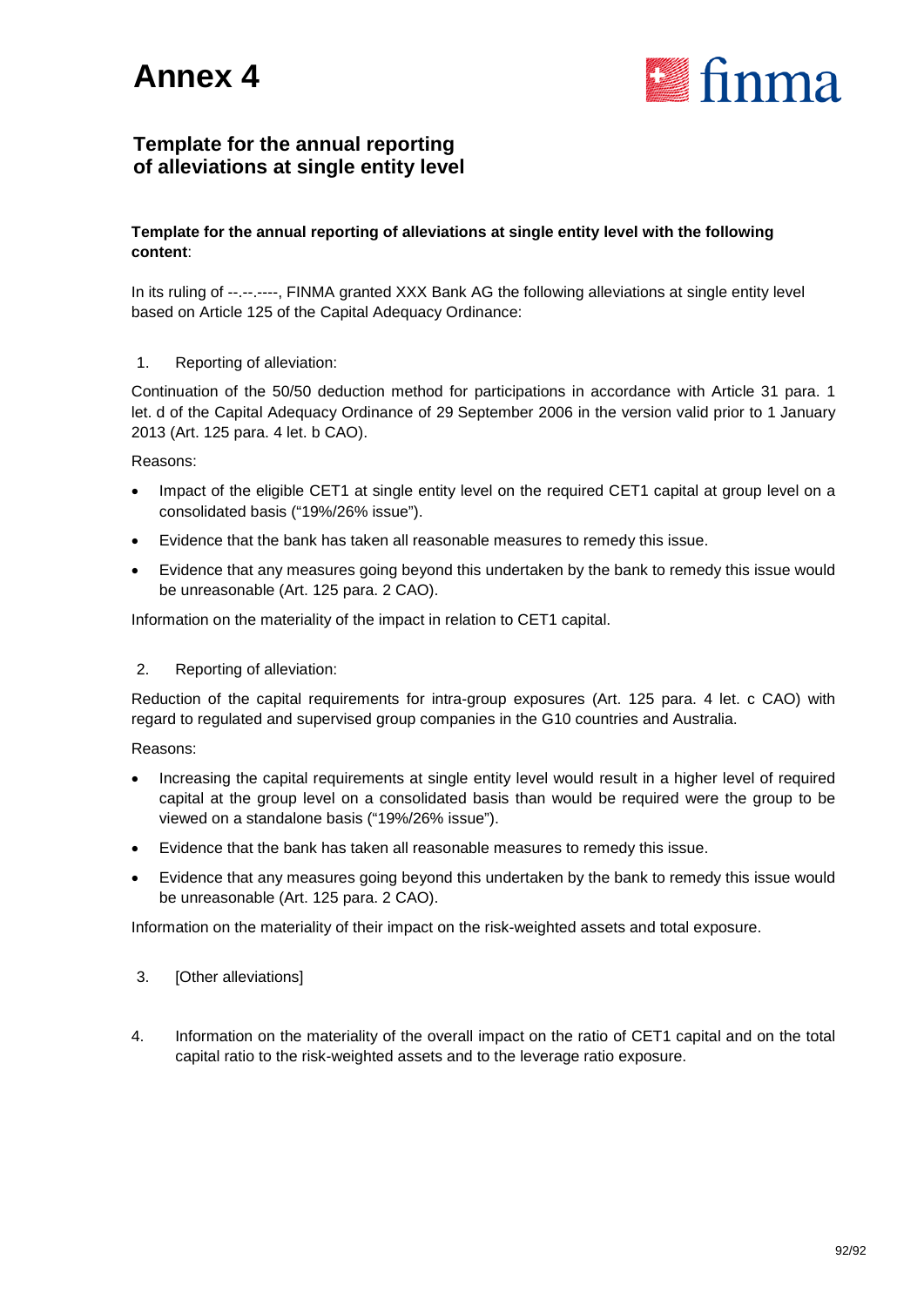# Annex 4

## Template for the annual reporting of alleviations at single entity level

**Template for the annual reporting of alleviations at single entity level with the following content**:

In its ruling of --.--.----, FINMA granted XXX Bank AG the following alleviations at single entity level based on Article 125 of the Capital Adequacy Ordinance:

1. Reporting of alleviation:

Continuation of the 50/50 deduction method for participations in accordance with Article 31 para. 1 let. d of the Capital Adequacy Ordinance of 29 September 2006 in the version valid prior to 1 January 2013 (Art. 125 para. 4 let. b CAO).

Reasons:

- Impact of the eligible CET1 at single entity level on the required CET1 capital at group level on a consolidated basis ("19%/26% issue").
- Evidence that the bank has taken all reasonable measures to remedy this issue.
- Evidence that any measures going beyond this undertaken by the bank to remedy this issue would be unreasonable (Art. 125 para. 2 CAO).

Information on the materiality of the impact in relation to CET1 capital.

2. Reporting of alleviation:

Reduction of the capital requirements for intra-group exposures (Art. 125 para. 4 let. c CAO) with regard to regulated and supervised group companies in the G10 countries and Australia.

Reasons:

- Increasing the capital requirements at single entity level would result in a higher level of required capital at the group level on a consolidated basis than would be required were the group to be viewed on a standalone basis ("19%/26% issue").
- Evidence that the bank has taken all reasonable measures to remedy this issue.
- Evidence that any measures going beyond this undertaken by the bank to remedy this issue would be unreasonable (Art. 125 para. 2 CAO).

Information on the materiality of their impact on the risk-weighted assets and total exposure.

3. [Other alleviations]

4. Information on the materiality of the overall impact on the ratio of CET1 capital and on the total capital ratio to the risk-weighted assets and to the leverage ratio exposure.